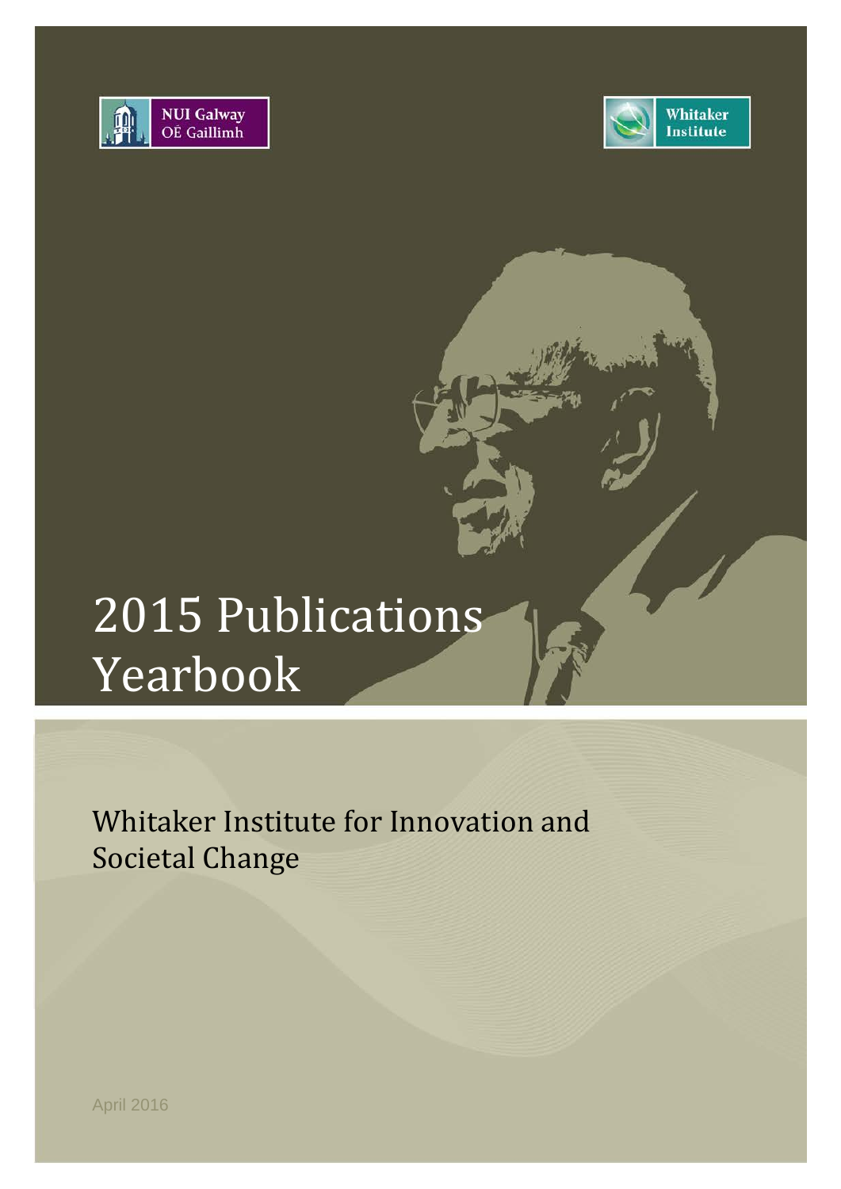NUI Galway
OÉ Gaillimh

Whitaker Institute

# 2015 Publications Yearbook

## Whitaker Institute for Innovation and Societal Change

April 2016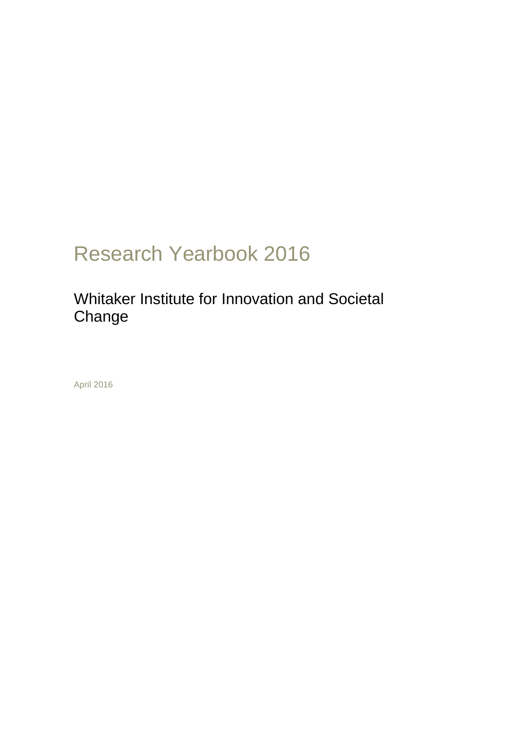# Research Yearbook 2016

## Whitaker Institute for Innovation and Societal Change

April 2016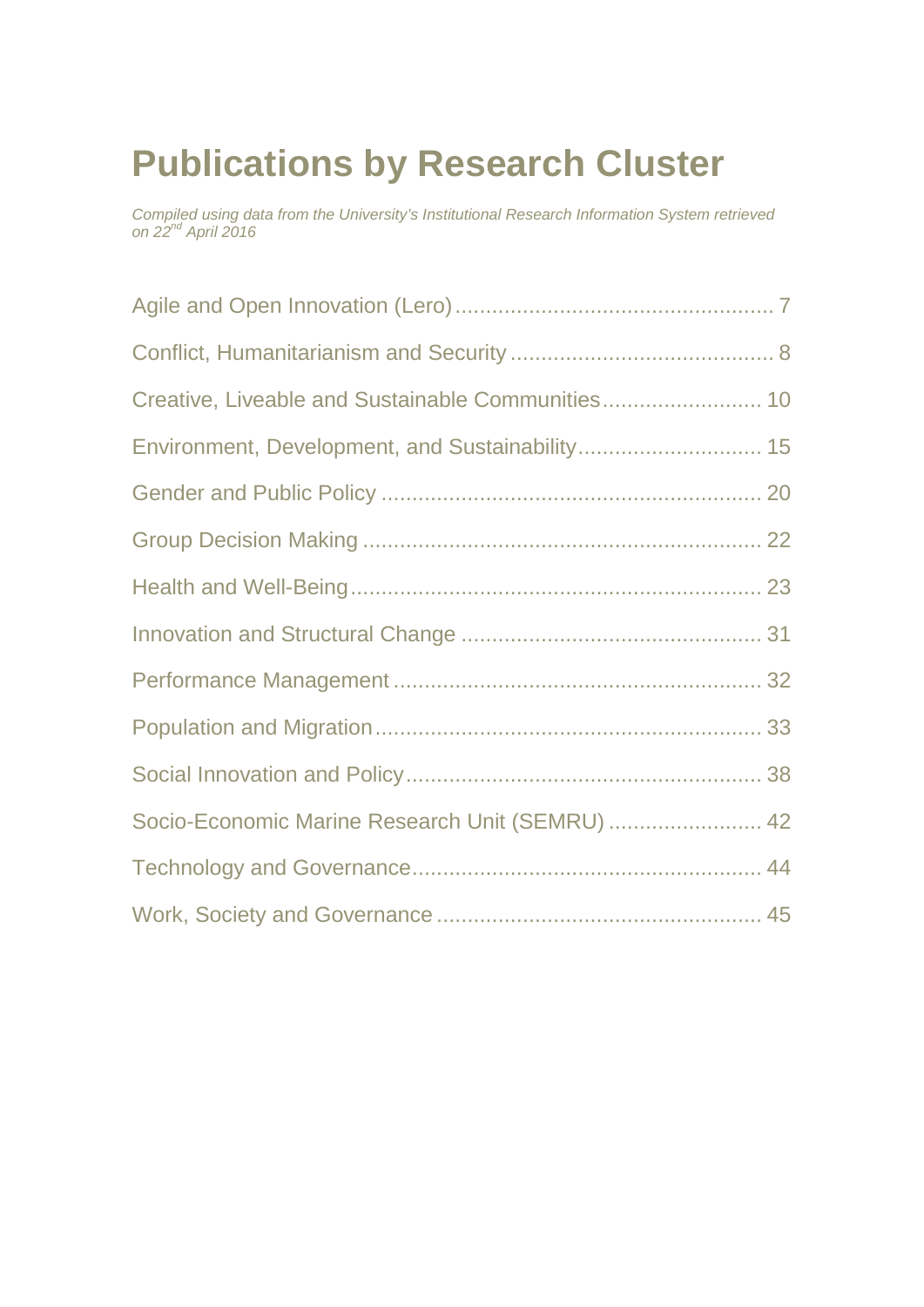# Publications by Research Cluster

*Compiled using data from the University's Institutional Research Information System retrieved on 22nd April 2016*

Agile and Open Innovation (Lero) .................................................... 7

Conflict, Humanitarianism and Security ........................................... 8

Creative, Liveable and Sustainable Communities.......................... 10

Environment, Development, and Sustainability.............................. 15

Gender and Public Policy .............................................................. 20

Group Decision Making ................................................................. 22

Health and Well-Being................................................................... 23

Innovation and Structural Change ................................................. 31

Performance Management ............................................................ 32

Population and Migration............................................................... 33

Social Innovation and Policy.......................................................... 38

Socio-Economic Marine Research Unit (SEMRU) ......................... 42

Technology and Governance......................................................... 44

Work, Society and Governance ..................................................... 45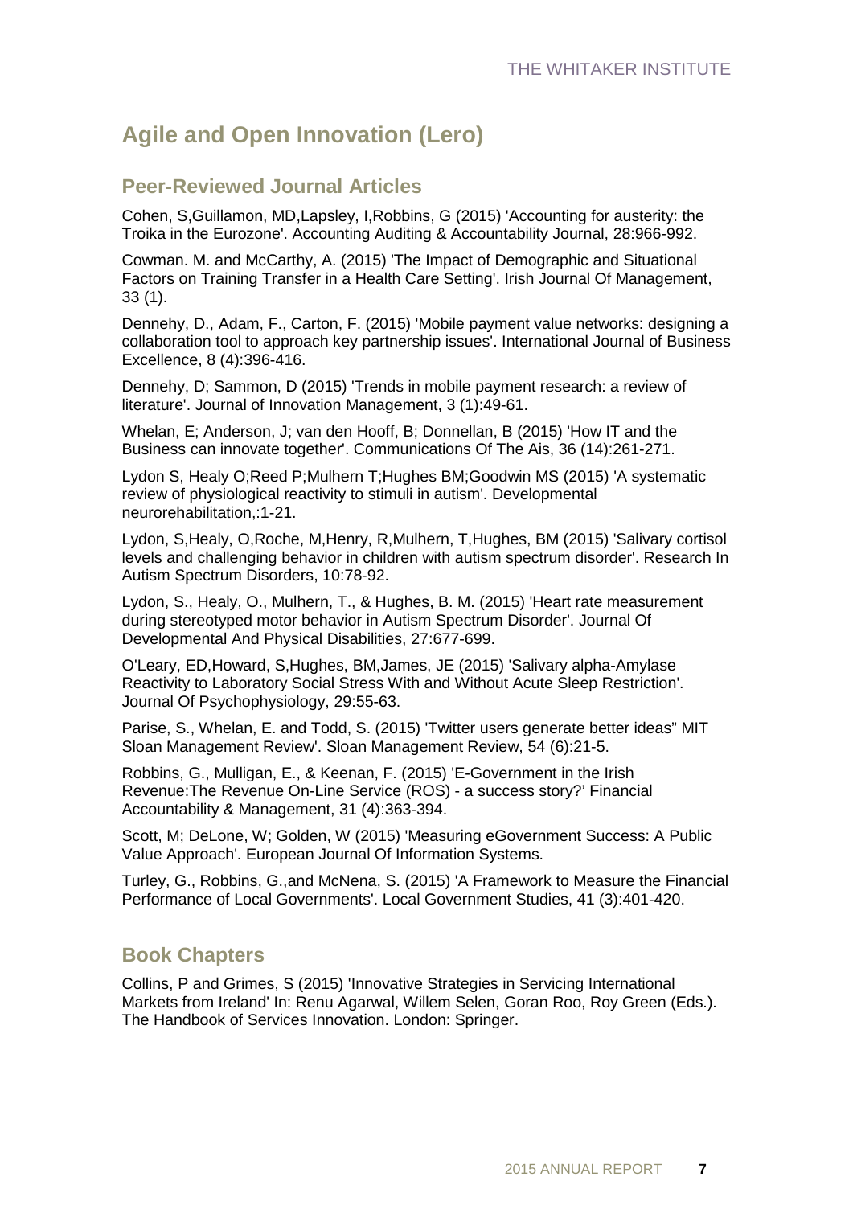## Agile and Open Innovation (Lero)

### Peer-Reviewed Journal Articles

Cohen, S,Guillamon, MD,Lapsley, I,Robbins, G (2015) 'Accounting for austerity: the Troika in the Eurozone'. Accounting Auditing & Accountability Journal, 28:966-992.

Cowman. M. and McCarthy, A. (2015) 'The Impact of Demographic and Situational Factors on Training Transfer in a Health Care Setting'. Irish Journal Of Management, 33 (1).

Dennehy, D., Adam, F., Carton, F. (2015) 'Mobile payment value networks: designing a collaboration tool to approach key partnership issues'. International Journal of Business Excellence, 8 (4):396-416.

Dennehy, D; Sammon, D (2015) 'Trends in mobile payment research: a review of literature'. Journal of Innovation Management, 3 (1):49-61.

Whelan, E; Anderson, J; van den Hooff, B; Donnellan, B (2015) 'How IT and the Business can innovate together'. Communications Of The Ais, 36 (14):261-271.

Lydon S, Healy O;Reed P;Mulhern T;Hughes BM;Goodwin MS (2015) 'A systematic review of physiological reactivity to stimuli in autism'. Developmental neurorehabilitation,:1-21.

Lydon, S,Healy, O,Roche, M,Henry, R,Mulhern, T,Hughes, BM (2015) 'Salivary cortisol levels and challenging behavior in children with autism spectrum disorder'. Research In Autism Spectrum Disorders, 10:78-92.

Lydon, S., Healy, O., Mulhern, T., & Hughes, B. M. (2015) 'Heart rate measurement during stereotyped motor behavior in Autism Spectrum Disorder'. Journal Of Developmental And Physical Disabilities, 27:677-699.

O'Leary, ED,Howard, S,Hughes, BM,James, JE (2015) 'Salivary alpha-Amylase Reactivity to Laboratory Social Stress With and Without Acute Sleep Restriction'. Journal Of Psychophysiology, 29:55-63.

Parise, S., Whelan, E. and Todd, S. (2015) 'Twitter users generate better ideas" MIT Sloan Management Review'. Sloan Management Review, 54 (6):21-5.

Robbins, G., Mulligan, E., & Keenan, F. (2015) 'E-Government in the Irish Revenue:The Revenue On-Line Service (ROS) - a success story?' Financial Accountability & Management, 31 (4):363-394.

Scott, M; DeLone, W; Golden, W (2015) 'Measuring eGovernment Success: A Public Value Approach'. European Journal Of Information Systems.

Turley, G., Robbins, G.,and McNena, S. (2015) 'A Framework to Measure the Financial Performance of Local Governments'. Local Government Studies, 41 (3):401-420.

### Book Chapters

Collins, P and Grimes, S (2015) 'Innovative Strategies in Servicing International Markets from Ireland' In: Renu Agarwal, Willem Selen, Goran Roo, Roy Green (Eds.). The Handbook of Services Innovation. London: Springer.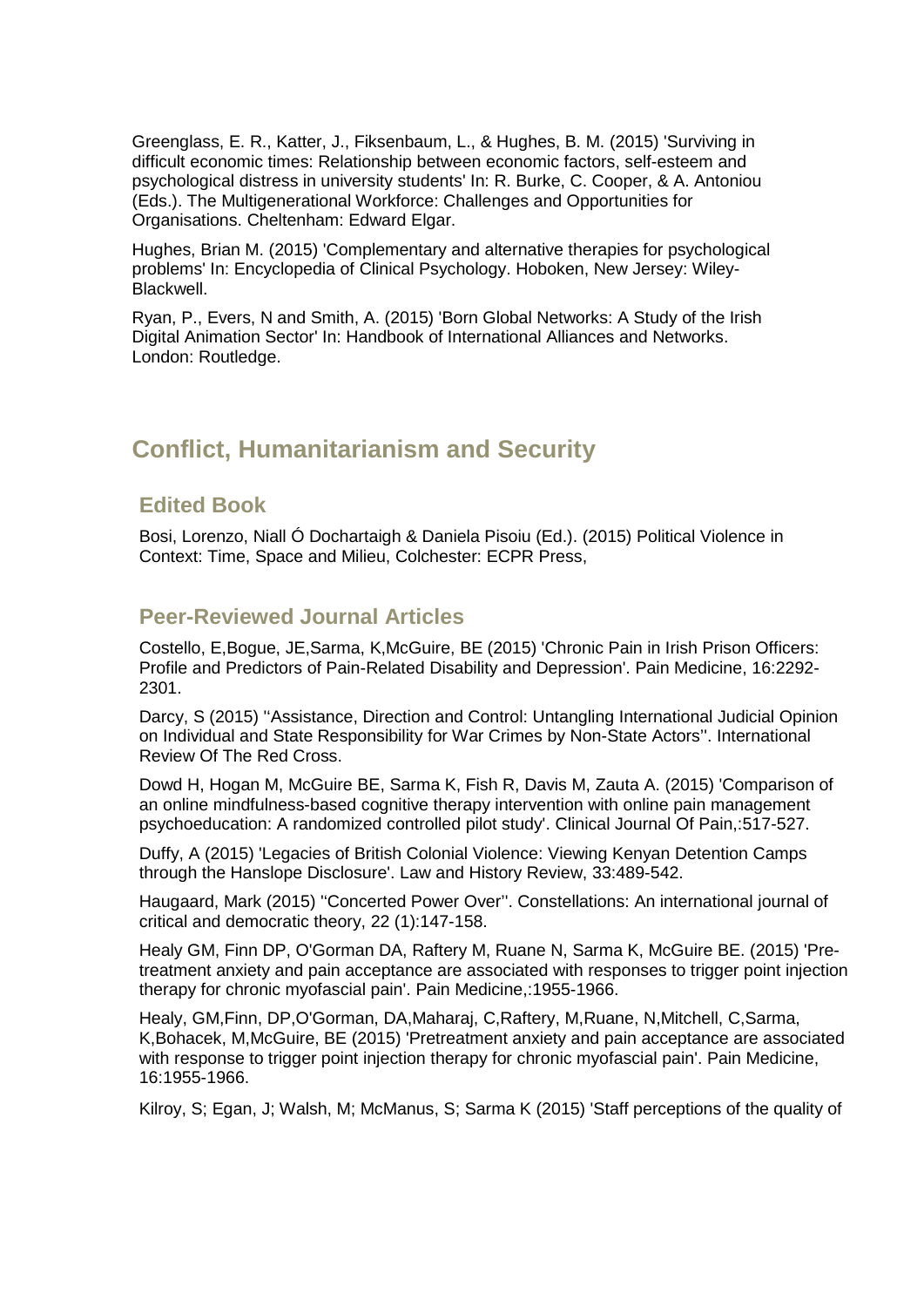Greenglass, E. R., Katter, J., Fiksenbaum, L., & Hughes, B. M. (2015) 'Surviving in difficult economic times: Relationship between economic factors, self-esteem and psychological distress in university students' In: R. Burke, C. Cooper, & A. Antoniou (Eds.). The Multigenerational Workforce: Challenges and Opportunities for Organisations. Cheltenham: Edward Elgar.

Hughes, Brian M. (2015) 'Complementary and alternative therapies for psychological problems' In: Encyclopedia of Clinical Psychology. Hoboken, New Jersey: Wiley-Blackwell.

Ryan, P., Evers, N and Smith, A. (2015) 'Born Global Networks: A Study of the Irish Digital Animation Sector' In: Handbook of International Alliances and Networks. London: Routledge.

## Conflict, Humanitarianism and Security

### Edited Book

Bosi, Lorenzo, Niall Ó Dochartaigh & Daniela Pisoiu (Ed.). (2015) Political Violence in Context: Time, Space and Milieu, Colchester: ECPR Press,

### Peer-Reviewed Journal Articles

Costello, E,Bogue, JE,Sarma, K,McGuire, BE (2015) 'Chronic Pain in Irish Prison Officers: Profile and Predictors of Pain-Related Disability and Depression'. Pain Medicine, 16:2292-2301.

Darcy, S (2015) ''Assistance, Direction and Control: Untangling International Judicial Opinion on Individual and State Responsibility for War Crimes by Non-State Actors''. International Review Of The Red Cross.

Dowd H, Hogan M, McGuire BE, Sarma K, Fish R, Davis M, Zauta A. (2015) 'Comparison of an online mindfulness-based cognitive therapy intervention with online pain management psychoeducation: A randomized controlled pilot study'. Clinical Journal Of Pain,:517-527.

Duffy, A (2015) 'Legacies of British Colonial Violence: Viewing Kenyan Detention Camps through the Hanslope Disclosure'. Law and History Review, 33:489-542.

Haugaard, Mark (2015) ''Concerted Power Over''. Constellations: An international journal of critical and democratic theory, 22 (1):147-158.

Healy GM, Finn DP, O'Gorman DA, Raftery M, Ruane N, Sarma K, McGuire BE. (2015) 'Pre-treatment anxiety and pain acceptance are associated with responses to trigger point injection therapy for chronic myofascial pain'. Pain Medicine,:1955-1966.

Healy, GM,Finn, DP,O'Gorman, DA,Maharaj, C,Raftery, M,Ruane, N,Mitchell, C,Sarma, K,Bohacek, M,McGuire, BE (2015) 'Pretreatment anxiety and pain acceptance are associated with response to trigger point injection therapy for chronic myofascial pain'. Pain Medicine, 16:1955-1966.

Kilroy, S; Egan, J; Walsh, M; McManus, S; Sarma K (2015) 'Staff perceptions of the quality of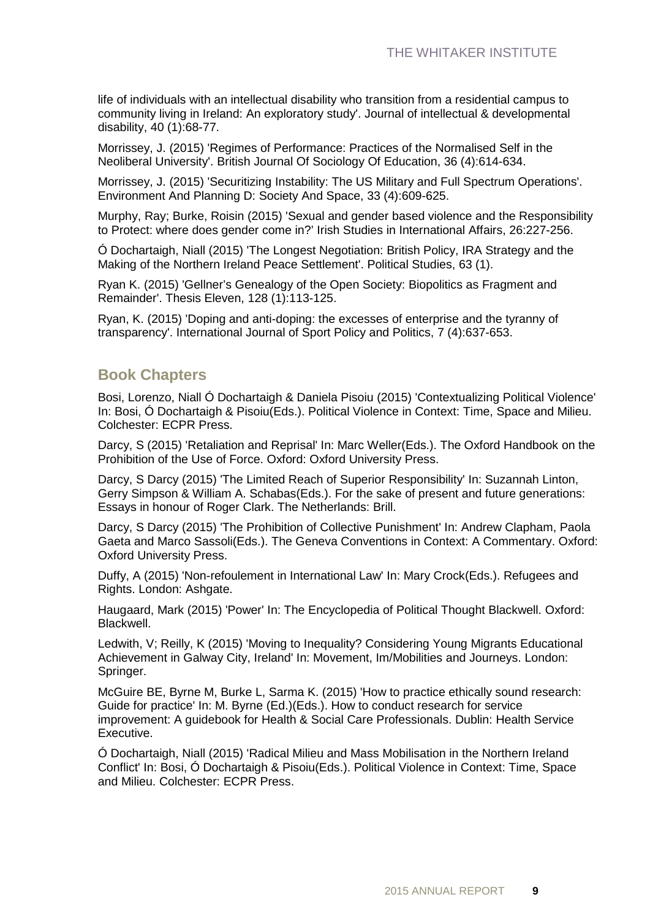life of individuals with an intellectual disability who transition from a residential campus to community living in Ireland: An exploratory study'. Journal of intellectual & developmental disability, 40 (1):68-77.

Morrissey, J. (2015) 'Regimes of Performance: Practices of the Normalised Self in the Neoliberal University'. British Journal Of Sociology Of Education, 36 (4):614-634.

Morrissey, J. (2015) 'Securitizing Instability: The US Military and Full Spectrum Operations'. Environment And Planning D: Society And Space, 33 (4):609-625.

Murphy, Ray; Burke, Roisin (2015) 'Sexual and gender based violence and the Responsibility to Protect: where does gender come in?' Irish Studies in International Affairs, 26:227-256.

Ó Dochartaigh, Niall (2015) 'The Longest Negotiation: British Policy, IRA Strategy and the Making of the Northern Ireland Peace Settlement'. Political Studies, 63 (1).

Ryan K. (2015) 'Gellner's Genealogy of the Open Society: Biopolitics as Fragment and Remainder'. Thesis Eleven, 128 (1):113-125.

Ryan, K. (2015) 'Doping and anti-doping: the excesses of enterprise and the tyranny of transparency'. International Journal of Sport Policy and Politics, 7 (4):637-653.

## Book Chapters

Bosi, Lorenzo, Niall Ó Dochartaigh & Daniela Pisoiu (2015) 'Contextualizing Political Violence' In: Bosi, Ó Dochartaigh & Pisoiu(Eds.). Political Violence in Context: Time, Space and Milieu. Colchester: ECPR Press.

Darcy, S (2015) 'Retaliation and Reprisal' In: Marc Weller(Eds.). The Oxford Handbook on the Prohibition of the Use of Force. Oxford: Oxford University Press.

Darcy, S Darcy (2015) 'The Limited Reach of Superior Responsibility' In: Suzannah Linton, Gerry Simpson & William A. Schabas(Eds.). For the sake of present and future generations: Essays in honour of Roger Clark. The Netherlands: Brill.

Darcy, S Darcy (2015) 'The Prohibition of Collective Punishment' In: Andrew Clapham, Paola Gaeta and Marco Sassoli(Eds.). The Geneva Conventions in Context: A Commentary. Oxford: Oxford University Press.

Duffy, A (2015) 'Non-refoulement in International Law' In: Mary Crock(Eds.). Refugees and Rights. London: Ashgate.

Haugaard, Mark (2015) 'Power' In: The Encyclopedia of Political Thought Blackwell. Oxford: Blackwell.

Ledwith, V; Reilly, K (2015) 'Moving to Inequality? Considering Young Migrants Educational Achievement in Galway City, Ireland' In: Movement, Im/Mobilities and Journeys. London: Springer.

McGuire BE, Byrne M, Burke L, Sarma K. (2015) 'How to practice ethically sound research: Guide for practice' In: M. Byrne (Ed.)(Eds.). How to conduct research for service improvement: A guidebook for Health & Social Care Professionals. Dublin: Health Service Executive.

Ó Dochartaigh, Niall (2015) 'Radical Milieu and Mass Mobilisation in the Northern Ireland Conflict' In: Bosi, Ó Dochartaigh & Pisoiu(Eds.). Political Violence in Context: Time, Space and Milieu. Colchester: ECPR Press.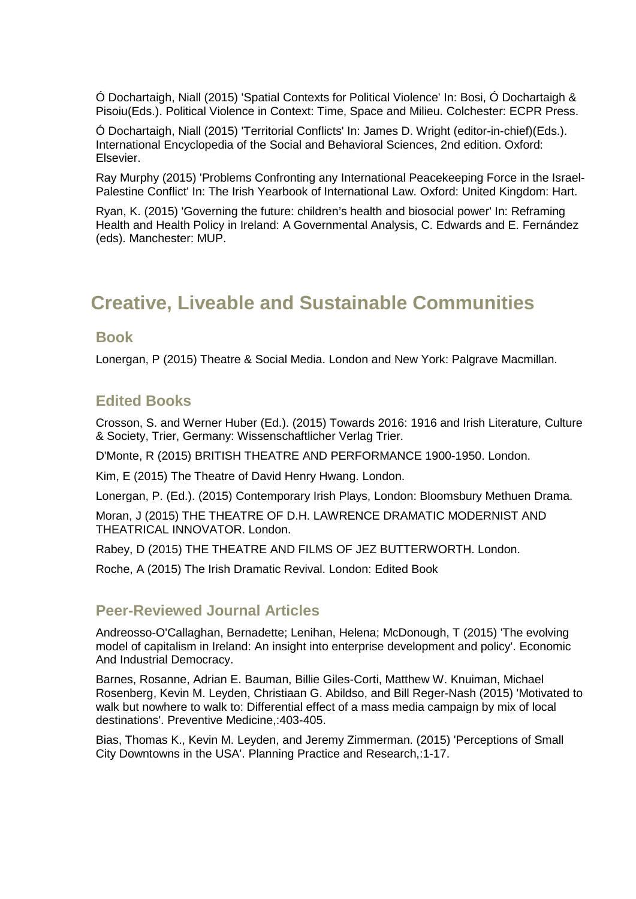Ó Dochartaigh, Niall (2015) 'Spatial Contexts for Political Violence' In: Bosi, Ó Dochartaigh & Pisoiu(Eds.). Political Violence in Context: Time, Space and Milieu. Colchester: ECPR Press.

Ó Dochartaigh, Niall (2015) 'Territorial Conflicts' In: James D. Wright (editor-in-chief)(Eds.). International Encyclopedia of the Social and Behavioral Sciences, 2nd edition. Oxford: Elsevier.

Ray Murphy (2015) 'Problems Confronting any International Peacekeeping Force in the Israel-Palestine Conflict' In: The Irish Yearbook of International Law. Oxford: United Kingdom: Hart.

Ryan, K. (2015) 'Governing the future: children's health and biosocial power' In: Reframing Health and Health Policy in Ireland: A Governmental Analysis, C. Edwards and E. Fernández (eds). Manchester: MUP.

# Creative, Liveable and Sustainable Communities

## Book

Lonergan, P (2015) Theatre & Social Media. London and New York: Palgrave Macmillan.

## Edited Books

Crosson, S. and Werner Huber (Ed.). (2015) Towards 2016: 1916 and Irish Literature, Culture & Society, Trier, Germany: Wissenschaftlicher Verlag Trier.

D'Monte, R (2015) BRITISH THEATRE AND PERFORMANCE 1900-1950. London.

Kim, E (2015) The Theatre of David Henry Hwang. London.

Lonergan, P. (Ed.). (2015) Contemporary Irish Plays, London: Bloomsbury Methuen Drama.

Moran, J (2015) THE THEATRE OF D.H. LAWRENCE DRAMATIC MODERNIST AND THEATRICAL INNOVATOR. London.

Rabey, D (2015) THE THEATRE AND FILMS OF JEZ BUTTERWORTH. London.

Roche, A (2015) The Irish Dramatic Revival. London: Edited Book

## Peer-Reviewed Journal Articles

Andreosso-O'Callaghan, Bernadette; Lenihan, Helena; McDonough, T (2015) 'The evolving model of capitalism in Ireland: An insight into enterprise development and policy'. Economic And Industrial Democracy.

Barnes, Rosanne, Adrian E. Bauman, Billie Giles-Corti, Matthew W. Knuiman, Michael Rosenberg, Kevin M. Leyden, Christiaan G. Abildso, and Bill Reger-Nash (2015) 'Motivated to walk but nowhere to walk to: Differential effect of a mass media campaign by mix of local destinations'. Preventive Medicine,:403-405.

Bias, Thomas K., Kevin M. Leyden, and Jeremy Zimmerman. (2015) 'Perceptions of Small City Downtowns in the USA'. Planning Practice and Research,:1-17.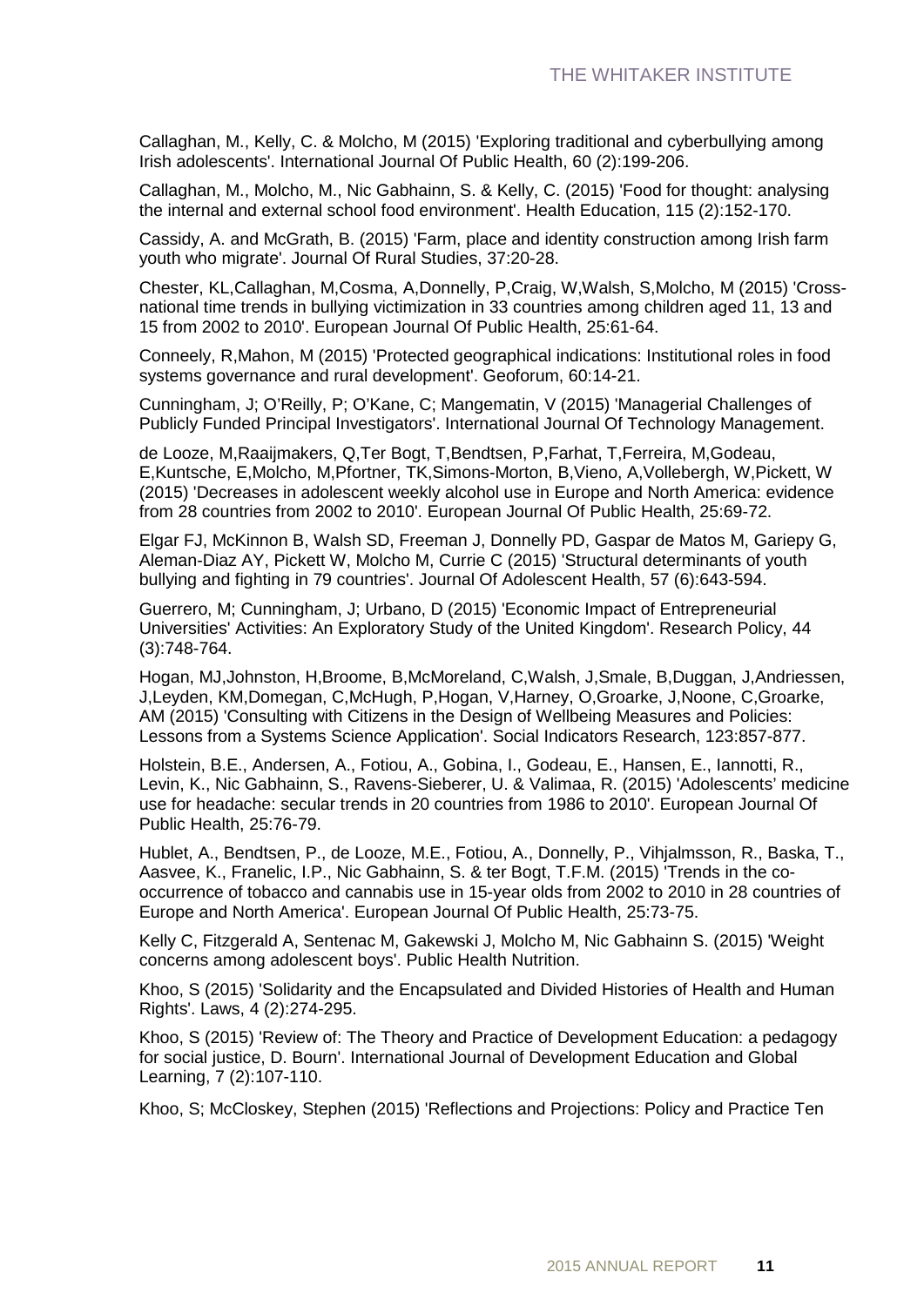Callaghan, M., Kelly, C. & Molcho, M (2015) 'Exploring traditional and cyberbullying among Irish adolescents'. International Journal Of Public Health, 60 (2):199-206.

Callaghan, M., Molcho, M., Nic Gabhainn, S. & Kelly, C. (2015) 'Food for thought: analysing the internal and external school food environment'. Health Education, 115 (2):152-170.

Cassidy, A. and McGrath, B. (2015) 'Farm, place and identity construction among Irish farm youth who migrate'. Journal Of Rural Studies, 37:20-28.

Chester, KL,Callaghan, M,Cosma, A,Donnelly, P,Craig, W,Walsh, S,Molcho, M (2015) 'Cross-national time trends in bullying victimization in 33 countries among children aged 11, 13 and 15 from 2002 to 2010'. European Journal Of Public Health, 25:61-64.

Conneely, R,Mahon, M (2015) 'Protected geographical indications: Institutional roles in food systems governance and rural development'. Geoforum, 60:14-21.

Cunningham, J; O'Reilly, P; O'Kane, C; Mangematin, V (2015) 'Managerial Challenges of Publicly Funded Principal Investigators'. International Journal Of Technology Management.

de Looze, M,Raaijmakers, Q,Ter Bogt, T,Bendtsen, P,Farhat, T,Ferreira, M,Godeau, E,Kuntsche, E,Molcho, M,Pfortner, TK,Simons-Morton, B,Vieno, A,Vollebergh, W,Pickett, W (2015) 'Decreases in adolescent weekly alcohol use in Europe and North America: evidence from 28 countries from 2002 to 2010'. European Journal Of Public Health, 25:69-72.

Elgar FJ, McKinnon B, Walsh SD, Freeman J, Donnelly PD, Gaspar de Matos M, Gariepy G, Aleman-Diaz AY, Pickett W, Molcho M, Currie C (2015) 'Structural determinants of youth bullying and fighting in 79 countries'. Journal Of Adolescent Health, 57 (6):643-594.

Guerrero, M; Cunningham, J; Urbano, D (2015) 'Economic Impact of Entrepreneurial Universities' Activities: An Exploratory Study of the United Kingdom'. Research Policy, 44 (3):748-764.

Hogan, MJ,Johnston, H,Broome, B,McMoreland, C,Walsh, J,Smale, B,Duggan, J,Andriessen, J,Leyden, KM,Domegan, C,McHugh, P,Hogan, V,Harney, O,Groarke, J,Noone, C,Groarke, AM (2015) 'Consulting with Citizens in the Design of Wellbeing Measures and Policies: Lessons from a Systems Science Application'. Social Indicators Research, 123:857-877.

Holstein, B.E., Andersen, A., Fotiou, A., Gobina, I., Godeau, E., Hansen, E., Iannotti, R., Levin, K., Nic Gabhainn, S., Ravens-Sieberer, U. & Valimaa, R. (2015) 'Adolescents' medicine use for headache: secular trends in 20 countries from 1986 to 2010'. European Journal Of Public Health, 25:76-79.

Hublet, A., Bendtsen, P., de Looze, M.E., Fotiou, A., Donnelly, P., Vihjalmsson, R., Baska, T., Aasvee, K., Franelic, I.P., Nic Gabhainn, S. & ter Bogt, T.F.M. (2015) 'Trends in the co-occurrence of tobacco and cannabis use in 15-year olds from 2002 to 2010 in 28 countries of Europe and North America'. European Journal Of Public Health, 25:73-75.

Kelly C, Fitzgerald A, Sentenac M, Gakewski J, Molcho M, Nic Gabhainn S. (2015) 'Weight concerns among adolescent boys'. Public Health Nutrition.

Khoo, S (2015) 'Solidarity and the Encapsulated and Divided Histories of Health and Human Rights'. Laws, 4 (2):274-295.

Khoo, S (2015) 'Review of: The Theory and Practice of Development Education: a pedagogy for social justice, D. Bourn'. International Journal of Development Education and Global Learning, 7 (2):107-110.

Khoo, S; McCloskey, Stephen (2015) 'Reflections and Projections: Policy and Practice Ten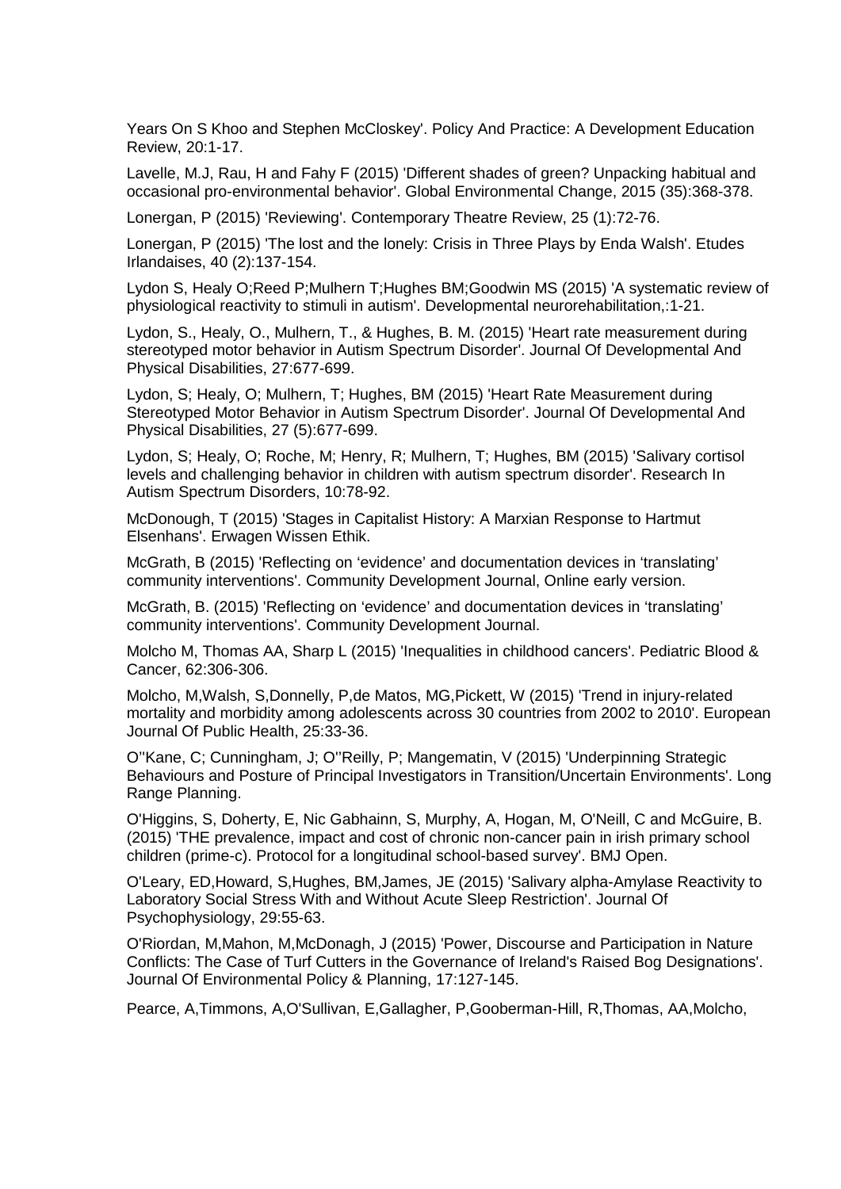Years On S Khoo and Stephen McCloskey'. Policy And Practice: A Development Education Review, 20:1-17.

Lavelle, M.J, Rau, H and Fahy F (2015) 'Different shades of green? Unpacking habitual and occasional pro-environmental behavior'. Global Environmental Change, 2015 (35):368-378.

Lonergan, P (2015) 'Reviewing'. Contemporary Theatre Review, 25 (1):72-76.

Lonergan, P (2015) 'The lost and the lonely: Crisis in Three Plays by Enda Walsh'. Etudes Irlandaises, 40 (2):137-154.

Lydon S, Healy O;Reed P;Mulhern T;Hughes BM;Goodwin MS (2015) 'A systematic review of physiological reactivity to stimuli in autism'. Developmental neurorehabilitation,:1-21.

Lydon, S., Healy, O., Mulhern, T., & Hughes, B. M. (2015) 'Heart rate measurement during stereotyped motor behavior in Autism Spectrum Disorder'. Journal Of Developmental And Physical Disabilities, 27:677-699.

Lydon, S; Healy, O; Mulhern, T; Hughes, BM (2015) 'Heart Rate Measurement during Stereotyped Motor Behavior in Autism Spectrum Disorder'. Journal Of Developmental And Physical Disabilities, 27 (5):677-699.

Lydon, S; Healy, O; Roche, M; Henry, R; Mulhern, T; Hughes, BM (2015) 'Salivary cortisol levels and challenging behavior in children with autism spectrum disorder'. Research In Autism Spectrum Disorders, 10:78-92.

McDonough, T (2015) 'Stages in Capitalist History: A Marxian Response to Hartmut Elsenhans'. Erwagen Wissen Ethik.

McGrath, B (2015) 'Reflecting on 'evidence' and documentation devices in 'translating' community interventions'. Community Development Journal, Online early version.

McGrath, B. (2015) 'Reflecting on 'evidence' and documentation devices in 'translating' community interventions'. Community Development Journal.

Molcho M, Thomas AA, Sharp L (2015) 'Inequalities in childhood cancers'. Pediatric Blood & Cancer, 62:306-306.

Molcho, M,Walsh, S,Donnelly, P,de Matos, MG,Pickett, W (2015) 'Trend in injury-related mortality and morbidity among adolescents across 30 countries from 2002 to 2010'. European Journal Of Public Health, 25:33-36.

O''Kane, C; Cunningham, J; O''Reilly, P; Mangematin, V (2015) 'Underpinning Strategic Behaviours and Posture of Principal Investigators in Transition/Uncertain Environments'. Long Range Planning.

O'Higgins, S, Doherty, E, Nic Gabhainn, S, Murphy, A, Hogan, M, O'Neill, C and McGuire, B. (2015) 'THE prevalence, impact and cost of chronic non-cancer pain in irish primary school children (prime-c). Protocol for a longitudinal school-based survey'. BMJ Open.

O'Leary, ED,Howard, S,Hughes, BM,James, JE (2015) 'Salivary alpha-Amylase Reactivity to Laboratory Social Stress With and Without Acute Sleep Restriction'. Journal Of Psychophysiology, 29:55-63.

O'Riordan, M,Mahon, M,McDonagh, J (2015) 'Power, Discourse and Participation in Nature Conflicts: The Case of Turf Cutters in the Governance of Ireland's Raised Bog Designations'. Journal Of Environmental Policy & Planning, 17:127-145.

Pearce, A,Timmons, A,O'Sullivan, E,Gallagher, P,Gooberman-Hill, R,Thomas, AA,Molcho,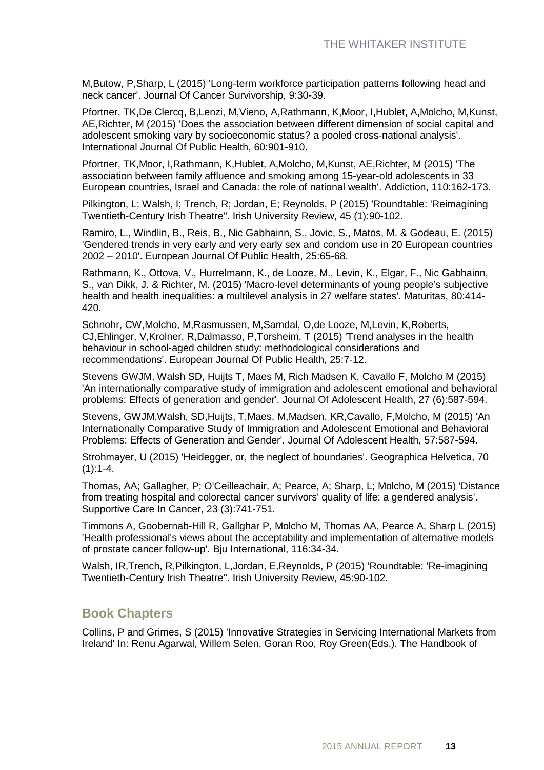M,Butow, P,Sharp, L (2015) 'Long-term workforce participation patterns following head and neck cancer'. Journal Of Cancer Survivorship, 9:30-39.

Pfortner, TK,De Clercq, B,Lenzi, M,Vieno, A,Rathmann, K,Moor, I,Hublet, A,Molcho, M,Kunst, AE,Richter, M (2015) 'Does the association between different dimension of social capital and adolescent smoking vary by socioeconomic status? a pooled cross-national analysis'. International Journal Of Public Health, 60:901-910.

Pfortner, TK,Moor, I,Rathmann, K,Hublet, A,Molcho, M,Kunst, AE,Richter, M (2015) 'The association between family affluence and smoking among 15-year-old adolescents in 33 European countries, Israel and Canada: the role of national wealth'. Addiction, 110:162-173.

Pilkington, L; Walsh, I; Trench, R; Jordan, E; Reynolds, P (2015) 'Roundtable: 'Reimagining Twentieth-Century Irish Theatre''. Irish University Review, 45 (1):90-102.

Ramiro, L., Windlin, B., Reis, B., Nic Gabhainn, S., Jovic, S., Matos, M. & Godeau, E. (2015) 'Gendered trends in very early and very early sex and condom use in 20 European countries 2002 – 2010'. European Journal Of Public Health, 25:65-68.

Rathmann, K., Ottova, V., Hurrelmann, K., de Looze, M., Levin, K., Elgar, F., Nic Gabhainn, S., van Dikk, J. & Richter, M. (2015) 'Macro-level determinants of young people's subjective health and health inequalities: a multilevel analysis in 27 welfare states'. Maturitas, 80:414-420.

Schnohr, CW,Molcho, M,Rasmussen, M,Samdal, O,de Looze, M,Levin, K,Roberts, CJ,Ehlinger, V,Krolner, R,Dalmasso, P,Torsheim, T (2015) 'Trend analyses in the health behaviour in school-aged children study: methodological considerations and recommendations'. European Journal Of Public Health, 25:7-12.

Stevens GWJM, Walsh SD, Huijts T, Maes M, Rich Madsen K, Cavallo F, Molcho M (2015) 'An internationally comparative study of immigration and adolescent emotional and behavioral problems: Effects of generation and gender'. Journal Of Adolescent Health, 27 (6):587-594.

Stevens, GWJM,Walsh, SD,Huijts, T,Maes, M,Madsen, KR,Cavallo, F,Molcho, M (2015) 'An Internationally Comparative Study of Immigration and Adolescent Emotional and Behavioral Problems: Effects of Generation and Gender'. Journal Of Adolescent Health, 57:587-594.

Strohmayer, U (2015) 'Heidegger, or, the neglect of boundaries'. Geographica Helvetica, 70 (1):1-4.

Thomas, AA; Gallagher, P; O'Ceilleachair, A; Pearce, A; Sharp, L; Molcho, M (2015) 'Distance from treating hospital and colorectal cancer survivors' quality of life: a gendered analysis'. Supportive Care In Cancer, 23 (3):741-751.

Timmons A, Goobernab-Hill R, Gallghar P, Molcho M, Thomas AA, Pearce A, Sharp L (2015) 'Health professional's views about the acceptability and implementation of alternative models of prostate cancer follow-up'. Bju International, 116:34-34.

Walsh, IR,Trench, R,Pilkington, L,Jordan, E,Reynolds, P (2015) 'Roundtable: 'Re-imagining Twentieth-Century Irish Theatre''. Irish University Review, 45:90-102.

## Book Chapters

Collins, P and Grimes, S (2015) 'Innovative Strategies in Servicing International Markets from Ireland' In: Renu Agarwal, Willem Selen, Goran Roo, Roy Green(Eds.). The Handbook of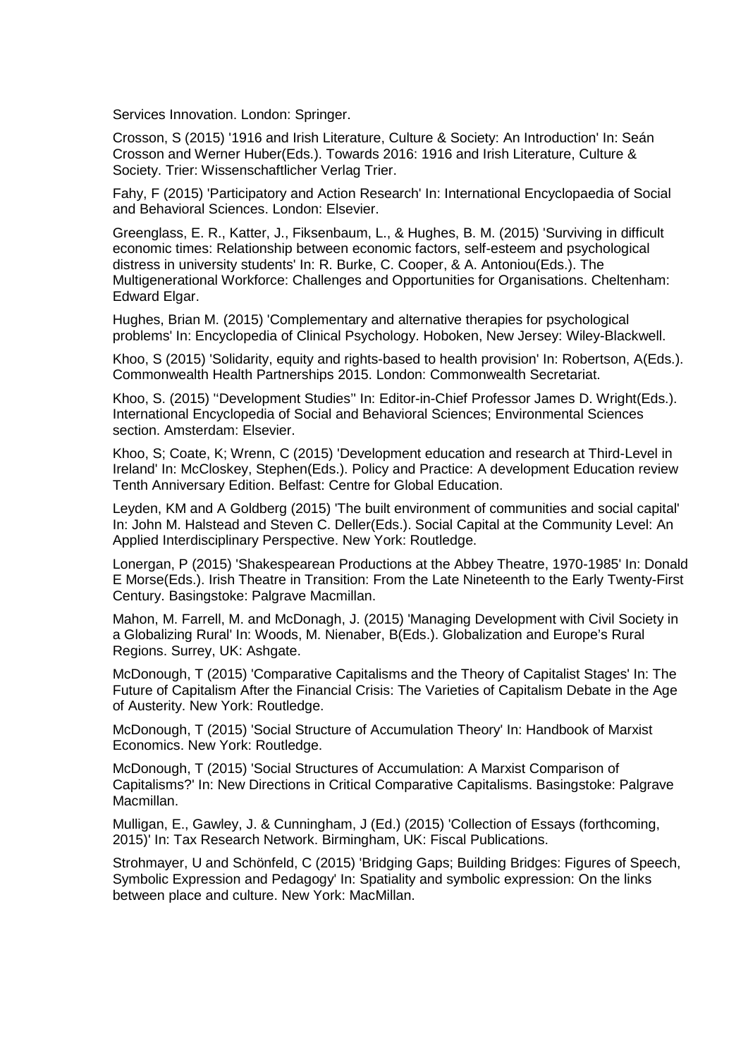Services Innovation. London: Springer.

Crosson, S (2015) '1916 and Irish Literature, Culture & Society: An Introduction' In: Seán Crosson and Werner Huber(Eds.). Towards 2016: 1916 and Irish Literature, Culture & Society. Trier: Wissenschaftlicher Verlag Trier.

Fahy, F (2015) 'Participatory and Action Research' In: International Encyclopaedia of Social and Behavioral Sciences. London: Elsevier.

Greenglass, E. R., Katter, J., Fiksenbaum, L., & Hughes, B. M. (2015) 'Surviving in difficult economic times: Relationship between economic factors, self-esteem and psychological distress in university students' In: R. Burke, C. Cooper, & A. Antoniou(Eds.). The Multigenerational Workforce: Challenges and Opportunities for Organisations. Cheltenham: Edward Elgar.

Hughes, Brian M. (2015) 'Complementary and alternative therapies for psychological problems' In: Encyclopedia of Clinical Psychology. Hoboken, New Jersey: Wiley-Blackwell.

Khoo, S (2015) 'Solidarity, equity and rights-based to health provision' In: Robertson, A(Eds.). Commonwealth Health Partnerships 2015. London: Commonwealth Secretariat.

Khoo, S. (2015) ''Development Studies'' In: Editor-in-Chief Professor James D. Wright(Eds.). International Encyclopedia of Social and Behavioral Sciences; Environmental Sciences section. Amsterdam: Elsevier.

Khoo, S; Coate, K; Wrenn, C (2015) 'Development education and research at Third-Level in Ireland' In: McCloskey, Stephen(Eds.). Policy and Practice: A development Education review Tenth Anniversary Edition. Belfast: Centre for Global Education.

Leyden, KM and A Goldberg (2015) 'The built environment of communities and social capital' In: John M. Halstead and Steven C. Deller(Eds.). Social Capital at the Community Level: An Applied Interdisciplinary Perspective. New York: Routledge.

Lonergan, P (2015) 'Shakespearean Productions at the Abbey Theatre, 1970-1985' In: Donald E Morse(Eds.). Irish Theatre in Transition: From the Late Nineteenth to the Early Twenty-First Century. Basingstoke: Palgrave Macmillan.

Mahon, M. Farrell, M. and McDonagh, J. (2015) 'Managing Development with Civil Society in a Globalizing Rural' In: Woods, M. Nienaber, B(Eds.). Globalization and Europe's Rural Regions. Surrey, UK: Ashgate.

McDonough, T (2015) 'Comparative Capitalisms and the Theory of Capitalist Stages' In: The Future of Capitalism After the Financial Crisis: The Varieties of Capitalism Debate in the Age of Austerity. New York: Routledge.

McDonough, T (2015) 'Social Structure of Accumulation Theory' In: Handbook of Marxist Economics. New York: Routledge.

McDonough, T (2015) 'Social Structures of Accumulation: A Marxist Comparison of Capitalisms?' In: New Directions in Critical Comparative Capitalisms. Basingstoke: Palgrave Macmillan.

Mulligan, E., Gawley, J. & Cunningham, J (Ed.) (2015) 'Collection of Essays (forthcoming, 2015)' In: Tax Research Network. Birmingham, UK: Fiscal Publications.

Strohmayer, U and Schönfeld, C (2015) 'Bridging Gaps; Building Bridges: Figures of Speech, Symbolic Expression and Pedagogy' In: Spatiality and symbolic expression: On the links between place and culture. New York: MacMillan.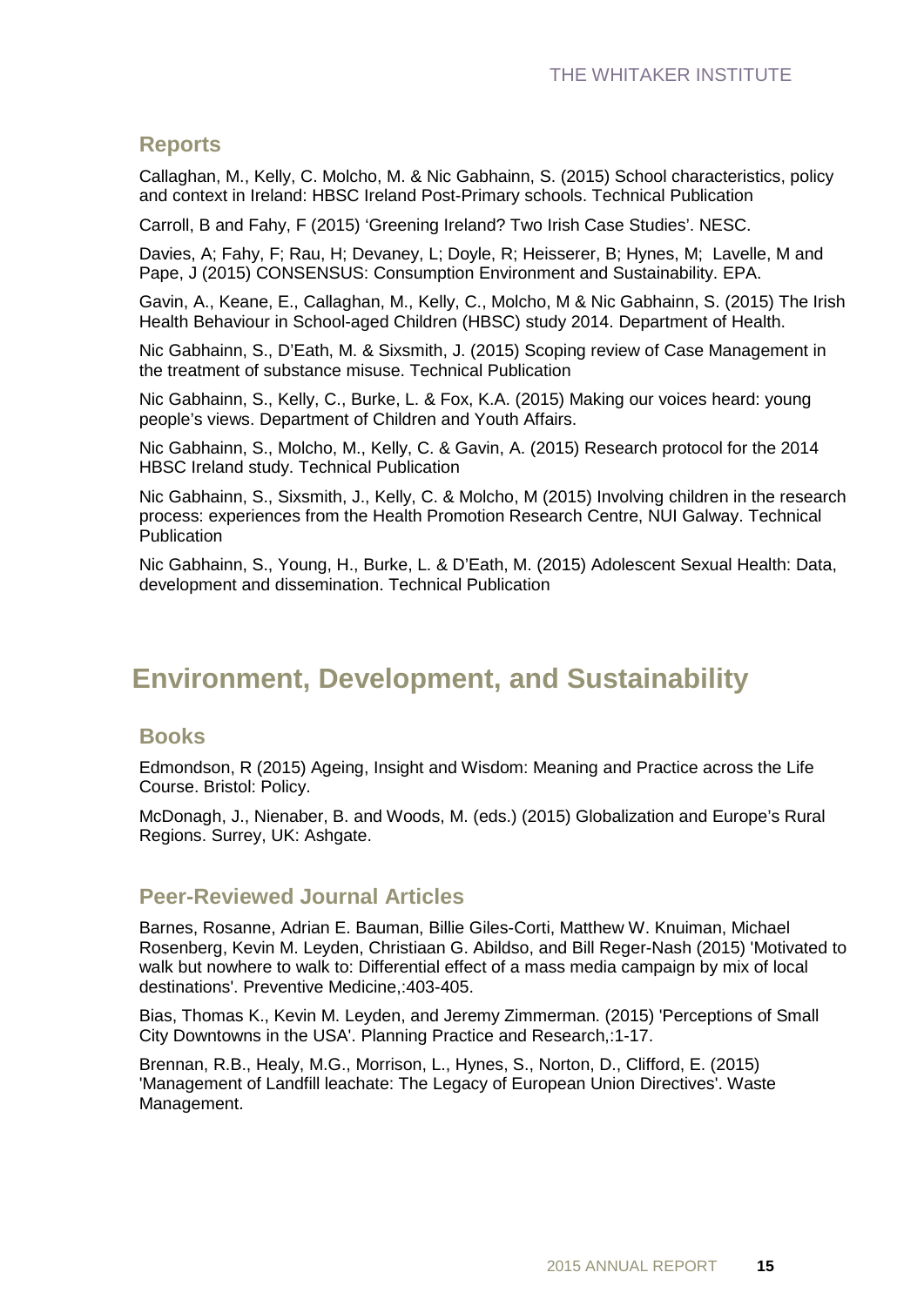### Reports

Callaghan, M., Kelly, C. Molcho, M. & Nic Gabhainn, S. (2015) School characteristics, policy and context in Ireland: HBSC Ireland Post-Primary schools. Technical Publication

Carroll, B and Fahy, F (2015) 'Greening Ireland? Two Irish Case Studies'. NESC.

Davies, A; Fahy, F; Rau, H; Devaney, L; Doyle, R; Heisserer, B; Hynes, M; Lavelle, M and Pape, J (2015) CONSENSUS: Consumption Environment and Sustainability. EPA.

Gavin, A., Keane, E., Callaghan, M., Kelly, C., Molcho, M & Nic Gabhainn, S. (2015) The Irish Health Behaviour in School-aged Children (HBSC) study 2014. Department of Health.

Nic Gabhainn, S., D'Eath, M. & Sixsmith, J. (2015) Scoping review of Case Management in the treatment of substance misuse. Technical Publication

Nic Gabhainn, S., Kelly, C., Burke, L. & Fox, K.A. (2015) Making our voices heard: young people's views. Department of Children and Youth Affairs.

Nic Gabhainn, S., Molcho, M., Kelly, C. & Gavin, A. (2015) Research protocol for the 2014 HBSC Ireland study. Technical Publication

Nic Gabhainn, S., Sixsmith, J., Kelly, C. & Molcho, M (2015) Involving children in the research process: experiences from the Health Promotion Research Centre, NUI Galway. Technical Publication

Nic Gabhainn, S., Young, H., Burke, L. & D'Eath, M. (2015) Adolescent Sexual Health: Data, development and dissemination. Technical Publication

## Environment, Development, and Sustainability

### Books

Edmondson, R (2015) Ageing, Insight and Wisdom: Meaning and Practice across the Life Course. Bristol: Policy.

McDonagh, J., Nienaber, B. and Woods, M. (eds.) (2015) Globalization and Europe's Rural Regions. Surrey, UK: Ashgate.

### Peer-Reviewed Journal Articles

Barnes, Rosanne, Adrian E. Bauman, Billie Giles-Corti, Matthew W. Knuiman, Michael Rosenberg, Kevin M. Leyden, Christiaan G. Abildso, and Bill Reger-Nash (2015) 'Motivated to walk but nowhere to walk to: Differential effect of a mass media campaign by mix of local destinations'. Preventive Medicine,:403-405.

Bias, Thomas K., Kevin M. Leyden, and Jeremy Zimmerman. (2015) 'Perceptions of Small City Downtowns in the USA'. Planning Practice and Research,:1-17.

Brennan, R.B., Healy, M.G., Morrison, L., Hynes, S., Norton, D., Clifford, E. (2015) 'Management of Landfill leachate: The Legacy of European Union Directives'. Waste Management.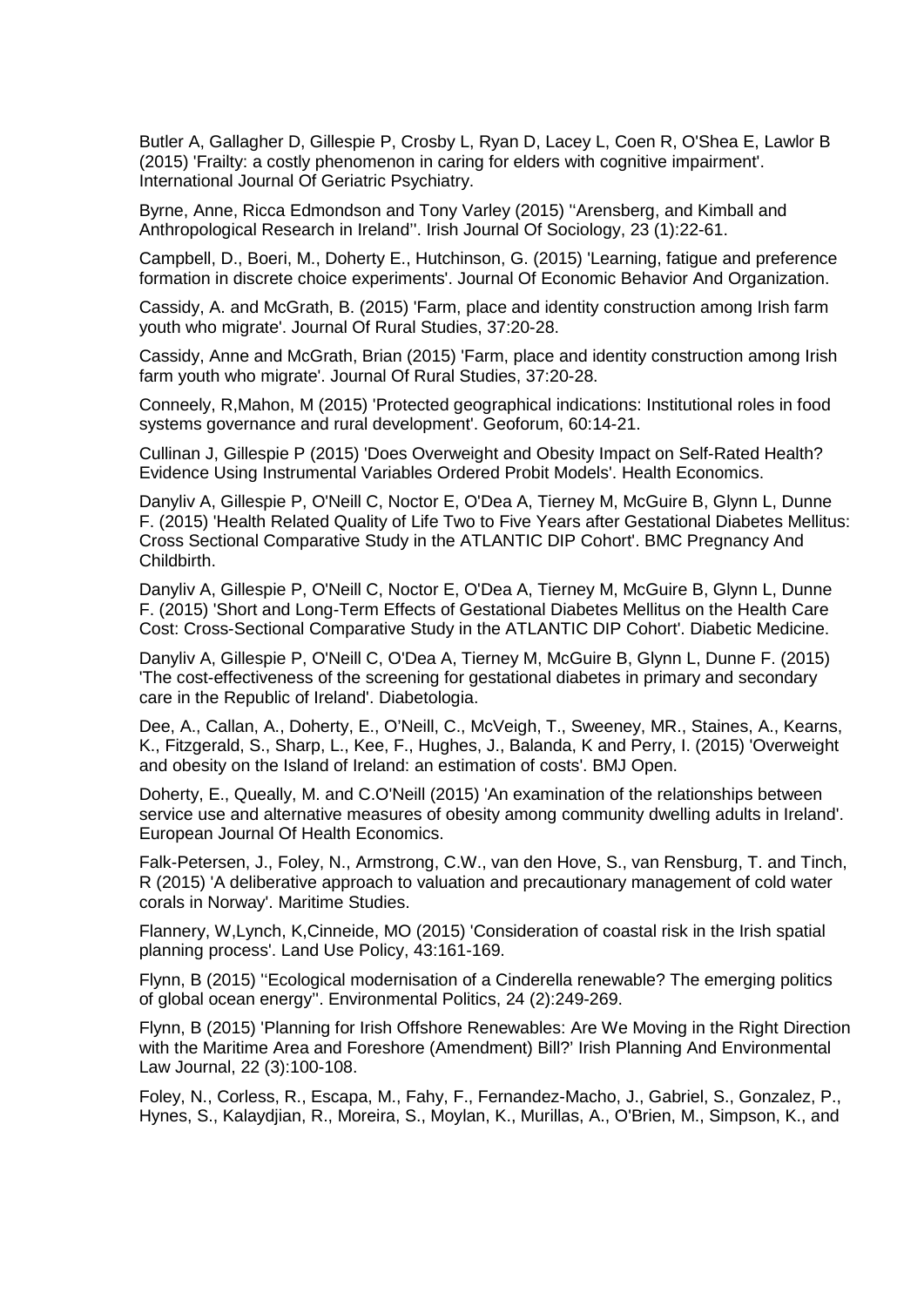Butler A, Gallagher D, Gillespie P, Crosby L, Ryan D, Lacey L, Coen R, O'Shea E, Lawlor B (2015) 'Frailty: a costly phenomenon in caring for elders with cognitive impairment'. International Journal Of Geriatric Psychiatry.

Byrne, Anne, Ricca Edmondson and Tony Varley (2015) ''Arensberg, and Kimball and Anthropological Research in Ireland''. Irish Journal Of Sociology, 23 (1):22-61.

Campbell, D., Boeri, M., Doherty E., Hutchinson, G. (2015) 'Learning, fatigue and preference formation in discrete choice experiments'. Journal Of Economic Behavior And Organization.

Cassidy, A. and McGrath, B. (2015) 'Farm, place and identity construction among Irish farm youth who migrate'. Journal Of Rural Studies, 37:20-28.

Cassidy, Anne and McGrath, Brian (2015) 'Farm, place and identity construction among Irish farm youth who migrate'. Journal Of Rural Studies, 37:20-28.

Conneely, R,Mahon, M (2015) 'Protected geographical indications: Institutional roles in food systems governance and rural development'. Geoforum, 60:14-21.

Cullinan J, Gillespie P (2015) 'Does Overweight and Obesity Impact on Self-Rated Health? Evidence Using Instrumental Variables Ordered Probit Models'. Health Economics.

Danyliv A, Gillespie P, O'Neill C, Noctor E, O'Dea A, Tierney M, McGuire B, Glynn L, Dunne F. (2015) 'Health Related Quality of Life Two to Five Years after Gestational Diabetes Mellitus: Cross Sectional Comparative Study in the ATLANTIC DIP Cohort'. BMC Pregnancy And Childbirth.

Danyliv A, Gillespie P, O'Neill C, Noctor E, O'Dea A, Tierney M, McGuire B, Glynn L, Dunne F. (2015) 'Short and Long-Term Effects of Gestational Diabetes Mellitus on the Health Care Cost: Cross-Sectional Comparative Study in the ATLANTIC DIP Cohort'. Diabetic Medicine.

Danyliv A, Gillespie P, O'Neill C, O'Dea A, Tierney M, McGuire B, Glynn L, Dunne F. (2015) 'The cost-effectiveness of the screening for gestational diabetes in primary and secondary care in the Republic of Ireland'. Diabetologia.

Dee, A., Callan, A., Doherty, E., O'Neill, C., McVeigh, T., Sweeney, MR., Staines, A., Kearns, K., Fitzgerald, S., Sharp, L., Kee, F., Hughes, J., Balanda, K and Perry, I. (2015) 'Overweight and obesity on the Island of Ireland: an estimation of costs'. BMJ Open.

Doherty, E., Queally, M. and C.O'Neill (2015) 'An examination of the relationships between service use and alternative measures of obesity among community dwelling adults in Ireland'. European Journal Of Health Economics.

Falk-Petersen, J., Foley, N., Armstrong, C.W., van den Hove, S., van Rensburg, T. and Tinch, R (2015) 'A deliberative approach to valuation and precautionary management of cold water corals in Norway'. Maritime Studies.

Flannery, W,Lynch, K,Cinneide, MO (2015) 'Consideration of coastal risk in the Irish spatial planning process'. Land Use Policy, 43:161-169.

Flynn, B (2015) ''Ecological modernisation of a Cinderella renewable? The emerging politics of global ocean energy''. Environmental Politics, 24 (2):249-269.

Flynn, B (2015) 'Planning for Irish Offshore Renewables: Are We Moving in the Right Direction with the Maritime Area and Foreshore (Amendment) Bill?' Irish Planning And Environmental Law Journal, 22 (3):100-108.

Foley, N., Corless, R., Escapa, M., Fahy, F., Fernandez-Macho, J., Gabriel, S., Gonzalez, P., Hynes, S., Kalaydjian, R., Moreira, S., Moylan, K., Murillas, A., O'Brien, M., Simpson, K., and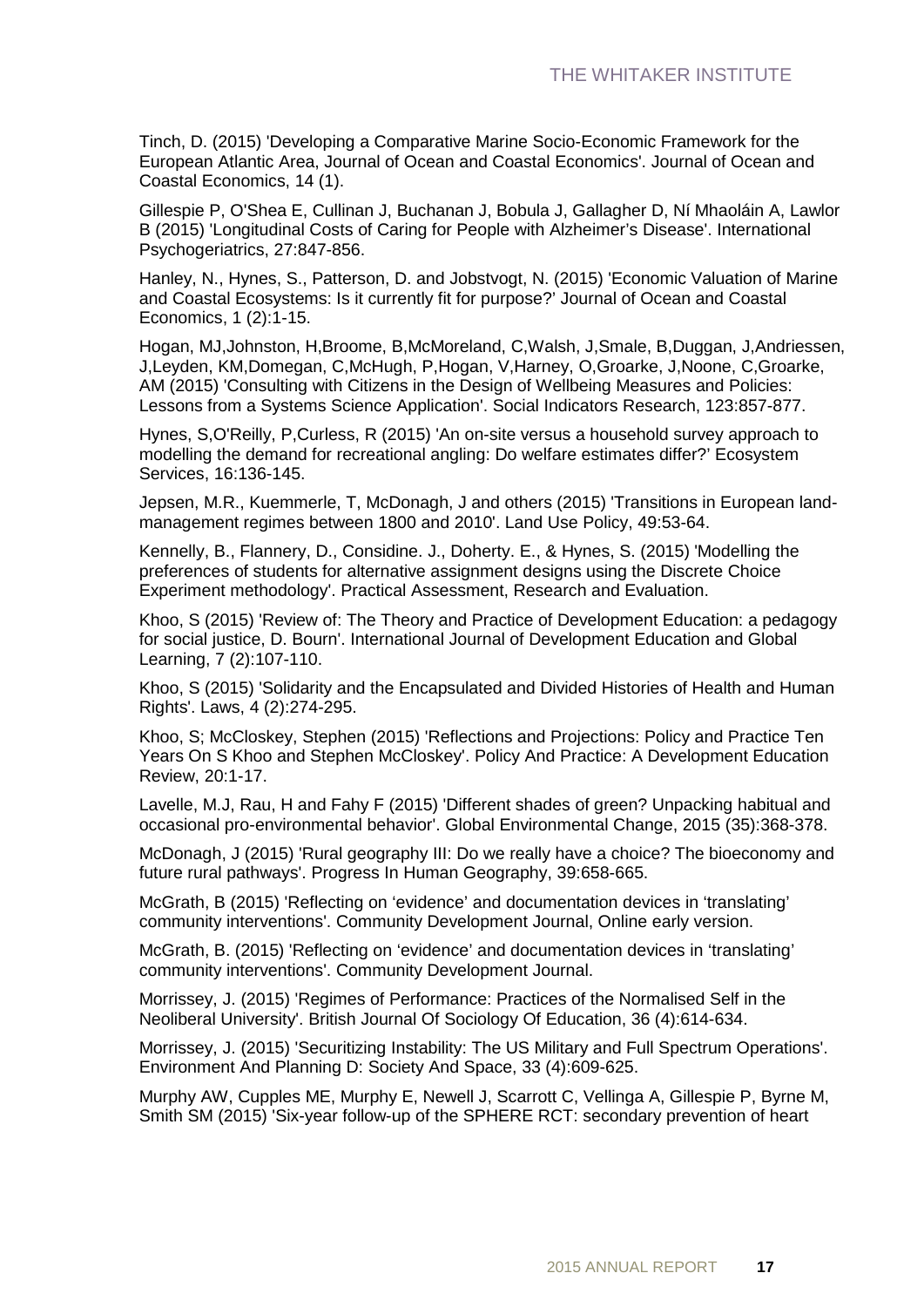Tinch, D. (2015) 'Developing a Comparative Marine Socio-Economic Framework for the European Atlantic Area, Journal of Ocean and Coastal Economics'. Journal of Ocean and Coastal Economics, 14 (1).

Gillespie P, O'Shea E, Cullinan J, Buchanan J, Bobula J, Gallagher D, Ní Mhaoláin A, Lawlor B (2015) 'Longitudinal Costs of Caring for People with Alzheimer's Disease'. International Psychogeriatrics, 27:847-856.

Hanley, N., Hynes, S., Patterson, D. and Jobstvogt, N. (2015) 'Economic Valuation of Marine and Coastal Ecosystems: Is it currently fit for purpose?' Journal of Ocean and Coastal Economics, 1 (2):1-15.

Hogan, MJ,Johnston, H,Broome, B,McMoreland, C,Walsh, J,Smale, B,Duggan, J,Andriessen, J,Leyden, KM,Domegan, C,McHugh, P,Hogan, V,Harney, O,Groarke, J,Noone, C,Groarke, AM (2015) 'Consulting with Citizens in the Design of Wellbeing Measures and Policies: Lessons from a Systems Science Application'. Social Indicators Research, 123:857-877.

Hynes, S,O'Reilly, P,Curless, R (2015) 'An on-site versus a household survey approach to modelling the demand for recreational angling: Do welfare estimates differ?' Ecosystem Services, 16:136-145.

Jepsen, M.R., Kuemmerle, T, McDonagh, J and others (2015) 'Transitions in European land-management regimes between 1800 and 2010'. Land Use Policy, 49:53-64.

Kennelly, B., Flannery, D., Considine. J., Doherty. E., & Hynes, S. (2015) 'Modelling the preferences of students for alternative assignment designs using the Discrete Choice Experiment methodology'. Practical Assessment, Research and Evaluation.

Khoo, S (2015) 'Review of: The Theory and Practice of Development Education: a pedagogy for social justice, D. Bourn'. International Journal of Development Education and Global Learning, 7 (2):107-110.

Khoo, S (2015) 'Solidarity and the Encapsulated and Divided Histories of Health and Human Rights'. Laws, 4 (2):274-295.

Khoo, S; McCloskey, Stephen (2015) 'Reflections and Projections: Policy and Practice Ten Years On S Khoo and Stephen McCloskey'. Policy And Practice: A Development Education Review, 20:1-17.

Lavelle, M.J, Rau, H and Fahy F (2015) 'Different shades of green? Unpacking habitual and occasional pro-environmental behavior'. Global Environmental Change, 2015 (35):368-378.

McDonagh, J (2015) 'Rural geography III: Do we really have a choice? The bioeconomy and future rural pathways'. Progress In Human Geography, 39:658-665.

McGrath, B (2015) 'Reflecting on 'evidence' and documentation devices in 'translating' community interventions'. Community Development Journal, Online early version.

McGrath, B. (2015) 'Reflecting on 'evidence' and documentation devices in 'translating' community interventions'. Community Development Journal.

Morrissey, J. (2015) 'Regimes of Performance: Practices of the Normalised Self in the Neoliberal University'. British Journal Of Sociology Of Education, 36 (4):614-634.

Morrissey, J. (2015) 'Securitizing Instability: The US Military and Full Spectrum Operations'. Environment And Planning D: Society And Space, 33 (4):609-625.

Murphy AW, Cupples ME, Murphy E, Newell J, Scarrott C, Vellinga A, Gillespie P, Byrne M, Smith SM (2015) 'Six-year follow-up of the SPHERE RCT: secondary prevention of heart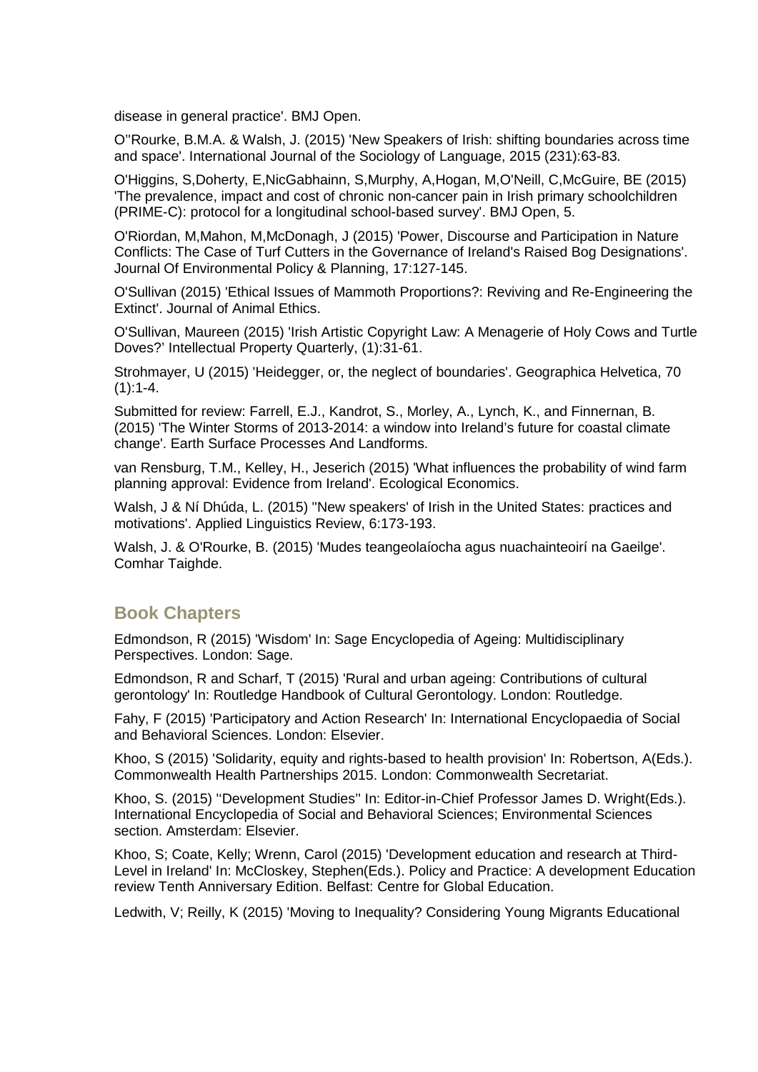disease in general practice'. BMJ Open.

O''Rourke, B.M.A. & Walsh, J. (2015) 'New Speakers of Irish: shifting boundaries across time and space'. International Journal of the Sociology of Language, 2015 (231):63-83.

O'Higgins, S,Doherty, E,NicGabhainn, S,Murphy, A,Hogan, M,O'Neill, C,McGuire, BE (2015) 'The prevalence, impact and cost of chronic non-cancer pain in Irish primary schoolchildren (PRIME-C): protocol for a longitudinal school-based survey'. BMJ Open, 5.

O'Riordan, M,Mahon, M,McDonagh, J (2015) 'Power, Discourse and Participation in Nature Conflicts: The Case of Turf Cutters in the Governance of Ireland's Raised Bog Designations'. Journal Of Environmental Policy & Planning, 17:127-145.

O'Sullivan (2015) 'Ethical Issues of Mammoth Proportions?: Reviving and Re-Engineering the Extinct'. Journal of Animal Ethics.

O'Sullivan, Maureen (2015) 'Irish Artistic Copyright Law: A Menagerie of Holy Cows and Turtle Doves?' Intellectual Property Quarterly, (1):31-61.

Strohmayer, U (2015) 'Heidegger, or, the neglect of boundaries'. Geographica Helvetica, 70 (1):1-4.

Submitted for review: Farrell, E.J., Kandrot, S., Morley, A., Lynch, K., and Finnernan, B. (2015) 'The Winter Storms of 2013-2014: a window into Ireland's future for coastal climate change'. Earth Surface Processes And Landforms.

van Rensburg, T.M., Kelley, H., Jeserich (2015) 'What influences the probability of wind farm planning approval: Evidence from Ireland'. Ecological Economics.

Walsh, J & Ní Dhúda, L. (2015) ''New speakers' of Irish in the United States: practices and motivations'. Applied Linguistics Review, 6:173-193.

Walsh, J. & O'Rourke, B. (2015) 'Mudes teangeolaíocha agus nuachainteoirí na Gaeilge'. Comhar Taighde.

## Book Chapters

Edmondson, R (2015) 'Wisdom' In: Sage Encyclopedia of Ageing: Multidisciplinary Perspectives. London: Sage.

Edmondson, R and Scharf, T (2015) 'Rural and urban ageing: Contributions of cultural gerontology' In: Routledge Handbook of Cultural Gerontology. London: Routledge.

Fahy, F (2015) 'Participatory and Action Research' In: International Encyclopaedia of Social and Behavioral Sciences. London: Elsevier.

Khoo, S (2015) 'Solidarity, equity and rights-based to health provision' In: Robertson, A(Eds.). Commonwealth Health Partnerships 2015. London: Commonwealth Secretariat.

Khoo, S. (2015) ''Development Studies'' In: Editor-in-Chief Professor James D. Wright(Eds.). International Encyclopedia of Social and Behavioral Sciences; Environmental Sciences section. Amsterdam: Elsevier.

Khoo, S; Coate, Kelly; Wrenn, Carol (2015) 'Development education and research at Third-Level in Ireland' In: McCloskey, Stephen(Eds.). Policy and Practice: A development Education review Tenth Anniversary Edition. Belfast: Centre for Global Education.

Ledwith, V; Reilly, K (2015) 'Moving to Inequality? Considering Young Migrants Educational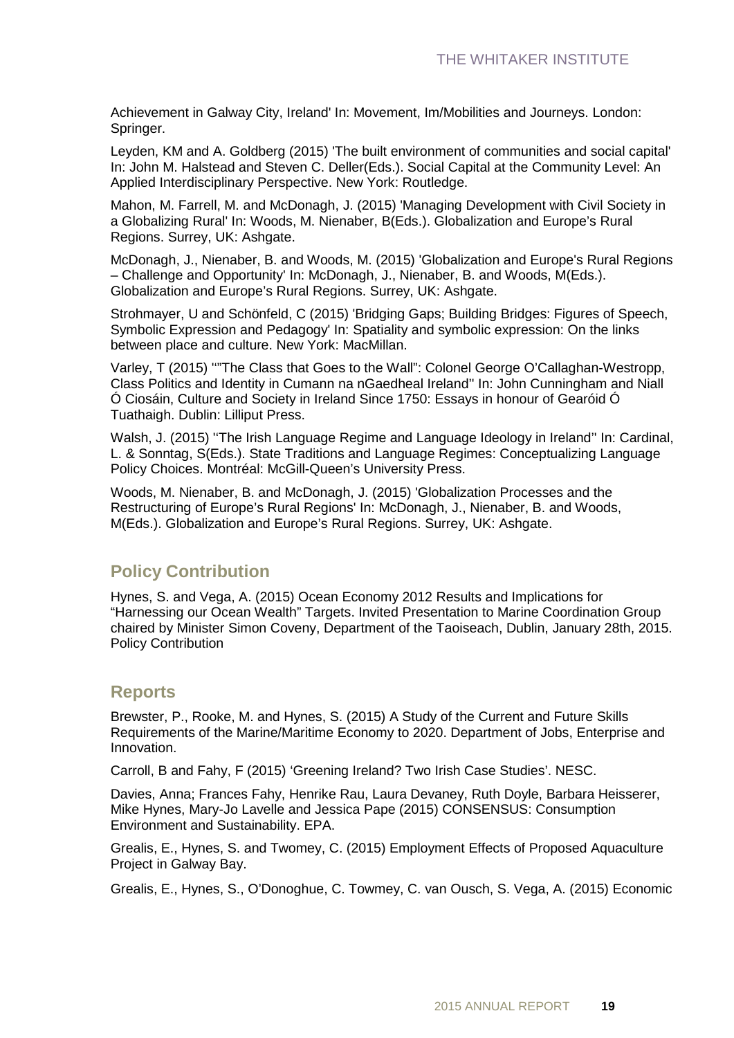Achievement in Galway City, Ireland' In: Movement, Im/Mobilities and Journeys. London: Springer.

Leyden, KM and A. Goldberg (2015) 'The built environment of communities and social capital' In: John M. Halstead and Steven C. Deller(Eds.). Social Capital at the Community Level: An Applied Interdisciplinary Perspective. New York: Routledge.

Mahon, M. Farrell, M. and McDonagh, J. (2015) 'Managing Development with Civil Society in a Globalizing Rural' In: Woods, M. Nienaber, B(Eds.). Globalization and Europe's Rural Regions. Surrey, UK: Ashgate.

McDonagh, J., Nienaber, B. and Woods, M. (2015) 'Globalization and Europe's Rural Regions – Challenge and Opportunity' In: McDonagh, J., Nienaber, B. and Woods, M(Eds.). Globalization and Europe's Rural Regions. Surrey, UK: Ashgate.

Strohmayer, U and Schönfeld, C (2015) 'Bridging Gaps; Building Bridges: Figures of Speech, Symbolic Expression and Pedagogy' In: Spatiality and symbolic expression: On the links between place and culture. New York: MacMillan.

Varley, T (2015) '"The Class that Goes to the Wall": Colonel George O'Callaghan-Westropp, Class Politics and Identity in Cumann na nGaedheal Ireland'' In: John Cunningham and Niall Ó Ciosáin, Culture and Society in Ireland Since 1750: Essays in honour of Gearóid Ó Tuathaigh. Dublin: Lilliput Press.

Walsh, J. (2015) ''The Irish Language Regime and Language Ideology in Ireland'' In: Cardinal, L. & Sonntag, S(Eds.). State Traditions and Language Regimes: Conceptualizing Language Policy Choices. Montréal: McGill-Queen's University Press.

Woods, M. Nienaber, B. and McDonagh, J. (2015) 'Globalization Processes and the Restructuring of Europe's Rural Regions' In: McDonagh, J., Nienaber, B. and Woods, M(Eds.). Globalization and Europe's Rural Regions. Surrey, UK: Ashgate.

## Policy Contribution

Hynes, S. and Vega, A. (2015) Ocean Economy 2012 Results and Implications for "Harnessing our Ocean Wealth" Targets. Invited Presentation to Marine Coordination Group chaired by Minister Simon Coveny, Department of the Taoiseach, Dublin, January 28th, 2015. Policy Contribution

## Reports

Brewster, P., Rooke, M. and Hynes, S. (2015) A Study of the Current and Future Skills Requirements of the Marine/Maritime Economy to 2020. Department of Jobs, Enterprise and Innovation.

Carroll, B and Fahy, F (2015) 'Greening Ireland? Two Irish Case Studies'. NESC.

Davies, Anna; Frances Fahy, Henrike Rau, Laura Devaney, Ruth Doyle, Barbara Heisserer, Mike Hynes, Mary-Jo Lavelle and Jessica Pape (2015) CONSENSUS: Consumption Environment and Sustainability. EPA.

Grealis, E., Hynes, S. and Twomey, C. (2015) Employment Effects of Proposed Aquaculture Project in Galway Bay.

Grealis, E., Hynes, S., O'Donoghue, C. Towmey, C. van Ousch, S. Vega, A. (2015) Economic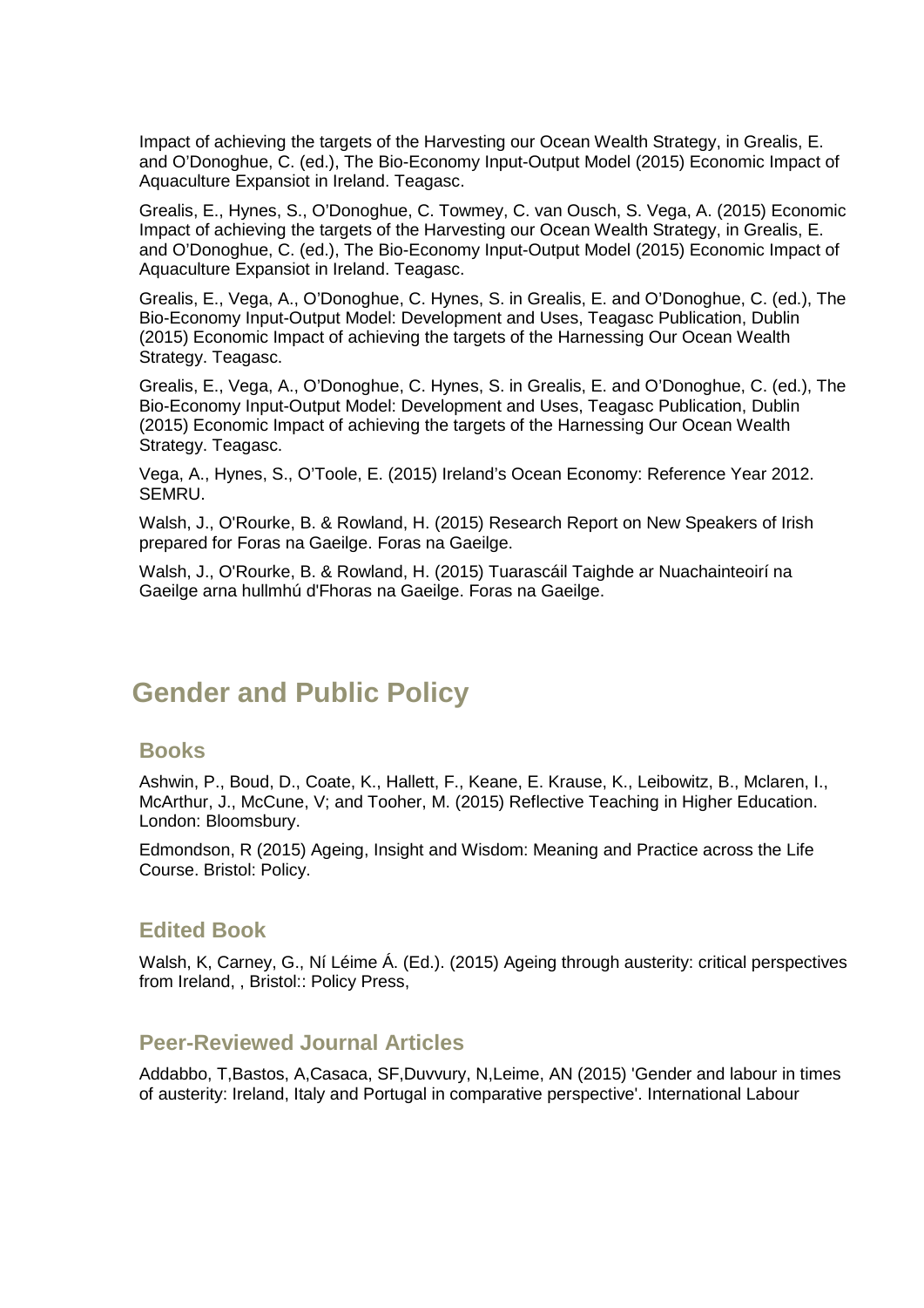Impact of achieving the targets of the Harvesting our Ocean Wealth Strategy, in Grealis, E. and O'Donoghue, C. (ed.), The Bio-Economy Input-Output Model (2015) Economic Impact of Aquaculture Expansiot in Ireland. Teagasc.

Grealis, E., Hynes, S., O'Donoghue, C. Towmey, C. van Ousch, S. Vega, A. (2015) Economic Impact of achieving the targets of the Harvesting our Ocean Wealth Strategy, in Grealis, E. and O'Donoghue, C. (ed.), The Bio-Economy Input-Output Model (2015) Economic Impact of Aquaculture Expansiot in Ireland. Teagasc.

Grealis, E., Vega, A., O'Donoghue, C. Hynes, S. in Grealis, E. and O'Donoghue, C. (ed.), The Bio-Economy Input-Output Model: Development and Uses, Teagasc Publication, Dublin (2015) Economic Impact of achieving the targets of the Harnessing Our Ocean Wealth Strategy. Teagasc.

Grealis, E., Vega, A., O'Donoghue, C. Hynes, S. in Grealis, E. and O'Donoghue, C. (ed.), The Bio-Economy Input-Output Model: Development and Uses, Teagasc Publication, Dublin (2015) Economic Impact of achieving the targets of the Harnessing Our Ocean Wealth Strategy. Teagasc.

Vega, A., Hynes, S., O'Toole, E. (2015) Ireland's Ocean Economy: Reference Year 2012. SEMRU.

Walsh, J., O'Rourke, B. & Rowland, H. (2015) Research Report on New Speakers of Irish prepared for Foras na Gaeilge. Foras na Gaeilge.

Walsh, J., O'Rourke, B. & Rowland, H. (2015) Tuarascáil Taighde ar Nuachainteoirí na Gaeilge arna hullmhú d'Fhoras na Gaeilge. Foras na Gaeilge.

# Gender and Public Policy

## Books

Ashwin, P., Boud, D., Coate, K., Hallett, F., Keane, E. Krause, K., Leibowitz, B., Mclaren, I., McArthur, J., McCune, V; and Tooher, M. (2015) Reflective Teaching in Higher Education. London: Bloomsbury.

Edmondson, R (2015) Ageing, Insight and Wisdom: Meaning and Practice across the Life Course. Bristol: Policy.

## Edited Book

Walsh, K, Carney, G., Ní Léime Á. (Ed.). (2015) Ageing through austerity: critical perspectives from Ireland, , Bristol:: Policy Press,

## Peer-Reviewed Journal Articles

Addabbo, T,Bastos, A,Casaca, SF,Duvvury, N,Leime, AN (2015) 'Gender and labour in times of austerity: Ireland, Italy and Portugal in comparative perspective'. International Labour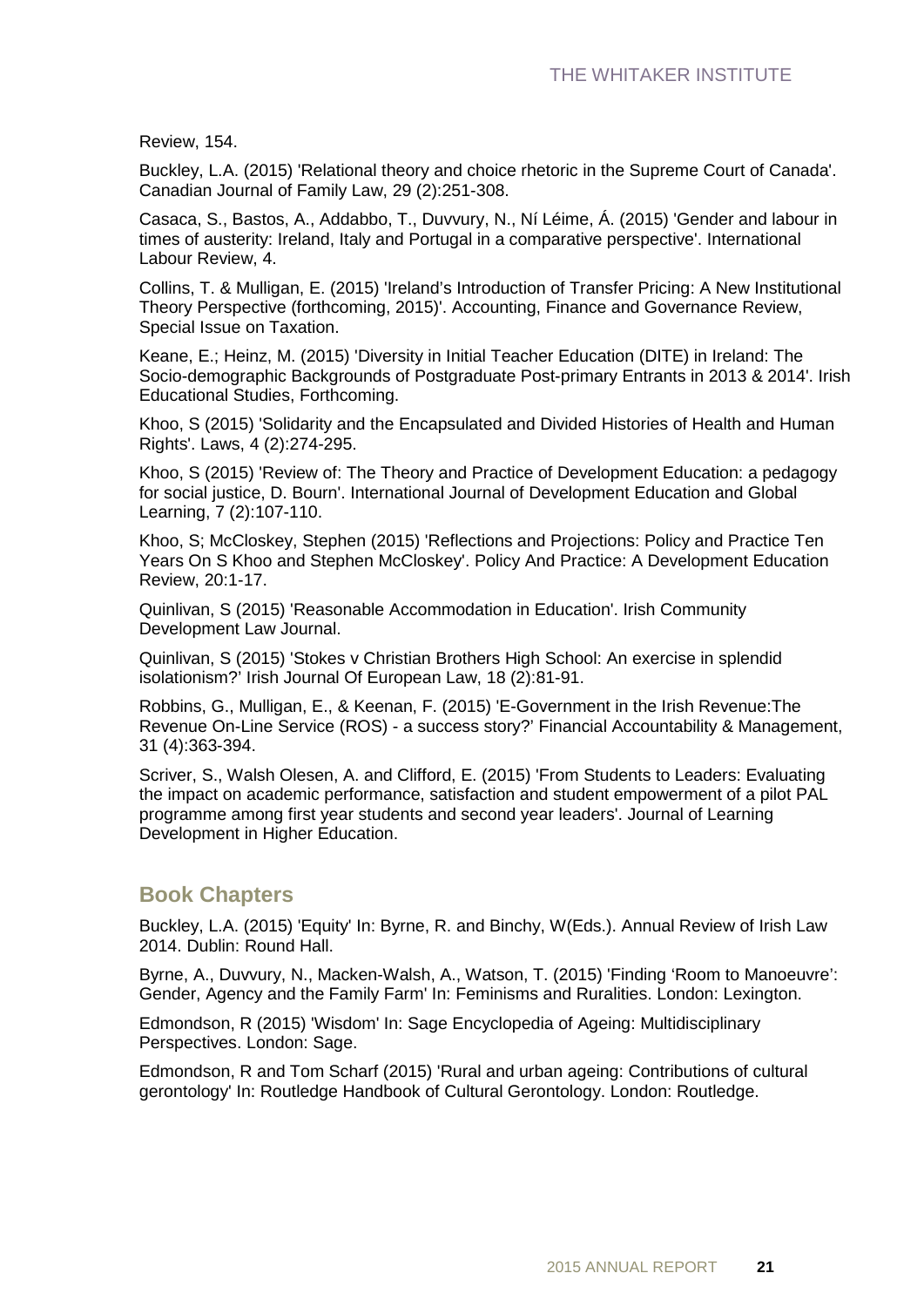Review, 154.

Buckley, L.A. (2015) 'Relational theory and choice rhetoric in the Supreme Court of Canada'. Canadian Journal of Family Law, 29 (2):251-308.

Casaca, S., Bastos, A., Addabbo, T., Duvvury, N., Ní Léime, Á. (2015) 'Gender and labour in times of austerity: Ireland, Italy and Portugal in a comparative perspective'. International Labour Review, 4.

Collins, T. & Mulligan, E. (2015) 'Ireland's Introduction of Transfer Pricing: A New Institutional Theory Perspective (forthcoming, 2015)'. Accounting, Finance and Governance Review, Special Issue on Taxation.

Keane, E.; Heinz, M. (2015) 'Diversity in Initial Teacher Education (DITE) in Ireland: The Socio-demographic Backgrounds of Postgraduate Post-primary Entrants in 2013 & 2014'. Irish Educational Studies, Forthcoming.

Khoo, S (2015) 'Solidarity and the Encapsulated and Divided Histories of Health and Human Rights'. Laws, 4 (2):274-295.

Khoo, S (2015) 'Review of: The Theory and Practice of Development Education: a pedagogy for social justice, D. Bourn'. International Journal of Development Education and Global Learning, 7 (2):107-110.

Khoo, S; McCloskey, Stephen (2015) 'Reflections and Projections: Policy and Practice Ten Years On S Khoo and Stephen McCloskey'. Policy And Practice: A Development Education Review, 20:1-17.

Quinlivan, S (2015) 'Reasonable Accommodation in Education'. Irish Community Development Law Journal.

Quinlivan, S (2015) 'Stokes v Christian Brothers High School: An exercise in splendid isolationism?' Irish Journal Of European Law, 18 (2):81-91.

Robbins, G., Mulligan, E., & Keenan, F. (2015) 'E-Government in the Irish Revenue:The Revenue On-Line Service (ROS) - a success story?' Financial Accountability & Management, 31 (4):363-394.

Scriver, S., Walsh Olesen, A. and Clifford, E. (2015) 'From Students to Leaders: Evaluating the impact on academic performance, satisfaction and student empowerment of a pilot PAL programme among first year students and second year leaders'. Journal of Learning Development in Higher Education.

## Book Chapters

Buckley, L.A. (2015) 'Equity' In: Byrne, R. and Binchy, W(Eds.). Annual Review of Irish Law 2014. Dublin: Round Hall.

Byrne, A., Duvvury, N., Macken-Walsh, A., Watson, T. (2015) 'Finding 'Room to Manoeuvre': Gender, Agency and the Family Farm' In: Feminisms and Ruralities. London: Lexington.

Edmondson, R (2015) 'Wisdom' In: Sage Encyclopedia of Ageing: Multidisciplinary Perspectives. London: Sage.

Edmondson, R and Tom Scharf (2015) 'Rural and urban ageing: Contributions of cultural gerontology' In: Routledge Handbook of Cultural Gerontology. London: Routledge.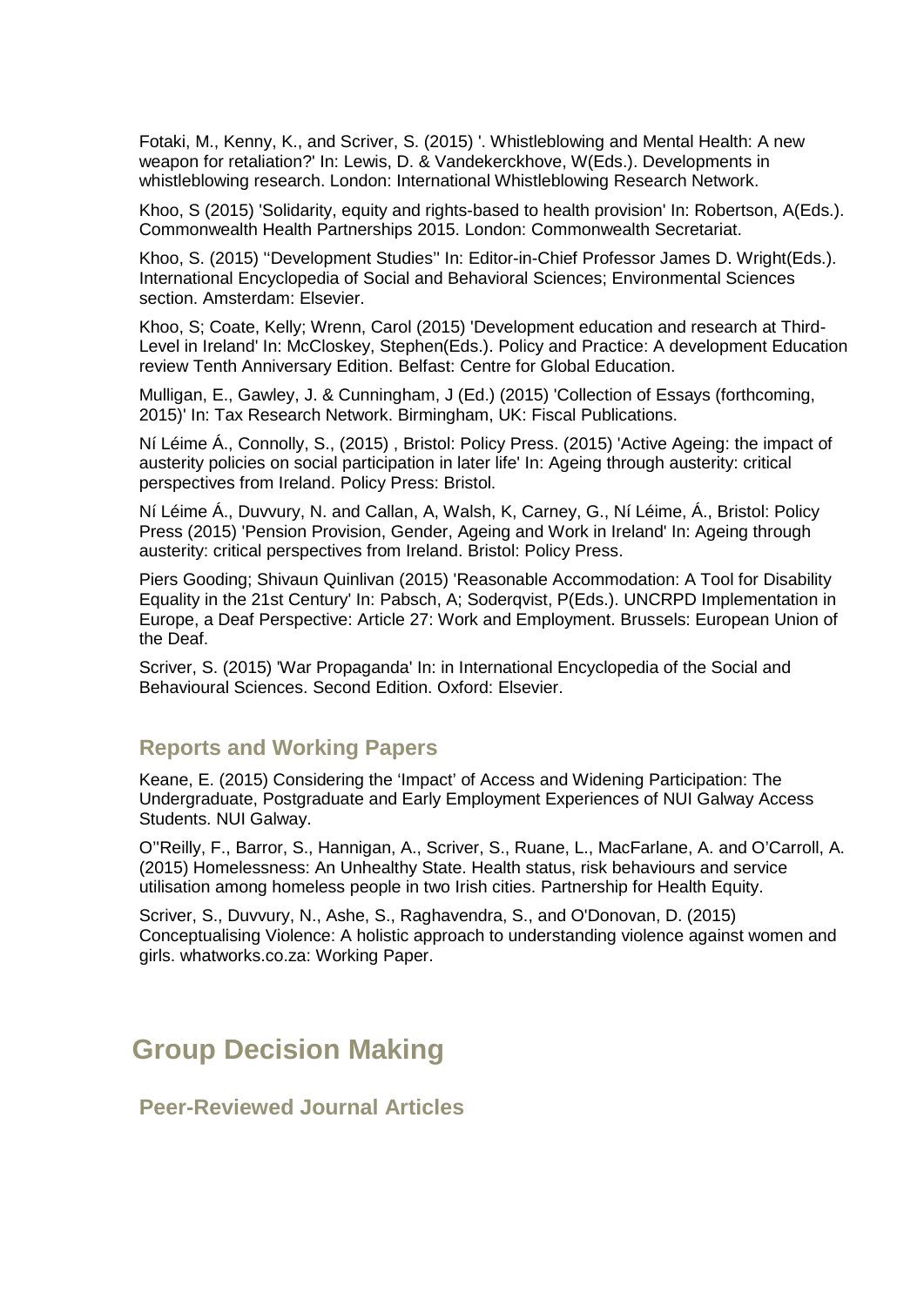Fotaki, M., Kenny, K., and Scriver, S. (2015) '. Whistleblowing and Mental Health: A new weapon for retaliation?' In: Lewis, D. & Vandekerckhove, W(Eds.). Developments in whistleblowing research. London: International Whistleblowing Research Network.

Khoo, S (2015) 'Solidarity, equity and rights-based to health provision' In: Robertson, A(Eds.). Commonwealth Health Partnerships 2015. London: Commonwealth Secretariat.

Khoo, S. (2015) ''Development Studies'' In: Editor-in-Chief Professor James D. Wright(Eds.). International Encyclopedia of Social and Behavioral Sciences; Environmental Sciences section. Amsterdam: Elsevier.

Khoo, S; Coate, Kelly; Wrenn, Carol (2015) 'Development education and research at Third-Level in Ireland' In: McCloskey, Stephen(Eds.). Policy and Practice: A development Education review Tenth Anniversary Edition. Belfast: Centre for Global Education.

Mulligan, E., Gawley, J. & Cunningham, J (Ed.) (2015) 'Collection of Essays (forthcoming, 2015)' In: Tax Research Network. Birmingham, UK: Fiscal Publications.

Ní Léime Á., Connolly, S., (2015) , Bristol: Policy Press. (2015) 'Active Ageing: the impact of austerity policies on social participation in later life' In: Ageing through austerity: critical perspectives from Ireland. Policy Press: Bristol.

Ní Léime Á., Duvvury, N. and Callan, A, Walsh, K, Carney, G., Ní Léime, Á., Bristol: Policy Press (2015) 'Pension Provision, Gender, Ageing and Work in Ireland' In: Ageing through austerity: critical perspectives from Ireland. Bristol: Policy Press.

Piers Gooding; Shivaun Quinlivan (2015) 'Reasonable Accommodation: A Tool for Disability Equality in the 21st Century' In: Pabsch, A; Soderqvist, P(Eds.). UNCRPD Implementation in Europe, a Deaf Perspective: Article 27: Work and Employment. Brussels: European Union of the Deaf.

Scriver, S. (2015) 'War Propaganda' In: in International Encyclopedia of the Social and Behavioural Sciences. Second Edition. Oxford: Elsevier.

### Reports and Working Papers

Keane, E. (2015) Considering the 'Impact' of Access and Widening Participation: The Undergraduate, Postgraduate and Early Employment Experiences of NUI Galway Access Students. NUI Galway.

O''Reilly, F., Barror, S., Hannigan, A., Scriver, S., Ruane, L., MacFarlane, A. and O'Carroll, A. (2015) Homelessness: An Unhealthy State. Health status, risk behaviours and service utilisation among homeless people in two Irish cities. Partnership for Health Equity.

Scriver, S., Duvvury, N., Ashe, S., Raghavendra, S., and O'Donovan, D. (2015) Conceptualising Violence: A holistic approach to understanding violence against women and girls. whatworks.co.za: Working Paper.

## Group Decision Making

### Peer-Reviewed Journal Articles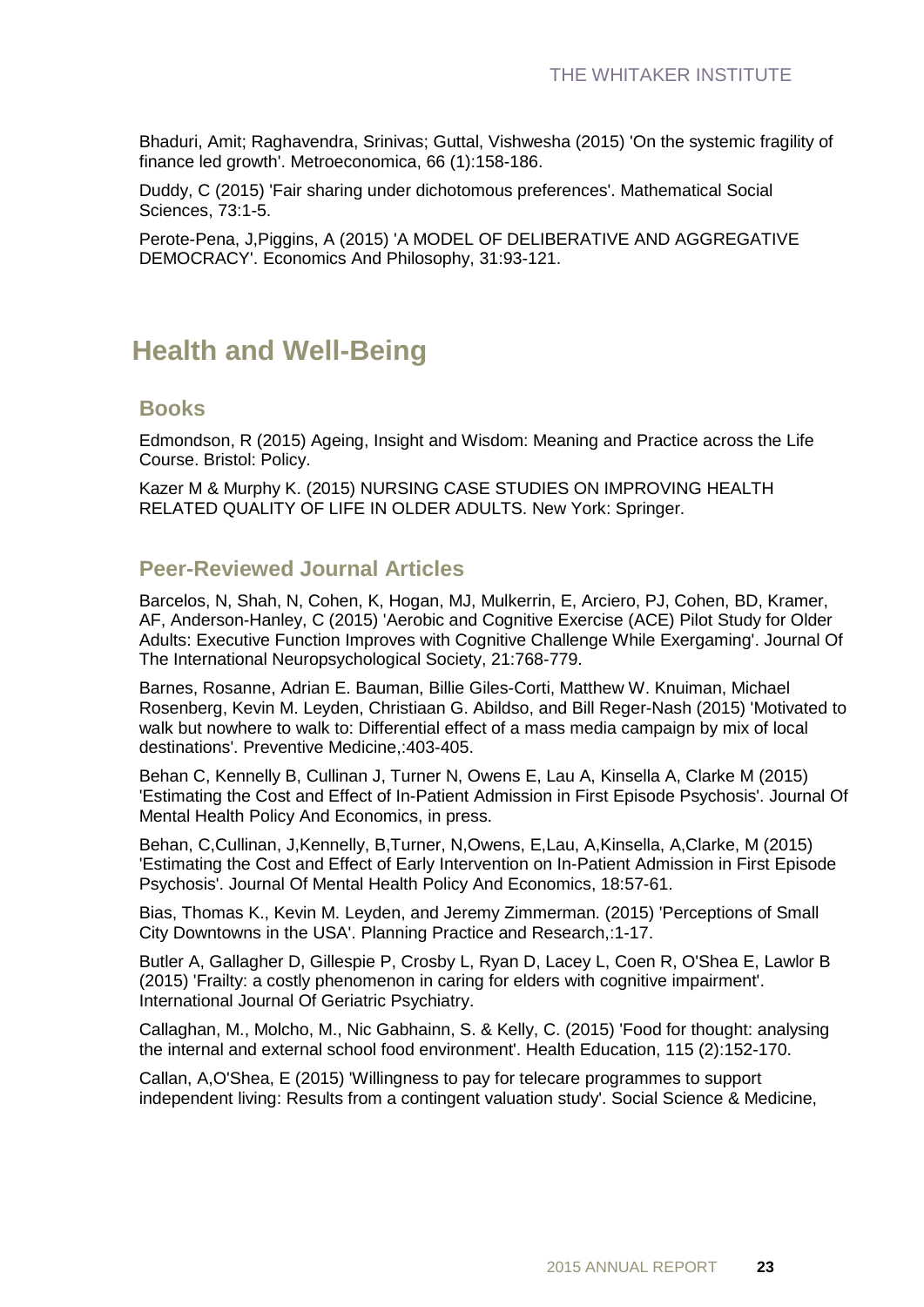Bhaduri, Amit; Raghavendra, Srinivas; Guttal, Vishwesha (2015) 'On the systemic fragility of finance led growth'. Metroeconomica, 66 (1):158-186.

Duddy, C (2015) 'Fair sharing under dichotomous preferences'. Mathematical Social Sciences, 73:1-5.

Perote-Pena, J,Piggins, A (2015) 'A MODEL OF DELIBERATIVE AND AGGREGATIVE DEMOCRACY'. Economics And Philosophy, 31:93-121.

# Health and Well-Being

## Books

Edmondson, R (2015) Ageing, Insight and Wisdom: Meaning and Practice across the Life Course. Bristol: Policy.

Kazer M & Murphy K. (2015) NURSING CASE STUDIES ON IMPROVING HEALTH RELATED QUALITY OF LIFE IN OLDER ADULTS. New York: Springer.

## Peer-Reviewed Journal Articles

Barcelos, N, Shah, N, Cohen, K, Hogan, MJ, Mulkerrin, E, Arciero, PJ, Cohen, BD, Kramer, AF, Anderson-Hanley, C (2015) 'Aerobic and Cognitive Exercise (ACE) Pilot Study for Older Adults: Executive Function Improves with Cognitive Challenge While Exergaming'. Journal Of The International Neuropsychological Society, 21:768-779.

Barnes, Rosanne, Adrian E. Bauman, Billie Giles-Corti, Matthew W. Knuiman, Michael Rosenberg, Kevin M. Leyden, Christiaan G. Abildso, and Bill Reger-Nash (2015) 'Motivated to walk but nowhere to walk to: Differential effect of a mass media campaign by mix of local destinations'. Preventive Medicine,:403-405.

Behan C, Kennelly B, Cullinan J, Turner N, Owens E, Lau A, Kinsella A, Clarke M (2015) 'Estimating the Cost and Effect of In-Patient Admission in First Episode Psychosis'. Journal Of Mental Health Policy And Economics, in press.

Behan, C,Cullinan, J,Kennelly, B,Turner, N,Owens, E,Lau, A,Kinsella, A,Clarke, M (2015) 'Estimating the Cost and Effect of Early Intervention on In-Patient Admission in First Episode Psychosis'. Journal Of Mental Health Policy And Economics, 18:57-61.

Bias, Thomas K., Kevin M. Leyden, and Jeremy Zimmerman. (2015) 'Perceptions of Small City Downtowns in the USA'. Planning Practice and Research,:1-17.

Butler A, Gallagher D, Gillespie P, Crosby L, Ryan D, Lacey L, Coen R, O'Shea E, Lawlor B (2015) 'Frailty: a costly phenomenon in caring for elders with cognitive impairment'. International Journal Of Geriatric Psychiatry.

Callaghan, M., Molcho, M., Nic Gabhainn, S. & Kelly, C. (2015) 'Food for thought: analysing the internal and external school food environment'. Health Education, 115 (2):152-170.

Callan, A,O'Shea, E (2015) 'Willingness to pay for telecare programmes to support independent living: Results from a contingent valuation study'. Social Science & Medicine,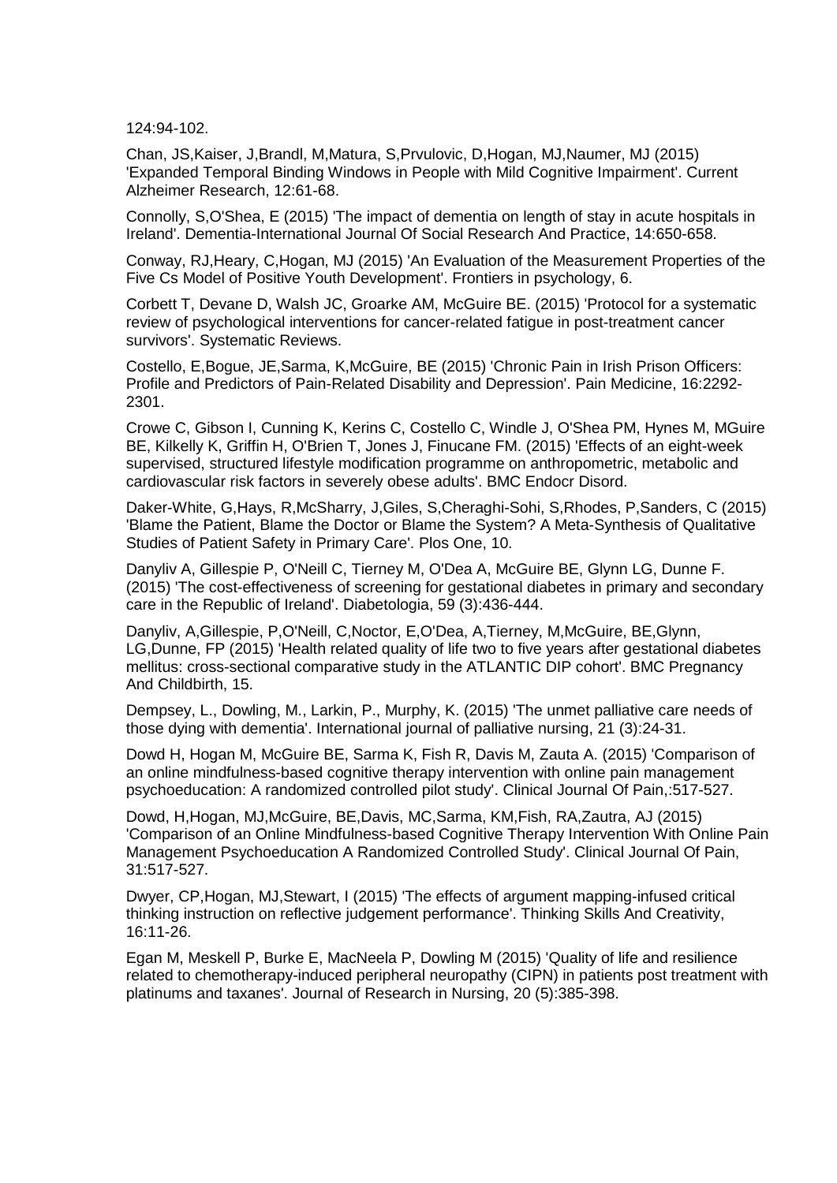124:94-102.

Chan, JS,Kaiser, J,Brandl, M,Matura, S,Prvulovic, D,Hogan, MJ,Naumer, MJ (2015) 'Expanded Temporal Binding Windows in People with Mild Cognitive Impairment'. Current Alzheimer Research, 12:61-68.

Connolly, S,O'Shea, E (2015) 'The impact of dementia on length of stay in acute hospitals in Ireland'. Dementia-International Journal Of Social Research And Practice, 14:650-658.

Conway, RJ,Heary, C,Hogan, MJ (2015) 'An Evaluation of the Measurement Properties of the Five Cs Model of Positive Youth Development'. Frontiers in psychology, 6.

Corbett T, Devane D, Walsh JC, Groarke AM, McGuire BE. (2015) 'Protocol for a systematic review of psychological interventions for cancer-related fatigue in post-treatment cancer survivors'. Systematic Reviews.

Costello, E,Bogue, JE,Sarma, K,McGuire, BE (2015) 'Chronic Pain in Irish Prison Officers: Profile and Predictors of Pain-Related Disability and Depression'. Pain Medicine, 16:2292-2301.

Crowe C, Gibson I, Cunning K, Kerins C, Costello C, Windle J, O'Shea PM, Hynes M, MGuire BE, Kilkelly K, Griffin H, O'Brien T, Jones J, Finucane FM. (2015) 'Effects of an eight-week supervised, structured lifestyle modification programme on anthropometric, metabolic and cardiovascular risk factors in severely obese adults'. BMC Endocr Disord.

Daker-White, G,Hays, R,McSharry, J,Giles, S,Cheraghi-Sohi, S,Rhodes, P,Sanders, C (2015) 'Blame the Patient, Blame the Doctor or Blame the System? A Meta-Synthesis of Qualitative Studies of Patient Safety in Primary Care'. Plos One, 10.

Danyliv A, Gillespie P, O'Neill C, Tierney M, O'Dea A, McGuire BE, Glynn LG, Dunne F. (2015) 'The cost-effectiveness of screening for gestational diabetes in primary and secondary care in the Republic of Ireland'. Diabetologia, 59 (3):436-444.

Danyliv, A,Gillespie, P,O'Neill, C,Noctor, E,O'Dea, A,Tierney, M,McGuire, BE,Glynn, LG,Dunne, FP (2015) 'Health related quality of life two to five years after gestational diabetes mellitus: cross-sectional comparative study in the ATLANTIC DIP cohort'. BMC Pregnancy And Childbirth, 15.

Dempsey, L., Dowling, M., Larkin, P., Murphy, K. (2015) 'The unmet palliative care needs of those dying with dementia'. International journal of palliative nursing, 21 (3):24-31.

Dowd H, Hogan M, McGuire BE, Sarma K, Fish R, Davis M, Zauta A. (2015) 'Comparison of an online mindfulness-based cognitive therapy intervention with online pain management psychoeducation: A randomized controlled pilot study'. Clinical Journal Of Pain,:517-527.

Dowd, H,Hogan, MJ,McGuire, BE,Davis, MC,Sarma, KM,Fish, RA,Zautra, AJ (2015) 'Comparison of an Online Mindfulness-based Cognitive Therapy Intervention With Online Pain Management Psychoeducation A Randomized Controlled Study'. Clinical Journal Of Pain, 31:517-527.

Dwyer, CP,Hogan, MJ,Stewart, I (2015) 'The effects of argument mapping-infused critical thinking instruction on reflective judgement performance'. Thinking Skills And Creativity, 16:11-26.

Egan M, Meskell P, Burke E, MacNeela P, Dowling M (2015) 'Quality of life and resilience related to chemotherapy-induced peripheral neuropathy (CIPN) in patients post treatment with platinums and taxanes'. Journal of Research in Nursing, 20 (5):385-398.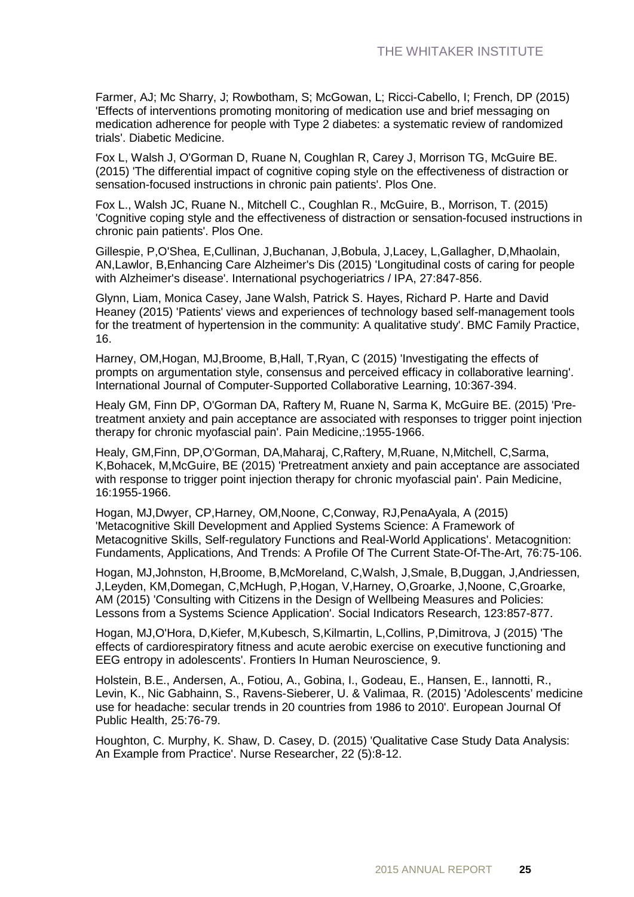Farmer, AJ; Mc Sharry, J; Rowbotham, S; McGowan, L; Ricci-Cabello, I; French, DP (2015) 'Effects of interventions promoting monitoring of medication use and brief messaging on medication adherence for people with Type 2 diabetes: a systematic review of randomized trials'. Diabetic Medicine.

Fox L, Walsh J, O'Gorman D, Ruane N, Coughlan R, Carey J, Morrison TG, McGuire BE. (2015) 'The differential impact of cognitive coping style on the effectiveness of distraction or sensation-focused instructions in chronic pain patients'. Plos One.

Fox L., Walsh JC, Ruane N., Mitchell C., Coughlan R., McGuire, B., Morrison, T. (2015) 'Cognitive coping style and the effectiveness of distraction or sensation-focused instructions in chronic pain patients'. Plos One.

Gillespie, P,O'Shea, E,Cullinan, J,Buchanan, J,Bobula, J,Lacey, L,Gallagher, D,Mhaolain, AN,Lawlor, B,Enhancing Care Alzheimer's Dis (2015) 'Longitudinal costs of caring for people with Alzheimer's disease'. International psychogeriatrics / IPA, 27:847-856.

Glynn, Liam, Monica Casey, Jane Walsh, Patrick S. Hayes, Richard P. Harte and David Heaney (2015) 'Patients' views and experiences of technology based self-management tools for the treatment of hypertension in the community: A qualitative study'. BMC Family Practice, 16.

Harney, OM,Hogan, MJ,Broome, B,Hall, T,Ryan, C (2015) 'Investigating the effects of prompts on argumentation style, consensus and perceived efficacy in collaborative learning'. International Journal of Computer-Supported Collaborative Learning, 10:367-394.

Healy GM, Finn DP, O'Gorman DA, Raftery M, Ruane N, Sarma K, McGuire BE. (2015) 'Pre-treatment anxiety and pain acceptance are associated with responses to trigger point injection therapy for chronic myofascial pain'. Pain Medicine,:1955-1966.

Healy, GM,Finn, DP,O'Gorman, DA,Maharaj, C,Raftery, M,Ruane, N,Mitchell, C,Sarma, K,Bohacek, M,McGuire, BE (2015) 'Pretreatment anxiety and pain acceptance are associated with response to trigger point injection therapy for chronic myofascial pain'. Pain Medicine, 16:1955-1966.

Hogan, MJ,Dwyer, CP,Harney, OM,Noone, C,Conway, RJ,PenaAyala, A (2015) 'Metacognitive Skill Development and Applied Systems Science: A Framework of Metacognitive Skills, Self-regulatory Functions and Real-World Applications'. Metacognition: Fundaments, Applications, And Trends: A Profile Of The Current State-Of-The-Art, 76:75-106.

Hogan, MJ,Johnston, H,Broome, B,McMoreland, C,Walsh, J,Smale, B,Duggan, J,Andriessen, J,Leyden, KM,Domegan, C,McHugh, P,Hogan, V,Harney, O,Groarke, J,Noone, C,Groarke, AM (2015) 'Consulting with Citizens in the Design of Wellbeing Measures and Policies: Lessons from a Systems Science Application'. Social Indicators Research, 123:857-877.

Hogan, MJ,O'Hora, D,Kiefer, M,Kubesch, S,Kilmartin, L,Collins, P,Dimitrova, J (2015) 'The effects of cardiorespiratory fitness and acute aerobic exercise on executive functioning and EEG entropy in adolescents'. Frontiers In Human Neuroscience, 9.

Holstein, B.E., Andersen, A., Fotiou, A., Gobina, I., Godeau, E., Hansen, E., Iannotti, R., Levin, K., Nic Gabhainn, S., Ravens-Sieberer, U. & Valimaa, R. (2015) 'Adolescents' medicine use for headache: secular trends in 20 countries from 1986 to 2010'. European Journal Of Public Health, 25:76-79.

Houghton, C. Murphy, K. Shaw, D. Casey, D. (2015) 'Qualitative Case Study Data Analysis: An Example from Practice'. Nurse Researcher, 22 (5):8-12.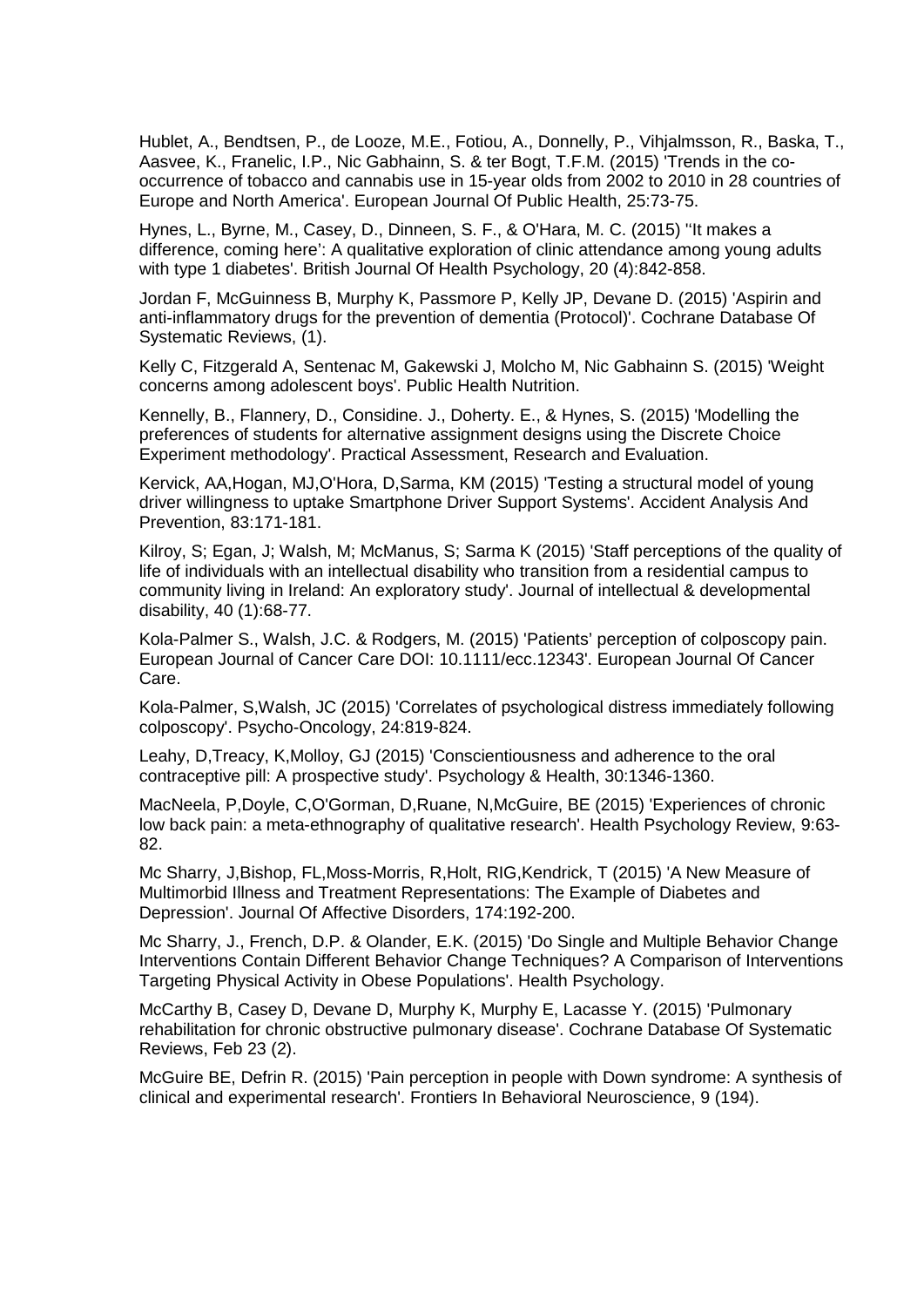Hublet, A., Bendtsen, P., de Looze, M.E., Fotiou, A., Donnelly, P., Vihjalmsson, R., Baska, T., Aasvee, K., Franelic, I.P., Nic Gabhainn, S. & ter Bogt, T.F.M. (2015) 'Trends in the co-occurrence of tobacco and cannabis use in 15-year olds from 2002 to 2010 in 28 countries of Europe and North America'. European Journal Of Public Health, 25:73-75.

Hynes, L., Byrne, M., Casey, D., Dinneen, S. F., & O'Hara, M. C. (2015) ''It makes a difference, coming here': A qualitative exploration of clinic attendance among young adults with type 1 diabetes'. British Journal Of Health Psychology, 20 (4):842-858.

Jordan F, McGuinness B, Murphy K, Passmore P, Kelly JP, Devane D. (2015) 'Aspirin and anti-inflammatory drugs for the prevention of dementia (Protocol)'. Cochrane Database Of Systematic Reviews, (1).

Kelly C, Fitzgerald A, Sentenac M, Gakewski J, Molcho M, Nic Gabhainn S. (2015) 'Weight concerns among adolescent boys'. Public Health Nutrition.

Kennelly, B., Flannery, D., Considine. J., Doherty. E., & Hynes, S. (2015) 'Modelling the preferences of students for alternative assignment designs using the Discrete Choice Experiment methodology'. Practical Assessment, Research and Evaluation.

Kervick, AA,Hogan, MJ,O'Hora, D,Sarma, KM (2015) 'Testing a structural model of young driver willingness to uptake Smartphone Driver Support Systems'. Accident Analysis And Prevention, 83:171-181.

Kilroy, S; Egan, J; Walsh, M; McManus, S; Sarma K (2015) 'Staff perceptions of the quality of life of individuals with an intellectual disability who transition from a residential campus to community living in Ireland: An exploratory study'. Journal of intellectual & developmental disability, 40 (1):68-77.

Kola-Palmer S., Walsh, J.C. & Rodgers, M. (2015) 'Patients' perception of colposcopy pain. European Journal of Cancer Care DOI: 10.1111/ecc.12343'. European Journal Of Cancer Care.

Kola-Palmer, S,Walsh, JC (2015) 'Correlates of psychological distress immediately following colposcopy'. Psycho-Oncology, 24:819-824.

Leahy, D,Treacy, K,Molloy, GJ (2015) 'Conscientiousness and adherence to the oral contraceptive pill: A prospective study'. Psychology & Health, 30:1346-1360.

MacNeela, P,Doyle, C,O'Gorman, D,Ruane, N,McGuire, BE (2015) 'Experiences of chronic low back pain: a meta-ethnography of qualitative research'. Health Psychology Review, 9:63-82.

Mc Sharry, J,Bishop, FL,Moss-Morris, R,Holt, RIG,Kendrick, T (2015) 'A New Measure of Multimorbid Illness and Treatment Representations: The Example of Diabetes and Depression'. Journal Of Affective Disorders, 174:192-200.

Mc Sharry, J., French, D.P. & Olander, E.K. (2015) 'Do Single and Multiple Behavior Change Interventions Contain Different Behavior Change Techniques? A Comparison of Interventions Targeting Physical Activity in Obese Populations'. Health Psychology.

McCarthy B, Casey D, Devane D, Murphy K, Murphy E, Lacasse Y. (2015) 'Pulmonary rehabilitation for chronic obstructive pulmonary disease'. Cochrane Database Of Systematic Reviews, Feb 23 (2).

McGuire BE, Defrin R. (2015) 'Pain perception in people with Down syndrome: A synthesis of clinical and experimental research'. Frontiers In Behavioral Neuroscience, 9 (194).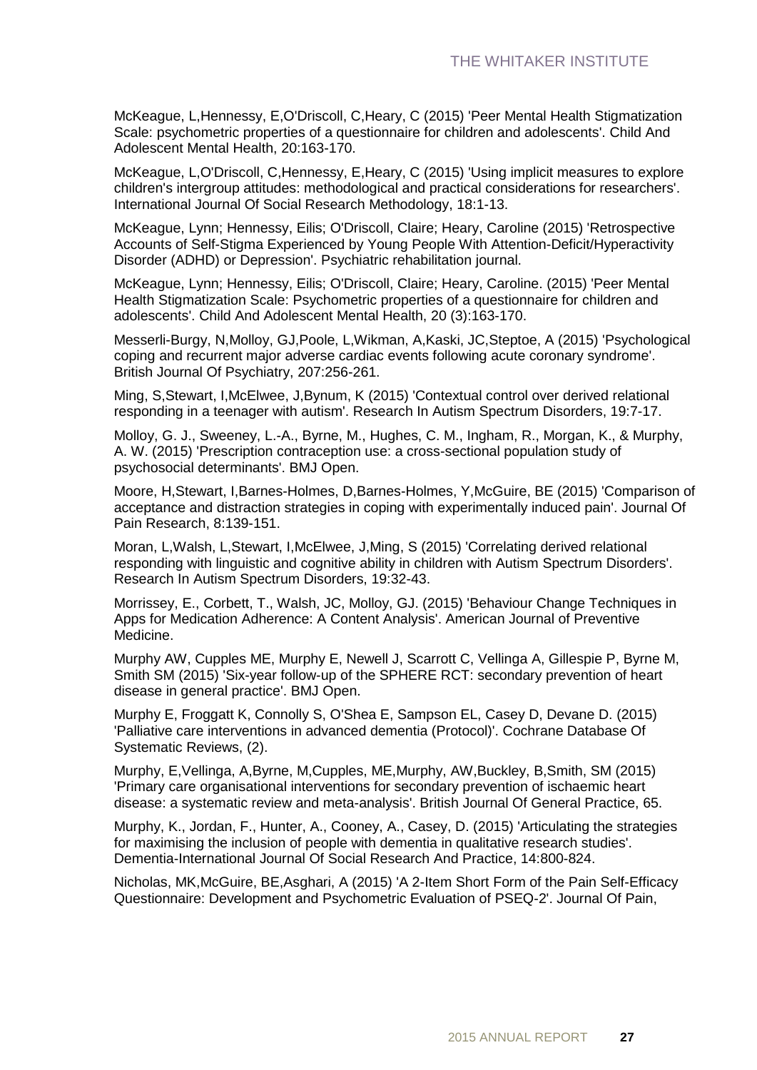McKeague, L,Hennessy, E,O'Driscoll, C,Heary, C (2015) 'Peer Mental Health Stigmatization Scale: psychometric properties of a questionnaire for children and adolescents'. Child And Adolescent Mental Health, 20:163-170.

McKeague, L,O'Driscoll, C,Hennessy, E,Heary, C (2015) 'Using implicit measures to explore children's intergroup attitudes: methodological and practical considerations for researchers'. International Journal Of Social Research Methodology, 18:1-13.

McKeague, Lynn; Hennessy, Eilis; O'Driscoll, Claire; Heary, Caroline (2015) 'Retrospective Accounts of Self-Stigma Experienced by Young People With Attention-Deficit/Hyperactivity Disorder (ADHD) or Depression'. Psychiatric rehabilitation journal.

McKeague, Lynn; Hennessy, Eilis; O'Driscoll, Claire; Heary, Caroline. (2015) 'Peer Mental Health Stigmatization Scale: Psychometric properties of a questionnaire for children and adolescents'. Child And Adolescent Mental Health, 20 (3):163-170.

Messerli-Burgy, N,Molloy, GJ,Poole, L,Wikman, A,Kaski, JC,Steptoe, A (2015) 'Psychological coping and recurrent major adverse cardiac events following acute coronary syndrome'. British Journal Of Psychiatry, 207:256-261.

Ming, S,Stewart, I,McElwee, J,Bynum, K (2015) 'Contextual control over derived relational responding in a teenager with autism'. Research In Autism Spectrum Disorders, 19:7-17.

Molloy, G. J., Sweeney, L.-A., Byrne, M., Hughes, C. M., Ingham, R., Morgan, K., & Murphy, A. W. (2015) 'Prescription contraception use: a cross-sectional population study of psychosocial determinants'. BMJ Open.

Moore, H,Stewart, I,Barnes-Holmes, D,Barnes-Holmes, Y,McGuire, BE (2015) 'Comparison of acceptance and distraction strategies in coping with experimentally induced pain'. Journal Of Pain Research, 8:139-151.

Moran, L,Walsh, L,Stewart, I,McElwee, J,Ming, S (2015) 'Correlating derived relational responding with linguistic and cognitive ability in children with Autism Spectrum Disorders'. Research In Autism Spectrum Disorders, 19:32-43.

Morrissey, E., Corbett, T., Walsh, JC, Molloy, GJ. (2015) 'Behaviour Change Techniques in Apps for Medication Adherence: A Content Analysis'. American Journal of Preventive Medicine.

Murphy AW, Cupples ME, Murphy E, Newell J, Scarrott C, Vellinga A, Gillespie P, Byrne M, Smith SM (2015) 'Six-year follow-up of the SPHERE RCT: secondary prevention of heart disease in general practice'. BMJ Open.

Murphy E, Froggatt K, Connolly S, O'Shea E, Sampson EL, Casey D, Devane D. (2015) 'Palliative care interventions in advanced dementia (Protocol)'. Cochrane Database Of Systematic Reviews, (2).

Murphy, E,Vellinga, A,Byrne, M,Cupples, ME,Murphy, AW,Buckley, B,Smith, SM (2015) 'Primary care organisational interventions for secondary prevention of ischaemic heart disease: a systematic review and meta-analysis'. British Journal Of General Practice, 65.

Murphy, K., Jordan, F., Hunter, A., Cooney, A., Casey, D. (2015) 'Articulating the strategies for maximising the inclusion of people with dementia in qualitative research studies'. Dementia-International Journal Of Social Research And Practice, 14:800-824.

Nicholas, MK,McGuire, BE,Asghari, A (2015) 'A 2-Item Short Form of the Pain Self-Efficacy Questionnaire: Development and Psychometric Evaluation of PSEQ-2'. Journal Of Pain,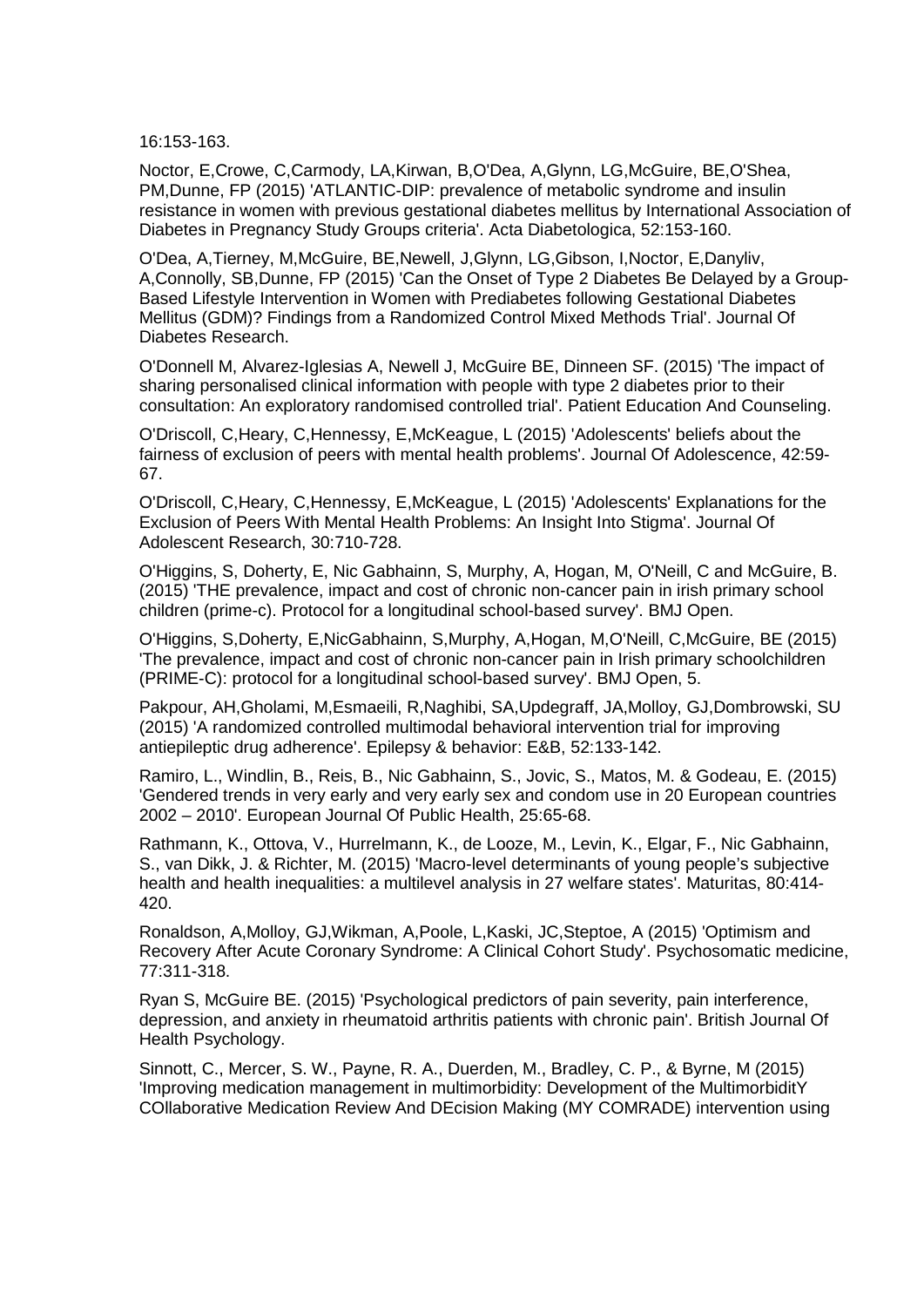16:153-163.

Noctor, E,Crowe, C,Carmody, LA,Kirwan, B,O'Dea, A,Glynn, LG,McGuire, BE,O'Shea, PM,Dunne, FP (2015) 'ATLANTIC-DIP: prevalence of metabolic syndrome and insulin resistance in women with previous gestational diabetes mellitus by International Association of Diabetes in Pregnancy Study Groups criteria'. Acta Diabetologica, 52:153-160.

O'Dea, A,Tierney, M,McGuire, BE,Newell, J,Glynn, LG,Gibson, I,Noctor, E,Danyliv, A,Connolly, SB,Dunne, FP (2015) 'Can the Onset of Type 2 Diabetes Be Delayed by a Group-Based Lifestyle Intervention in Women with Prediabetes following Gestational Diabetes Mellitus (GDM)? Findings from a Randomized Control Mixed Methods Trial'. Journal Of Diabetes Research.

O'Donnell M, Alvarez-Iglesias A, Newell J, McGuire BE, Dinneen SF. (2015) 'The impact of sharing personalised clinical information with people with type 2 diabetes prior to their consultation: An exploratory randomised controlled trial'. Patient Education And Counseling.

O'Driscoll, C,Heary, C,Hennessy, E,McKeague, L (2015) 'Adolescents' beliefs about the fairness of exclusion of peers with mental health problems'. Journal Of Adolescence, 42:59-67.

O'Driscoll, C,Heary, C,Hennessy, E,McKeague, L (2015) 'Adolescents' Explanations for the Exclusion of Peers With Mental Health Problems: An Insight Into Stigma'. Journal Of Adolescent Research, 30:710-728.

O'Higgins, S, Doherty, E, Nic Gabhainn, S, Murphy, A, Hogan, M, O'Neill, C and McGuire, B. (2015) 'THE prevalence, impact and cost of chronic non-cancer pain in irish primary school children (prime-c). Protocol for a longitudinal school-based survey'. BMJ Open.

O'Higgins, S,Doherty, E,NicGabhainn, S,Murphy, A,Hogan, M,O'Neill, C,McGuire, BE (2015) 'The prevalence, impact and cost of chronic non-cancer pain in Irish primary schoolchildren (PRIME-C): protocol for a longitudinal school-based survey'. BMJ Open, 5.

Pakpour, AH,Gholami, M,Esmaeili, R,Naghibi, SA,Updegraff, JA,Molloy, GJ,Dombrowski, SU (2015) 'A randomized controlled multimodal behavioral intervention trial for improving antiepileptic drug adherence'. Epilepsy & behavior: E&B, 52:133-142.

Ramiro, L., Windlin, B., Reis, B., Nic Gabhainn, S., Jovic, S., Matos, M. & Godeau, E. (2015) 'Gendered trends in very early and very early sex and condom use in 20 European countries 2002 – 2010'. European Journal Of Public Health, 25:65-68.

Rathmann, K., Ottova, V., Hurrelmann, K., de Looze, M., Levin, K., Elgar, F., Nic Gabhainn, S., van Dikk, J. & Richter, M. (2015) 'Macro-level determinants of young people's subjective health and health inequalities: a multilevel analysis in 27 welfare states'. Maturitas, 80:414-420.

Ronaldson, A,Molloy, GJ,Wikman, A,Poole, L,Kaski, JC,Steptoe, A (2015) 'Optimism and Recovery After Acute Coronary Syndrome: A Clinical Cohort Study'. Psychosomatic medicine, 77:311-318.

Ryan S, McGuire BE. (2015) 'Psychological predictors of pain severity, pain interference, depression, and anxiety in rheumatoid arthritis patients with chronic pain'. British Journal Of Health Psychology.

Sinnott, C., Mercer, S. W., Payne, R. A., Duerden, M., Bradley, C. P., & Byrne, M (2015) 'Improving medication management in multimorbidity: Development of the MultimorbiditY COllaborative Medication Review And DEcision Making (MY COMRADE) intervention using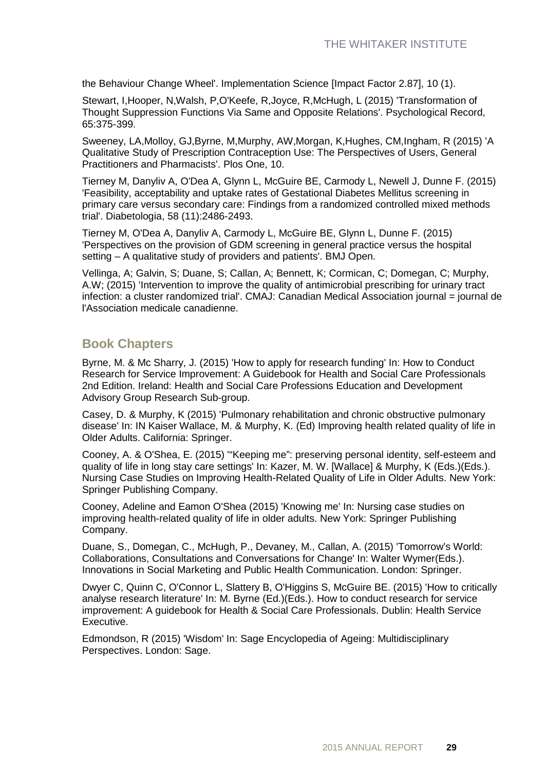the Behaviour Change Wheel'. Implementation Science [Impact Factor 2.87], 10 (1).

Stewart, I,Hooper, N,Walsh, P,O'Keefe, R,Joyce, R,McHugh, L (2015) 'Transformation of Thought Suppression Functions Via Same and Opposite Relations'. Psychological Record, 65:375-399.

Sweeney, LA,Molloy, GJ,Byrne, M,Murphy, AW,Morgan, K,Hughes, CM,Ingham, R (2015) 'A Qualitative Study of Prescription Contraception Use: The Perspectives of Users, General Practitioners and Pharmacists'. Plos One, 10.

Tierney M, Danyliv A, O'Dea A, Glynn L, McGuire BE, Carmody L, Newell J, Dunne F. (2015) 'Feasibility, acceptability and uptake rates of Gestational Diabetes Mellitus screening in primary care versus secondary care: Findings from a randomized controlled mixed methods trial'. Diabetologia, 58 (11):2486-2493.

Tierney M, O'Dea A, Danyliv A, Carmody L, McGuire BE, Glynn L, Dunne F. (2015) 'Perspectives on the provision of GDM screening in general practice versus the hospital setting – A qualitative study of providers and patients'. BMJ Open.

Vellinga, A; Galvin, S; Duane, S; Callan, A; Bennett, K; Cormican, C; Domegan, C; Murphy, A.W; (2015) 'Intervention to improve the quality of antimicrobial prescribing for urinary tract infection: a cluster randomized trial'. CMAJ: Canadian Medical Association journal = journal de l'Association medicale canadienne.

## Book Chapters

Byrne, M. & Mc Sharry, J. (2015) 'How to apply for research funding' In: How to Conduct Research for Service Improvement: A Guidebook for Health and Social Care Professionals 2nd Edition. Ireland: Health and Social Care Professions Education and Development Advisory Group Research Sub-group.

Casey, D. & Murphy, K (2015) 'Pulmonary rehabilitation and chronic obstructive pulmonary disease' In: IN Kaiser Wallace, M. & Murphy, K. (Ed) Improving health related quality of life in Older Adults. California: Springer.

Cooney, A. & O'Shea, E. (2015) '"Keeping me": preserving personal identity, self-esteem and quality of life in long stay care settings' In: Kazer, M. W. [Wallace] & Murphy, K (Eds.)(Eds.). Nursing Case Studies on Improving Health-Related Quality of Life in Older Adults. New York: Springer Publishing Company.

Cooney, Adeline and Eamon O'Shea (2015) 'Knowing me' In: Nursing case studies on improving health-related quality of life in older adults. New York: Springer Publishing Company.

Duane, S., Domegan, C., McHugh, P., Devaney, M., Callan, A. (2015) 'Tomorrow's World: Collaborations, Consultations and Conversations for Change' In: Walter Wymer(Eds.). Innovations in Social Marketing and Public Health Communication. London: Springer.

Dwyer C, Quinn C, O'Connor L, Slattery B, O'Higgins S, McGuire BE. (2015) 'How to critically analyse research literature' In: M. Byrne (Ed.)(Eds.). How to conduct research for service improvement: A guidebook for Health & Social Care Professionals. Dublin: Health Service Executive.

Edmondson, R (2015) 'Wisdom' In: Sage Encyclopedia of Ageing: Multidisciplinary Perspectives. London: Sage.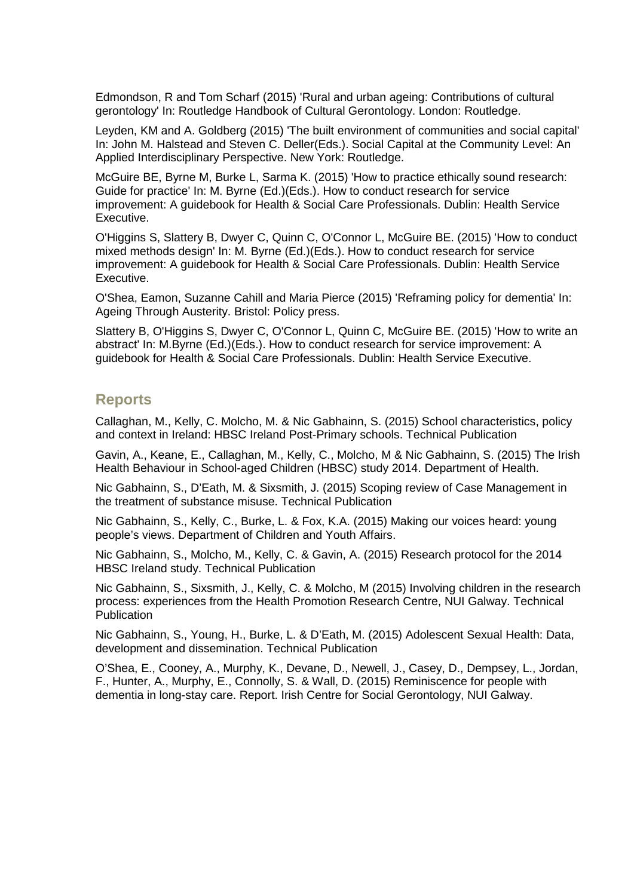Edmondson, R and Tom Scharf (2015) 'Rural and urban ageing: Contributions of cultural gerontology' In: Routledge Handbook of Cultural Gerontology. London: Routledge.

Leyden, KM and A. Goldberg (2015) 'The built environment of communities and social capital' In: John M. Halstead and Steven C. Deller(Eds.). Social Capital at the Community Level: An Applied Interdisciplinary Perspective. New York: Routledge.

McGuire BE, Byrne M, Burke L, Sarma K. (2015) 'How to practice ethically sound research: Guide for practice' In: M. Byrne (Ed.)(Eds.). How to conduct research for service improvement: A guidebook for Health & Social Care Professionals. Dublin: Health Service Executive.

O'Higgins S, Slattery B, Dwyer C, Quinn C, O'Connor L, McGuire BE. (2015) 'How to conduct mixed methods design' In: M. Byrne (Ed.)(Eds.). How to conduct research for service improvement: A guidebook for Health & Social Care Professionals. Dublin: Health Service Executive.

O'Shea, Eamon, Suzanne Cahill and Maria Pierce (2015) 'Reframing policy for dementia' In: Ageing Through Austerity. Bristol: Policy press.

Slattery B, O'Higgins S, Dwyer C, O'Connor L, Quinn C, McGuire BE. (2015) 'How to write an abstract' In: M.Byrne (Ed.)(Eds.). How to conduct research for service improvement: A guidebook for Health & Social Care Professionals. Dublin: Health Service Executive.

## Reports

Callaghan, M., Kelly, C. Molcho, M. & Nic Gabhainn, S. (2015) School characteristics, policy and context in Ireland: HBSC Ireland Post-Primary schools. Technical Publication

Gavin, A., Keane, E., Callaghan, M., Kelly, C., Molcho, M & Nic Gabhainn, S. (2015) The Irish Health Behaviour in School-aged Children (HBSC) study 2014. Department of Health.

Nic Gabhainn, S., D'Eath, M. & Sixsmith, J. (2015) Scoping review of Case Management in the treatment of substance misuse. Technical Publication

Nic Gabhainn, S., Kelly, C., Burke, L. & Fox, K.A. (2015) Making our voices heard: young people's views. Department of Children and Youth Affairs.

Nic Gabhainn, S., Molcho, M., Kelly, C. & Gavin, A. (2015) Research protocol for the 2014 HBSC Ireland study. Technical Publication

Nic Gabhainn, S., Sixsmith, J., Kelly, C. & Molcho, M (2015) Involving children in the research process: experiences from the Health Promotion Research Centre, NUI Galway. Technical Publication

Nic Gabhainn, S., Young, H., Burke, L. & D'Eath, M. (2015) Adolescent Sexual Health: Data, development and dissemination. Technical Publication

O'Shea, E., Cooney, A., Murphy, K., Devane, D., Newell, J., Casey, D., Dempsey, L., Jordan, F., Hunter, A., Murphy, E., Connolly, S. & Wall, D. (2015) Reminiscence for people with dementia in long-stay care. Report. Irish Centre for Social Gerontology, NUI Galway.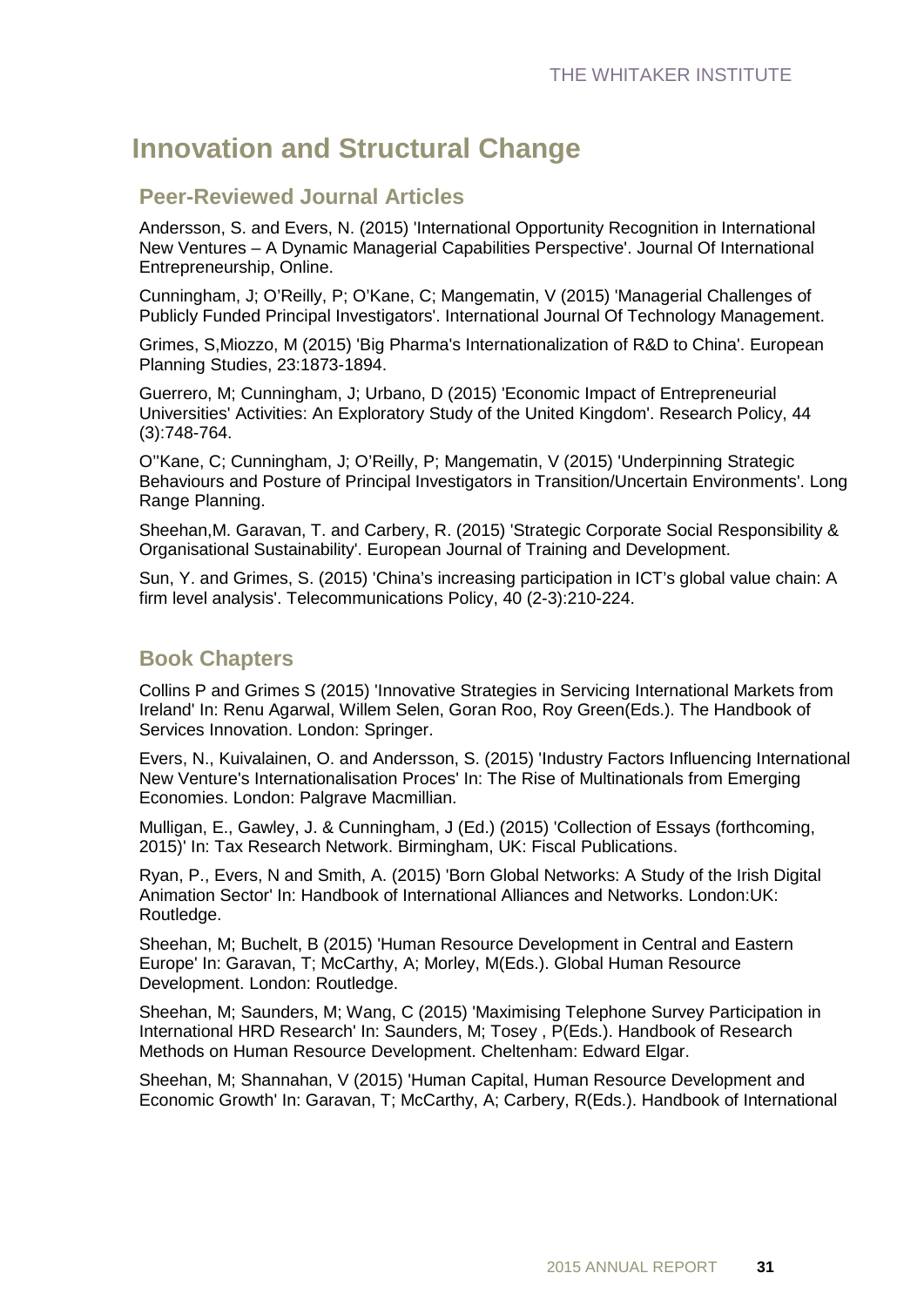# Innovation and Structural Change

## Peer-Reviewed Journal Articles

Andersson, S. and Evers, N. (2015) 'International Opportunity Recognition in International New Ventures – A Dynamic Managerial Capabilities Perspective'. Journal Of International Entrepreneurship, Online.

Cunningham, J; O'Reilly, P; O'Kane, C; Mangematin, V (2015) 'Managerial Challenges of Publicly Funded Principal Investigators'. International Journal Of Technology Management.

Grimes, S,Miozzo, M (2015) 'Big Pharma's Internationalization of R&D to China'. European Planning Studies, 23:1873-1894.

Guerrero, M; Cunningham, J; Urbano, D (2015) 'Economic Impact of Entrepreneurial Universities' Activities: An Exploratory Study of the United Kingdom'. Research Policy, 44 (3):748-764.

O''Kane, C; Cunningham, J; O'Reilly, P; Mangematin, V (2015) 'Underpinning Strategic Behaviours and Posture of Principal Investigators in Transition/Uncertain Environments'. Long Range Planning.

Sheehan,M. Garavan, T. and Carbery, R. (2015) 'Strategic Corporate Social Responsibility & Organisational Sustainability'. European Journal of Training and Development.

Sun, Y. and Grimes, S. (2015) 'China's increasing participation in ICT's global value chain: A firm level analysis'. Telecommunications Policy, 40 (2-3):210-224.

## Book Chapters

Collins P and Grimes S (2015) 'Innovative Strategies in Servicing International Markets from Ireland' In: Renu Agarwal, Willem Selen, Goran Roo, Roy Green(Eds.). The Handbook of Services Innovation. London: Springer.

Evers, N., Kuivalainen, O. and Andersson, S. (2015) 'Industry Factors Influencing International New Venture's Internationalisation Proces' In: The Rise of Multinationals from Emerging Economies. London: Palgrave Macmillian.

Mulligan, E., Gawley, J. & Cunningham, J (Ed.) (2015) 'Collection of Essays (forthcoming, 2015)' In: Tax Research Network. Birmingham, UK: Fiscal Publications.

Ryan, P., Evers, N and Smith, A. (2015) 'Born Global Networks: A Study of the Irish Digital Animation Sector' In: Handbook of International Alliances and Networks. London:UK: Routledge.

Sheehan, M; Buchelt, B (2015) 'Human Resource Development in Central and Eastern Europe' In: Garavan, T; McCarthy, A; Morley, M(Eds.). Global Human Resource Development. London: Routledge.

Sheehan, M; Saunders, M; Wang, C (2015) 'Maximising Telephone Survey Participation in International HRD Research' In: Saunders, M; Tosey , P(Eds.). Handbook of Research Methods on Human Resource Development. Cheltenham: Edward Elgar.

Sheehan, M; Shannahan, V (2015) 'Human Capital, Human Resource Development and Economic Growth' In: Garavan, T; McCarthy, A; Carbery, R(Eds.). Handbook of International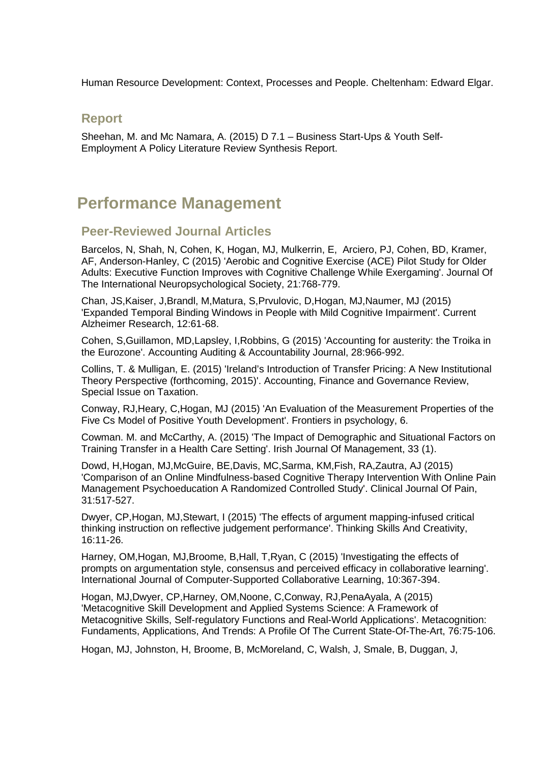Human Resource Development: Context, Processes and People. Cheltenham: Edward Elgar.

### Report

Sheehan, M. and Mc Namara, A. (2015) D 7.1 – Business Start-Ups & Youth Self-Employment A Policy Literature Review Synthesis Report.

## Performance Management

### Peer-Reviewed Journal Articles

Barcelos, N, Shah, N, Cohen, K, Hogan, MJ, Mulkerrin, E, Arciero, PJ, Cohen, BD, Kramer, AF, Anderson-Hanley, C (2015) 'Aerobic and Cognitive Exercise (ACE) Pilot Study for Older Adults: Executive Function Improves with Cognitive Challenge While Exergaming'. Journal Of The International Neuropsychological Society, 21:768-779.

Chan, JS,Kaiser, J,Brandl, M,Matura, S,Prvulovic, D,Hogan, MJ,Naumer, MJ (2015) 'Expanded Temporal Binding Windows in People with Mild Cognitive Impairment'. Current Alzheimer Research, 12:61-68.

Cohen, S,Guillamon, MD,Lapsley, I,Robbins, G (2015) 'Accounting for austerity: the Troika in the Eurozone'. Accounting Auditing & Accountability Journal, 28:966-992.

Collins, T. & Mulligan, E. (2015) 'Ireland's Introduction of Transfer Pricing: A New Institutional Theory Perspective (forthcoming, 2015)'. Accounting, Finance and Governance Review, Special Issue on Taxation.

Conway, RJ,Heary, C,Hogan, MJ (2015) 'An Evaluation of the Measurement Properties of the Five Cs Model of Positive Youth Development'. Frontiers in psychology, 6.

Cowman. M. and McCarthy, A. (2015) 'The Impact of Demographic and Situational Factors on Training Transfer in a Health Care Setting'. Irish Journal Of Management, 33 (1).

Dowd, H,Hogan, MJ,McGuire, BE,Davis, MC,Sarma, KM,Fish, RA,Zautra, AJ (2015) 'Comparison of an Online Mindfulness-based Cognitive Therapy Intervention With Online Pain Management Psychoeducation A Randomized Controlled Study'. Clinical Journal Of Pain, 31:517-527.

Dwyer, CP,Hogan, MJ,Stewart, I (2015) 'The effects of argument mapping-infused critical thinking instruction on reflective judgement performance'. Thinking Skills And Creativity, 16:11-26.

Harney, OM,Hogan, MJ,Broome, B,Hall, T,Ryan, C (2015) 'Investigating the effects of prompts on argumentation style, consensus and perceived efficacy in collaborative learning'. International Journal of Computer-Supported Collaborative Learning, 10:367-394.

Hogan, MJ,Dwyer, CP,Harney, OM,Noone, C,Conway, RJ,PenaAyala, A (2015) 'Metacognitive Skill Development and Applied Systems Science: A Framework of Metacognitive Skills, Self-regulatory Functions and Real-World Applications'. Metacognition: Fundaments, Applications, And Trends: A Profile Of The Current State-Of-The-Art, 76:75-106.

Hogan, MJ, Johnston, H, Broome, B, McMoreland, C, Walsh, J, Smale, B, Duggan, J,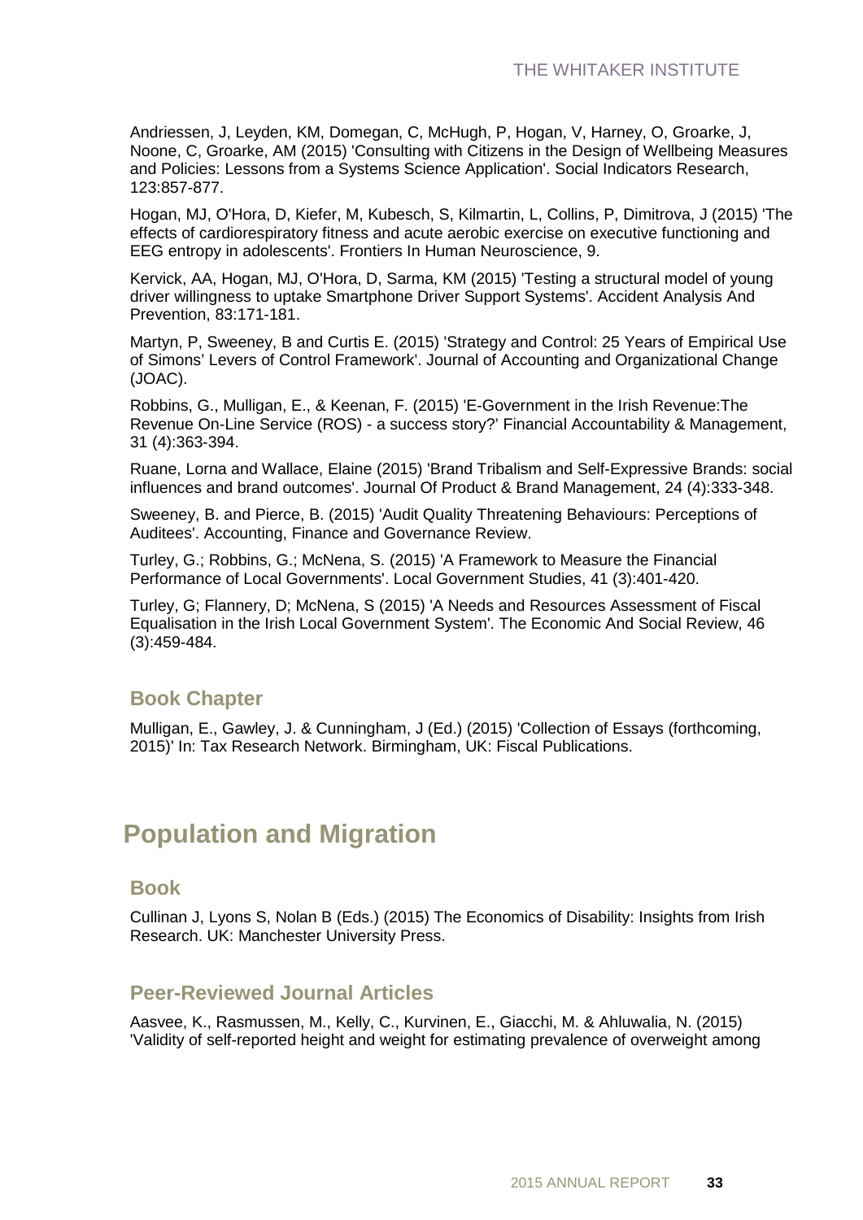Andriessen, J, Leyden, KM, Domegan, C, McHugh, P, Hogan, V, Harney, O, Groarke, J, Noone, C, Groarke, AM (2015) 'Consulting with Citizens in the Design of Wellbeing Measures and Policies: Lessons from a Systems Science Application'. Social Indicators Research, 123:857-877.

Hogan, MJ, O'Hora, D, Kiefer, M, Kubesch, S, Kilmartin, L, Collins, P, Dimitrova, J (2015) 'The effects of cardiorespiratory fitness and acute aerobic exercise on executive functioning and EEG entropy in adolescents'. Frontiers In Human Neuroscience, 9.

Kervick, AA, Hogan, MJ, O'Hora, D, Sarma, KM (2015) 'Testing a structural model of young driver willingness to uptake Smartphone Driver Support Systems'. Accident Analysis And Prevention, 83:171-181.

Martyn, P, Sweeney, B and Curtis E. (2015) 'Strategy and Control: 25 Years of Empirical Use of Simons' Levers of Control Framework'. Journal of Accounting and Organizational Change (JOAC).

Robbins, G., Mulligan, E., & Keenan, F. (2015) 'E-Government in the Irish Revenue:The Revenue On-Line Service (ROS) - a success story?' Financial Accountability & Management, 31 (4):363-394.

Ruane, Lorna and Wallace, Elaine (2015) 'Brand Tribalism and Self-Expressive Brands: social influences and brand outcomes'. Journal Of Product & Brand Management, 24 (4):333-348.

Sweeney, B. and Pierce, B. (2015) 'Audit Quality Threatening Behaviours: Perceptions of Auditees'. Accounting, Finance and Governance Review.

Turley, G.; Robbins, G.; McNena, S. (2015) 'A Framework to Measure the Financial Performance of Local Governments'. Local Government Studies, 41 (3):401-420.

Turley, G; Flannery, D; McNena, S (2015) 'A Needs and Resources Assessment of Fiscal Equalisation in the Irish Local Government System'. The Economic And Social Review, 46 (3):459-484.

### Book Chapter

Mulligan, E., Gawley, J. & Cunningham, J (Ed.) (2015) 'Collection of Essays (forthcoming, 2015)' In: Tax Research Network. Birmingham, UK: Fiscal Publications.

## Population and Migration

### Book

Cullinan J, Lyons S, Nolan B (Eds.) (2015) The Economics of Disability: Insights from Irish Research. UK: Manchester University Press.

### Peer-Reviewed Journal Articles

Aasvee, K., Rasmussen, M., Kelly, C., Kurvinen, E., Giacchi, M. & Ahluwalia, N. (2015) 'Validity of self-reported height and weight for estimating prevalence of overweight among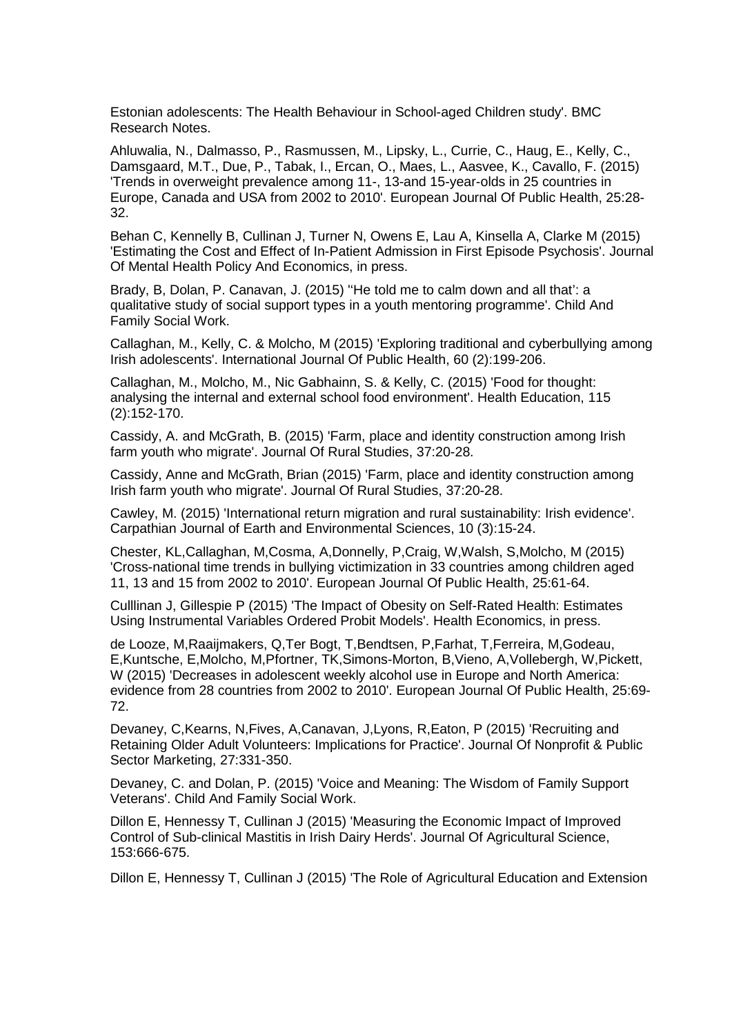Estonian adolescents: The Health Behaviour in School-aged Children study'. BMC Research Notes.

Ahluwalia, N., Dalmasso, P., Rasmussen, M., Lipsky, L., Currie, C., Haug, E., Kelly, C., Damsgaard, M.T., Due, P., Tabak, I., Ercan, O., Maes, L., Aasvee, K., Cavallo, F. (2015) 'Trends in overweight prevalence among 11-, 13-and 15-year-olds in 25 countries in Europe, Canada and USA from 2002 to 2010'. European Journal Of Public Health, 25:28-32.

Behan C, Kennelly B, Cullinan J, Turner N, Owens E, Lau A, Kinsella A, Clarke M (2015) 'Estimating the Cost and Effect of In-Patient Admission in First Episode Psychosis'. Journal Of Mental Health Policy And Economics, in press.

Brady, B, Dolan, P. Canavan, J. (2015) ''He told me to calm down and all that': a qualitative study of social support types in a youth mentoring programme'. Child And Family Social Work.

Callaghan, M., Kelly, C. & Molcho, M (2015) 'Exploring traditional and cyberbullying among Irish adolescents'. International Journal Of Public Health, 60 (2):199-206.

Callaghan, M., Molcho, M., Nic Gabhainn, S. & Kelly, C. (2015) 'Food for thought: analysing the internal and external school food environment'. Health Education, 115 (2):152-170.

Cassidy, A. and McGrath, B. (2015) 'Farm, place and identity construction among Irish farm youth who migrate'. Journal Of Rural Studies, 37:20-28.

Cassidy, Anne and McGrath, Brian (2015) 'Farm, place and identity construction among Irish farm youth who migrate'. Journal Of Rural Studies, 37:20-28.

Cawley, M. (2015) 'International return migration and rural sustainability: Irish evidence'. Carpathian Journal of Earth and Environmental Sciences, 10 (3):15-24.

Chester, KL,Callaghan, M,Cosma, A,Donnelly, P,Craig, W,Walsh, S,Molcho, M (2015) 'Cross-national time trends in bullying victimization in 33 countries among children aged 11, 13 and 15 from 2002 to 2010'. European Journal Of Public Health, 25:61-64.

Culllinan J, Gillespie P (2015) 'The Impact of Obesity on Self-Rated Health: Estimates Using Instrumental Variables Ordered Probit Models'. Health Economics, in press.

de Looze, M,Raaijmakers, Q,Ter Bogt, T,Bendtsen, P,Farhat, T,Ferreira, M,Godeau, E,Kuntsche, E,Molcho, M,Pfortner, TK,Simons-Morton, B,Vieno, A,Vollebergh, W,Pickett, W (2015) 'Decreases in adolescent weekly alcohol use in Europe and North America: evidence from 28 countries from 2002 to 2010'. European Journal Of Public Health, 25:69-72.

Devaney, C,Kearns, N,Fives, A,Canavan, J,Lyons, R,Eaton, P (2015) 'Recruiting and Retaining Older Adult Volunteers: Implications for Practice'. Journal Of Nonprofit & Public Sector Marketing, 27:331-350.

Devaney, C. and Dolan, P. (2015) 'Voice and Meaning: The Wisdom of Family Support Veterans'. Child And Family Social Work.

Dillon E, Hennessy T, Cullinan J (2015) 'Measuring the Economic Impact of Improved Control of Sub-clinical Mastitis in Irish Dairy Herds'. Journal Of Agricultural Science, 153:666-675.

Dillon E, Hennessy T, Cullinan J (2015) 'The Role of Agricultural Education and Extension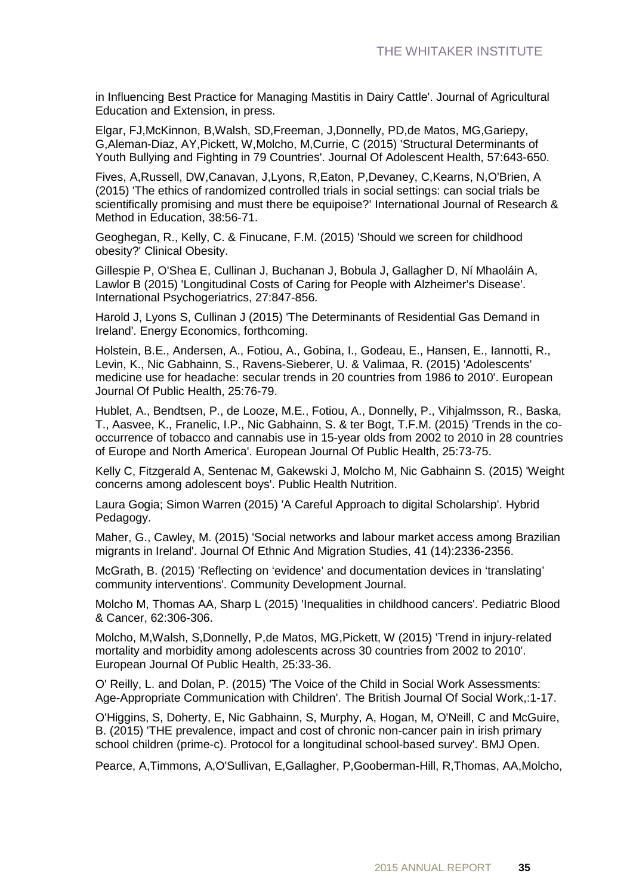in Influencing Best Practice for Managing Mastitis in Dairy Cattle'. Journal of Agricultural Education and Extension, in press.

Elgar, FJ,McKinnon, B,Walsh, SD,Freeman, J,Donnelly, PD,de Matos, MG,Gariepy, G,Aleman-Diaz, AY,Pickett, W,Molcho, M,Currie, C (2015) 'Structural Determinants of Youth Bullying and Fighting in 79 Countries'. Journal Of Adolescent Health, 57:643-650.

Fives, A,Russell, DW,Canavan, J,Lyons, R,Eaton, P,Devaney, C,Kearns, N,O'Brien, A (2015) 'The ethics of randomized controlled trials in social settings: can social trials be scientifically promising and must there be equipoise?' International Journal of Research & Method in Education, 38:56-71.

Geoghegan, R., Kelly, C. & Finucane, F.M. (2015) 'Should we screen for childhood obesity?' Clinical Obesity.

Gillespie P, O'Shea E, Cullinan J, Buchanan J, Bobula J, Gallagher D, Ní Mhaoláin A, Lawlor B (2015) 'Longitudinal Costs of Caring for People with Alzheimer's Disease'. International Psychogeriatrics, 27:847-856.

Harold J, Lyons S, Cullinan J (2015) 'The Determinants of Residential Gas Demand in Ireland'. Energy Economics, forthcoming.

Holstein, B.E., Andersen, A., Fotiou, A., Gobina, I., Godeau, E., Hansen, E., Iannotti, R., Levin, K., Nic Gabhainn, S., Ravens-Sieberer, U. & Valimaa, R. (2015) 'Adolescents' medicine use for headache: secular trends in 20 countries from 1986 to 2010'. European Journal Of Public Health, 25:76-79.

Hublet, A., Bendtsen, P., de Looze, M.E., Fotiou, A., Donnelly, P., Vihjalmsson, R., Baska, T., Aasvee, K., Franelic, I.P., Nic Gabhainn, S. & ter Bogt, T.F.M. (2015) 'Trends in the co-occurrence of tobacco and cannabis use in 15-year olds from 2002 to 2010 in 28 countries of Europe and North America'. European Journal Of Public Health, 25:73-75.

Kelly C, Fitzgerald A, Sentenac M, Gakewski J, Molcho M, Nic Gabhainn S. (2015) 'Weight concerns among adolescent boys'. Public Health Nutrition.

Laura Gogia; Simon Warren (2015) 'A Careful Approach to digital Scholarship'. Hybrid Pedagogy.

Maher, G., Cawley, M. (2015) 'Social networks and labour market access among Brazilian migrants in Ireland'. Journal Of Ethnic And Migration Studies, 41 (14):2336-2356.

McGrath, B. (2015) 'Reflecting on 'evidence' and documentation devices in 'translating' community interventions'. Community Development Journal.

Molcho M, Thomas AA, Sharp L (2015) 'Inequalities in childhood cancers'. Pediatric Blood & Cancer, 62:306-306.

Molcho, M,Walsh, S,Donnelly, P,de Matos, MG,Pickett, W (2015) 'Trend in injury-related mortality and morbidity among adolescents across 30 countries from 2002 to 2010'. European Journal Of Public Health, 25:33-36.

O' Reilly, L. and Dolan, P. (2015) 'The Voice of the Child in Social Work Assessments: Age-Appropriate Communication with Children'. The British Journal Of Social Work,:1-17.

O'Higgins, S, Doherty, E, Nic Gabhainn, S, Murphy, A, Hogan, M, O'Neill, C and McGuire, B. (2015) 'THE prevalence, impact and cost of chronic non-cancer pain in irish primary school children (prime-c). Protocol for a longitudinal school-based survey'. BMJ Open.

Pearce, A,Timmons, A,O'Sullivan, E,Gallagher, P,Gooberman-Hill, R,Thomas, AA,Molcho,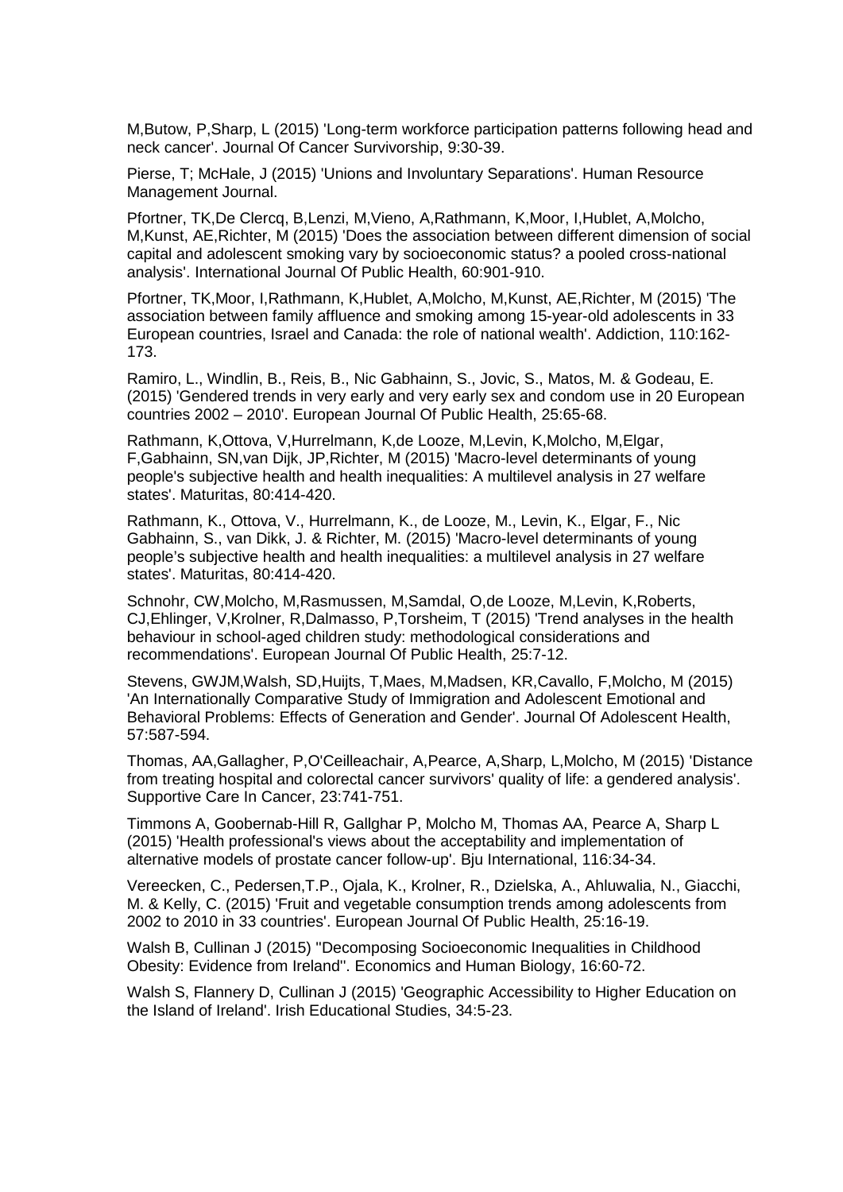M,Butow, P,Sharp, L (2015) 'Long-term workforce participation patterns following head and neck cancer'. Journal Of Cancer Survivorship, 9:30-39.

Pierse, T; McHale, J (2015) 'Unions and Involuntary Separations'. Human Resource Management Journal.

Pfortner, TK,De Clercq, B,Lenzi, M,Vieno, A,Rathmann, K,Moor, I,Hublet, A,Molcho, M,Kunst, AE,Richter, M (2015) 'Does the association between different dimension of social capital and adolescent smoking vary by socioeconomic status? a pooled cross-national analysis'. International Journal Of Public Health, 60:901-910.

Pfortner, TK,Moor, I,Rathmann, K,Hublet, A,Molcho, M,Kunst, AE,Richter, M (2015) 'The association between family affluence and smoking among 15-year-old adolescents in 33 European countries, Israel and Canada: the role of national wealth'. Addiction, 110:162-173.

Ramiro, L., Windlin, B., Reis, B., Nic Gabhainn, S., Jovic, S., Matos, M. & Godeau, E. (2015) 'Gendered trends in very early and very early sex and condom use in 20 European countries 2002 – 2010'. European Journal Of Public Health, 25:65-68.

Rathmann, K,Ottova, V,Hurrelmann, K,de Looze, M,Levin, K,Molcho, M,Elgar, F,Gabhainn, SN,van Dijk, JP,Richter, M (2015) 'Macro-level determinants of young people's subjective health and health inequalities: A multilevel analysis in 27 welfare states'. Maturitas, 80:414-420.

Rathmann, K., Ottova, V., Hurrelmann, K., de Looze, M., Levin, K., Elgar, F., Nic Gabhainn, S., van Dikk, J. & Richter, M. (2015) 'Macro-level determinants of young people's subjective health and health inequalities: a multilevel analysis in 27 welfare states'. Maturitas, 80:414-420.

Schnohr, CW,Molcho, M,Rasmussen, M,Samdal, O,de Looze, M,Levin, K,Roberts, CJ,Ehlinger, V,Krolner, R,Dalmasso, P,Torsheim, T (2015) 'Trend analyses in the health behaviour in school-aged children study: methodological considerations and recommendations'. European Journal Of Public Health, 25:7-12.

Stevens, GWJM,Walsh, SD,Huijts, T,Maes, M,Madsen, KR,Cavallo, F,Molcho, M (2015) 'An Internationally Comparative Study of Immigration and Adolescent Emotional and Behavioral Problems: Effects of Generation and Gender'. Journal Of Adolescent Health, 57:587-594.

Thomas, AA,Gallagher, P,O'Ceilleachair, A,Pearce, A,Sharp, L,Molcho, M (2015) 'Distance from treating hospital and colorectal cancer survivors' quality of life: a gendered analysis'. Supportive Care In Cancer, 23:741-751.

Timmons A, Goobernab-Hill R, Gallghar P, Molcho M, Thomas AA, Pearce A, Sharp L (2015) 'Health professional's views about the acceptability and implementation of alternative models of prostate cancer follow-up'. Bju International, 116:34-34.

Vereecken, C., Pedersen,T.P., Ojala, K., Krolner, R., Dzielska, A., Ahluwalia, N., Giacchi, M. & Kelly, C. (2015) 'Fruit and vegetable consumption trends among adolescents from 2002 to 2010 in 33 countries'. European Journal Of Public Health, 25:16-19.

Walsh B, Cullinan J (2015) ''Decomposing Socioeconomic Inequalities in Childhood Obesity: Evidence from Ireland''. Economics and Human Biology, 16:60-72.

Walsh S, Flannery D, Cullinan J (2015) 'Geographic Accessibility to Higher Education on the Island of Ireland'. Irish Educational Studies, 34:5-23.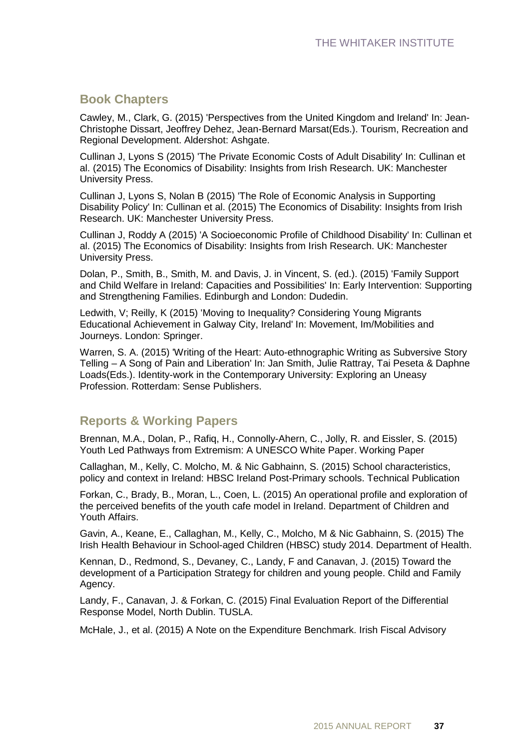## Book Chapters

Cawley, M., Clark, G. (2015) 'Perspectives from the United Kingdom and Ireland' In: Jean-Christophe Dissart, Jeoffrey Dehez, Jean-Bernard Marsat(Eds.). Tourism, Recreation and Regional Development. Aldershot: Ashgate.

Cullinan J, Lyons S (2015) 'The Private Economic Costs of Adult Disability' In: Cullinan et al. (2015) The Economics of Disability: Insights from Irish Research. UK: Manchester University Press.

Cullinan J, Lyons S, Nolan B (2015) 'The Role of Economic Analysis in Supporting Disability Policy' In: Cullinan et al. (2015) The Economics of Disability: Insights from Irish Research. UK: Manchester University Press.

Cullinan J, Roddy A (2015) 'A Socioeconomic Profile of Childhood Disability' In: Cullinan et al. (2015) The Economics of Disability: Insights from Irish Research. UK: Manchester University Press.

Dolan, P., Smith, B., Smith, M. and Davis, J. in Vincent, S. (ed.). (2015) 'Family Support and Child Welfare in Ireland: Capacities and Possibilities' In: Early Intervention: Supporting and Strengthening Families. Edinburgh and London: Dudedin.

Ledwith, V; Reilly, K (2015) 'Moving to Inequality? Considering Young Migrants Educational Achievement in Galway City, Ireland' In: Movement, Im/Mobilities and Journeys. London: Springer.

Warren, S. A. (2015) 'Writing of the Heart: Auto-ethnographic Writing as Subversive Story Telling – A Song of Pain and Liberation' In: Jan Smith, Julie Rattray, Tai Peseta & Daphne Loads(Eds.). Identity-work in the Contemporary University: Exploring an Uneasy Profession. Rotterdam: Sense Publishers.

## Reports & Working Papers

Brennan, M.A., Dolan, P., Rafiq, H., Connolly-Ahern, C., Jolly, R. and Eissler, S. (2015) Youth Led Pathways from Extremism: A UNESCO White Paper. Working Paper

Callaghan, M., Kelly, C. Molcho, M. & Nic Gabhainn, S. (2015) School characteristics, policy and context in Ireland: HBSC Ireland Post-Primary schools. Technical Publication

Forkan, C., Brady, B., Moran, L., Coen, L. (2015) An operational profile and exploration of the perceived benefits of the youth cafe model in Ireland. Department of Children and Youth Affairs.

Gavin, A., Keane, E., Callaghan, M., Kelly, C., Molcho, M & Nic Gabhainn, S. (2015) The Irish Health Behaviour in School-aged Children (HBSC) study 2014. Department of Health.

Kennan, D., Redmond, S., Devaney, C., Landy, F and Canavan, J. (2015) Toward the development of a Participation Strategy for children and young people. Child and Family Agency.

Landy, F., Canavan, J. & Forkan, C. (2015) Final Evaluation Report of the Differential Response Model, North Dublin. TUSLA.

McHale, J., et al. (2015) A Note on the Expenditure Benchmark. Irish Fiscal Advisory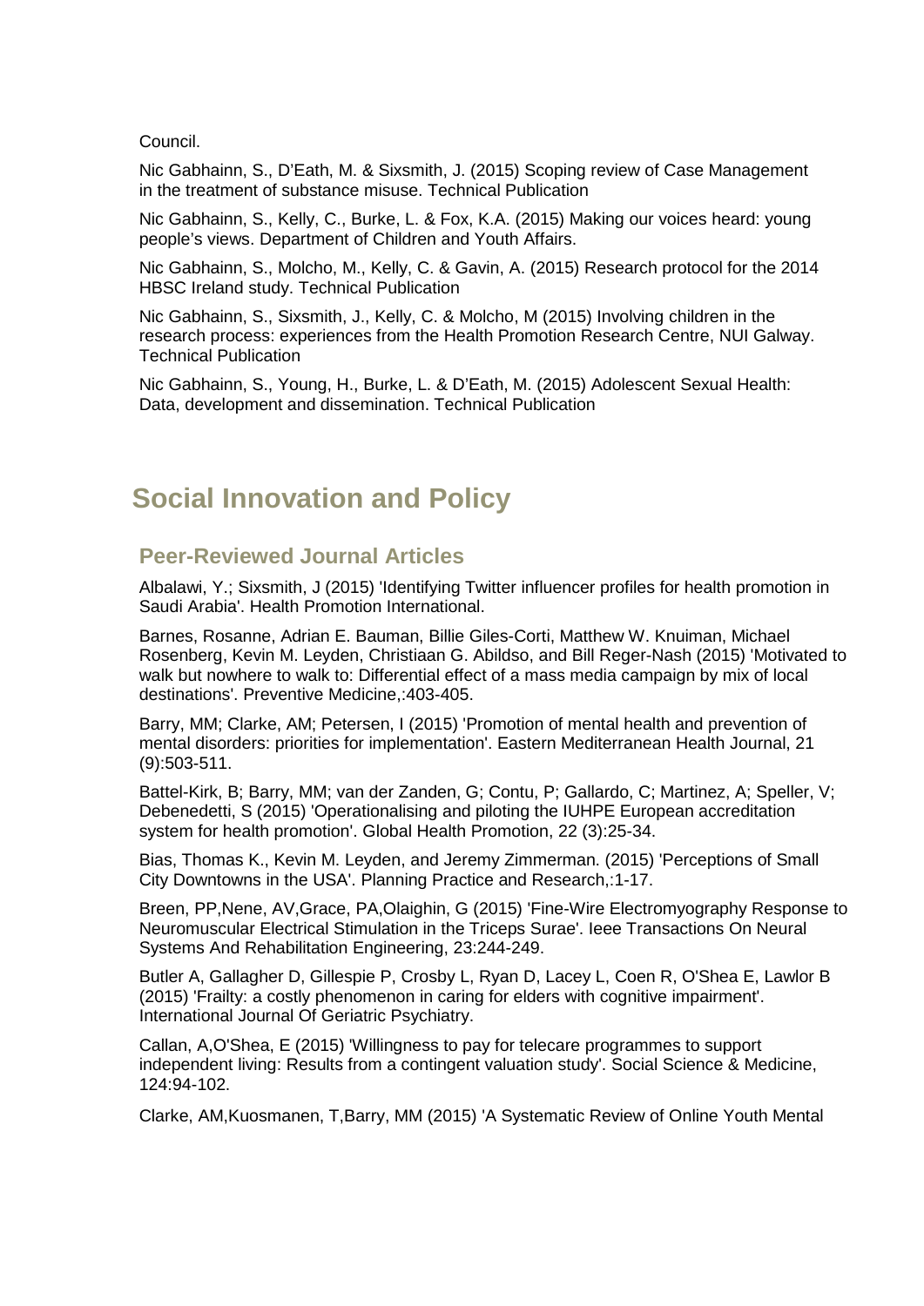Council.

Nic Gabhainn, S., D'Eath, M. & Sixsmith, J. (2015) Scoping review of Case Management in the treatment of substance misuse. Technical Publication

Nic Gabhainn, S., Kelly, C., Burke, L. & Fox, K.A. (2015) Making our voices heard: young people's views. Department of Children and Youth Affairs.

Nic Gabhainn, S., Molcho, M., Kelly, C. & Gavin, A. (2015) Research protocol for the 2014 HBSC Ireland study. Technical Publication

Nic Gabhainn, S., Sixsmith, J., Kelly, C. & Molcho, M (2015) Involving children in the research process: experiences from the Health Promotion Research Centre, NUI Galway. Technical Publication

Nic Gabhainn, S., Young, H., Burke, L. & D'Eath, M. (2015) Adolescent Sexual Health: Data, development and dissemination. Technical Publication

# Social Innovation and Policy

## Peer-Reviewed Journal Articles

Albalawi, Y.; Sixsmith, J (2015) 'Identifying Twitter influencer profiles for health promotion in Saudi Arabia'. Health Promotion International.

Barnes, Rosanne, Adrian E. Bauman, Billie Giles-Corti, Matthew W. Knuiman, Michael Rosenberg, Kevin M. Leyden, Christiaan G. Abildso, and Bill Reger-Nash (2015) 'Motivated to walk but nowhere to walk to: Differential effect of a mass media campaign by mix of local destinations'. Preventive Medicine,:403-405.

Barry, MM; Clarke, AM; Petersen, I (2015) 'Promotion of mental health and prevention of mental disorders: priorities for implementation'. Eastern Mediterranean Health Journal, 21 (9):503-511.

Battel-Kirk, B; Barry, MM; van der Zanden, G; Contu, P; Gallardo, C; Martinez, A; Speller, V; Debenedetti, S (2015) 'Operationalising and piloting the IUHPE European accreditation system for health promotion'. Global Health Promotion, 22 (3):25-34.

Bias, Thomas K., Kevin M. Leyden, and Jeremy Zimmerman. (2015) 'Perceptions of Small City Downtowns in the USA'. Planning Practice and Research,:1-17.

Breen, PP,Nene, AV,Grace, PA,Olaighin, G (2015) 'Fine-Wire Electromyography Response to Neuromuscular Electrical Stimulation in the Triceps Surae'. Ieee Transactions On Neural Systems And Rehabilitation Engineering, 23:244-249.

Butler A, Gallagher D, Gillespie P, Crosby L, Ryan D, Lacey L, Coen R, O'Shea E, Lawlor B (2015) 'Frailty: a costly phenomenon in caring for elders with cognitive impairment'. International Journal Of Geriatric Psychiatry.

Callan, A,O'Shea, E (2015) 'Willingness to pay for telecare programmes to support independent living: Results from a contingent valuation study'. Social Science & Medicine, 124:94-102.

Clarke, AM,Kuosmanen, T,Barry, MM (2015) 'A Systematic Review of Online Youth Mental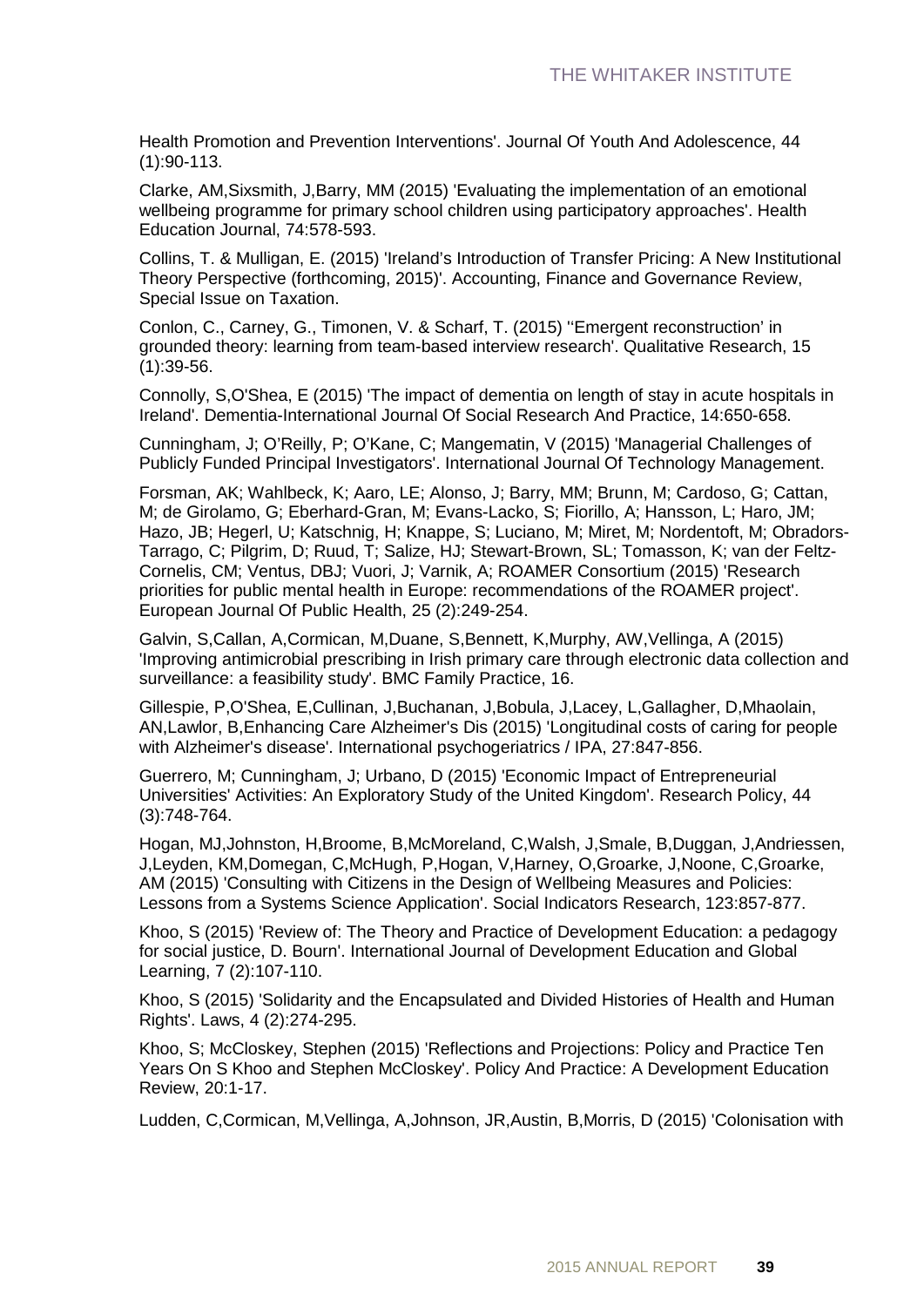Health Promotion and Prevention Interventions'. Journal Of Youth And Adolescence, 44 (1):90-113.

Clarke, AM,Sixsmith, J,Barry, MM (2015) 'Evaluating the implementation of an emotional wellbeing programme for primary school children using participatory approaches'. Health Education Journal, 74:578-593.

Collins, T. & Mulligan, E. (2015) 'Ireland's Introduction of Transfer Pricing: A New Institutional Theory Perspective (forthcoming, 2015)'. Accounting, Finance and Governance Review, Special Issue on Taxation.

Conlon, C., Carney, G., Timonen, V. & Scharf, T. (2015) ''Emergent reconstruction' in grounded theory: learning from team-based interview research'. Qualitative Research, 15 (1):39-56.

Connolly, S,O'Shea, E (2015) 'The impact of dementia on length of stay in acute hospitals in Ireland'. Dementia-International Journal Of Social Research And Practice, 14:650-658.

Cunningham, J; O'Reilly, P; O'Kane, C; Mangematin, V (2015) 'Managerial Challenges of Publicly Funded Principal Investigators'. International Journal Of Technology Management.

Forsman, AK; Wahlbeck, K; Aaro, LE; Alonso, J; Barry, MM; Brunn, M; Cardoso, G; Cattan, M; de Girolamo, G; Eberhard-Gran, M; Evans-Lacko, S; Fiorillo, A; Hansson, L; Haro, JM; Hazo, JB; Hegerl, U; Katschnig, H; Knappe, S; Luciano, M; Miret, M; Nordentoft, M; Obradors-Tarrago, C; Pilgrim, D; Ruud, T; Salize, HJ; Stewart-Brown, SL; Tomasson, K; van der Feltz-Cornelis, CM; Ventus, DBJ; Vuori, J; Varnik, A; ROAMER Consortium (2015) 'Research priorities for public mental health in Europe: recommendations of the ROAMER project'. European Journal Of Public Health, 25 (2):249-254.

Galvin, S,Callan, A,Cormican, M,Duane, S,Bennett, K,Murphy, AW,Vellinga, A (2015) 'Improving antimicrobial prescribing in Irish primary care through electronic data collection and surveillance: a feasibility study'. BMC Family Practice, 16.

Gillespie, P,O'Shea, E,Cullinan, J,Buchanan, J,Bobula, J,Lacey, L,Gallagher, D,Mhaolain, AN,Lawlor, B,Enhancing Care Alzheimer's Dis (2015) 'Longitudinal costs of caring for people with Alzheimer's disease'. International psychogeriatrics / IPA, 27:847-856.

Guerrero, M; Cunningham, J; Urbano, D (2015) 'Economic Impact of Entrepreneurial Universities' Activities: An Exploratory Study of the United Kingdom'. Research Policy, 44 (3):748-764.

Hogan, MJ,Johnston, H,Broome, B,McMoreland, C,Walsh, J,Smale, B,Duggan, J,Andriessen, J,Leyden, KM,Domegan, C,McHugh, P,Hogan, V,Harney, O,Groarke, J,Noone, C,Groarke, AM (2015) 'Consulting with Citizens in the Design of Wellbeing Measures and Policies: Lessons from a Systems Science Application'. Social Indicators Research, 123:857-877.

Khoo, S (2015) 'Review of: The Theory and Practice of Development Education: a pedagogy for social justice, D. Bourn'. International Journal of Development Education and Global Learning, 7 (2):107-110.

Khoo, S (2015) 'Solidarity and the Encapsulated and Divided Histories of Health and Human Rights'. Laws, 4 (2):274-295.

Khoo, S; McCloskey, Stephen (2015) 'Reflections and Projections: Policy and Practice Ten Years On S Khoo and Stephen McCloskey'. Policy And Practice: A Development Education Review, 20:1-17.

Ludden, C,Cormican, M,Vellinga, A,Johnson, JR,Austin, B,Morris, D (2015) 'Colonisation with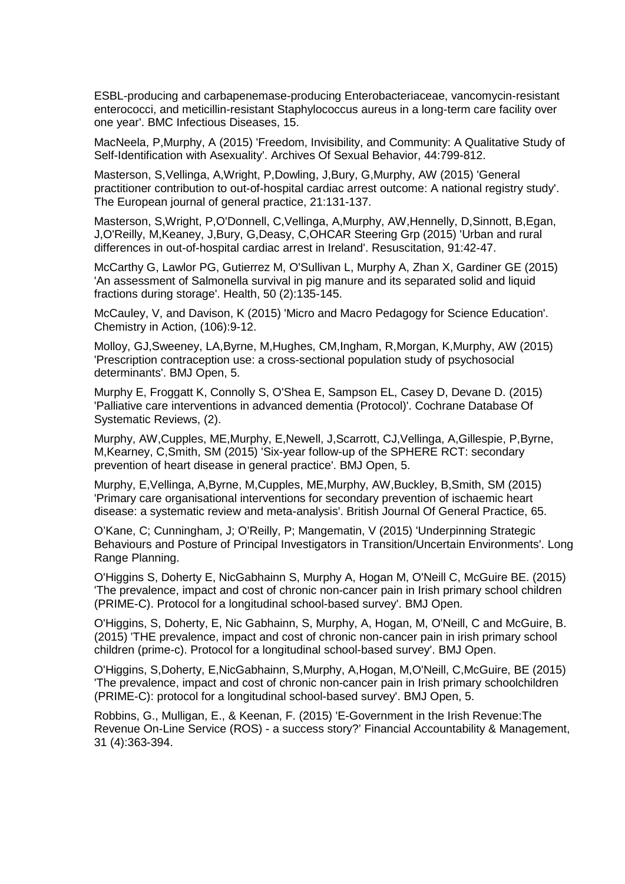ESBL-producing and carbapenemase-producing Enterobacteriaceae, vancomycin-resistant enterococci, and meticillin-resistant Staphylococcus aureus in a long-term care facility over one year'. BMC Infectious Diseases, 15.

MacNeela, P,Murphy, A (2015) 'Freedom, Invisibility, and Community: A Qualitative Study of Self-Identification with Asexuality'. Archives Of Sexual Behavior, 44:799-812.

Masterson, S,Vellinga, A,Wright, P,Dowling, J,Bury, G,Murphy, AW (2015) 'General practitioner contribution to out-of-hospital cardiac arrest outcome: A national registry study'. The European journal of general practice, 21:131-137.

Masterson, S,Wright, P,O'Donnell, C,Vellinga, A,Murphy, AW,Hennelly, D,Sinnott, B,Egan, J,O'Reilly, M,Keaney, J,Bury, G,Deasy, C,OHCAR Steering Grp (2015) 'Urban and rural differences in out-of-hospital cardiac arrest in Ireland'. Resuscitation, 91:42-47.

McCarthy G, Lawlor PG, Gutierrez M, O'Sullivan L, Murphy A, Zhan X, Gardiner GE (2015) 'An assessment of Salmonella survival in pig manure and its separated solid and liquid fractions during storage'. Health, 50 (2):135-145.

McCauley, V, and Davison, K (2015) 'Micro and Macro Pedagogy for Science Education'. Chemistry in Action, (106):9-12.

Molloy, GJ,Sweeney, LA,Byrne, M,Hughes, CM,Ingham, R,Morgan, K,Murphy, AW (2015) 'Prescription contraception use: a cross-sectional population study of psychosocial determinants'. BMJ Open, 5.

Murphy E, Froggatt K, Connolly S, O'Shea E, Sampson EL, Casey D, Devane D. (2015) 'Palliative care interventions in advanced dementia (Protocol)'. Cochrane Database Of Systematic Reviews, (2).

Murphy, AW,Cupples, ME,Murphy, E,Newell, J,Scarrott, CJ,Vellinga, A,Gillespie, P,Byrne, M,Kearney, C,Smith, SM (2015) 'Six-year follow-up of the SPHERE RCT: secondary prevention of heart disease in general practice'. BMJ Open, 5.

Murphy, E,Vellinga, A,Byrne, M,Cupples, ME,Murphy, AW,Buckley, B,Smith, SM (2015) 'Primary care organisational interventions for secondary prevention of ischaemic heart disease: a systematic review and meta-analysis'. British Journal Of General Practice, 65.

O'Kane, C; Cunningham, J; O'Reilly, P; Mangematin, V (2015) 'Underpinning Strategic Behaviours and Posture of Principal Investigators in Transition/Uncertain Environments'. Long Range Planning.

O'Higgins S, Doherty E, NicGabhainn S, Murphy A, Hogan M, O'Neill C, McGuire BE. (2015) 'The prevalence, impact and cost of chronic non-cancer pain in Irish primary school children (PRIME-C). Protocol for a longitudinal school-based survey'. BMJ Open.

O'Higgins, S, Doherty, E, Nic Gabhainn, S, Murphy, A, Hogan, M, O'Neill, C and McGuire, B. (2015) 'THE prevalence, impact and cost of chronic non-cancer pain in irish primary school children (prime-c). Protocol for a longitudinal school-based survey'. BMJ Open.

O'Higgins, S,Doherty, E,NicGabhainn, S,Murphy, A,Hogan, M,O'Neill, C,McGuire, BE (2015) 'The prevalence, impact and cost of chronic non-cancer pain in Irish primary schoolchildren (PRIME-C): protocol for a longitudinal school-based survey'. BMJ Open, 5.

Robbins, G., Mulligan, E., & Keenan, F. (2015) 'E-Government in the Irish Revenue:The Revenue On-Line Service (ROS) - a success story?' Financial Accountability & Management, 31 (4):363-394.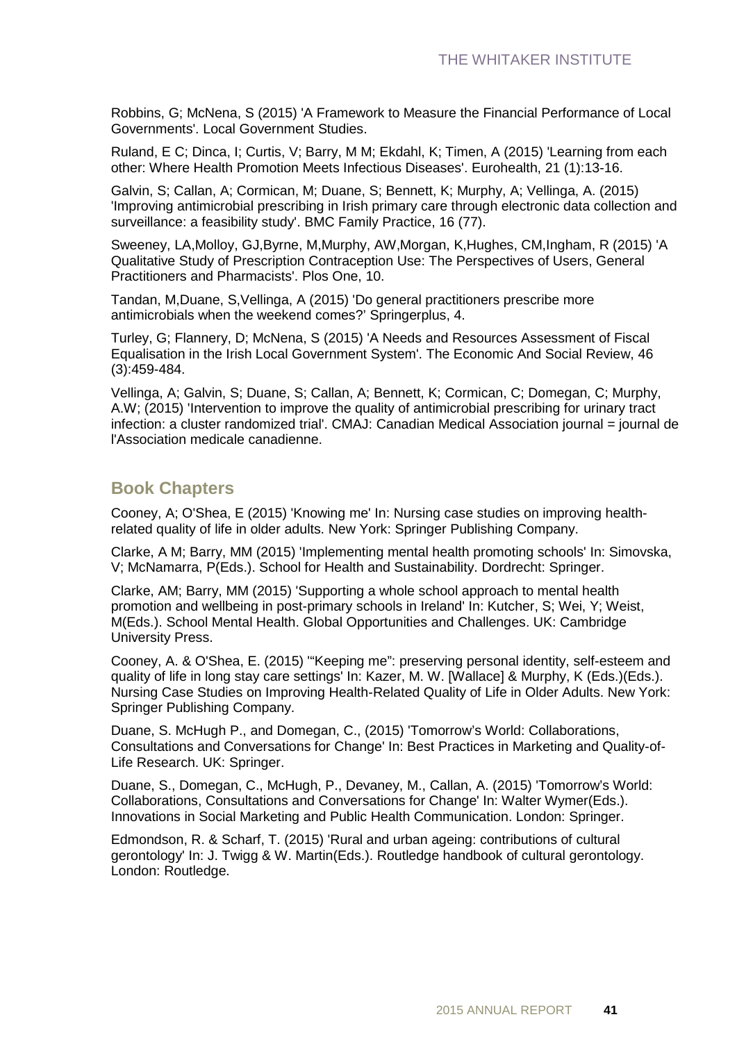Robbins, G; McNena, S (2015) 'A Framework to Measure the Financial Performance of Local Governments'. Local Government Studies.

Ruland, E C; Dinca, I; Curtis, V; Barry, M M; Ekdahl, K; Timen, A (2015) 'Learning from each other: Where Health Promotion Meets Infectious Diseases'. Eurohealth, 21 (1):13-16.

Galvin, S; Callan, A; Cormican, M; Duane, S; Bennett, K; Murphy, A; Vellinga, A. (2015) 'Improving antimicrobial prescribing in Irish primary care through electronic data collection and surveillance: a feasibility study'. BMC Family Practice, 16 (77).

Sweeney, LA,Molloy, GJ,Byrne, M,Murphy, AW,Morgan, K,Hughes, CM,Ingham, R (2015) 'A Qualitative Study of Prescription Contraception Use: The Perspectives of Users, General Practitioners and Pharmacists'. Plos One, 10.

Tandan, M,Duane, S,Vellinga, A (2015) 'Do general practitioners prescribe more antimicrobials when the weekend comes?' Springerplus, 4.

Turley, G; Flannery, D; McNena, S (2015) 'A Needs and Resources Assessment of Fiscal Equalisation in the Irish Local Government System'. The Economic And Social Review, 46 (3):459-484.

Vellinga, A; Galvin, S; Duane, S; Callan, A; Bennett, K; Cormican, C; Domegan, C; Murphy, A.W; (2015) 'Intervention to improve the quality of antimicrobial prescribing for urinary tract infection: a cluster randomized trial'. CMAJ: Canadian Medical Association journal = journal de l'Association medicale canadienne.

## Book Chapters

Cooney, A; O'Shea, E (2015) 'Knowing me' In: Nursing case studies on improving health-related quality of life in older adults. New York: Springer Publishing Company.

Clarke, A M; Barry, MM (2015) 'Implementing mental health promoting schools' In: Simovska, V; McNamarra, P(Eds.). School for Health and Sustainability. Dordrecht: Springer.

Clarke, AM; Barry, MM (2015) 'Supporting a whole school approach to mental health promotion and wellbeing in post-primary schools in Ireland' In: Kutcher, S; Wei, Y; Weist, M(Eds.). School Mental Health. Global Opportunities and Challenges. UK: Cambridge University Press.

Cooney, A. & O'Shea, E. (2015) '"Keeping me": preserving personal identity, self-esteem and quality of life in long stay care settings' In: Kazer, M. W. [Wallace] & Murphy, K (Eds.)(Eds.). Nursing Case Studies on Improving Health-Related Quality of Life in Older Adults. New York: Springer Publishing Company.

Duane, S. McHugh P., and Domegan, C., (2015) 'Tomorrow's World: Collaborations, Consultations and Conversations for Change' In: Best Practices in Marketing and Quality-of-Life Research. UK: Springer.

Duane, S., Domegan, C., McHugh, P., Devaney, M., Callan, A. (2015) 'Tomorrow's World: Collaborations, Consultations and Conversations for Change' In: Walter Wymer(Eds.). Innovations in Social Marketing and Public Health Communication. London: Springer.

Edmondson, R. & Scharf, T. (2015) 'Rural and urban ageing: contributions of cultural gerontology' In: J. Twigg & W. Martin(Eds.). Routledge handbook of cultural gerontology. London: Routledge.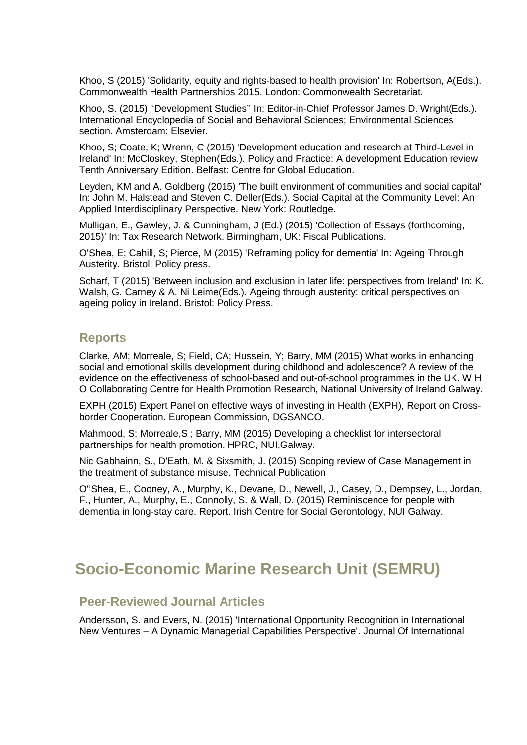Khoo, S (2015) 'Solidarity, equity and rights-based to health provision' In: Robertson, A(Eds.). Commonwealth Health Partnerships 2015. London: Commonwealth Secretariat.

Khoo, S. (2015) ''Development Studies'' In: Editor-in-Chief Professor James D. Wright(Eds.). International Encyclopedia of Social and Behavioral Sciences; Environmental Sciences section. Amsterdam: Elsevier.

Khoo, S; Coate, K; Wrenn, C (2015) 'Development education and research at Third-Level in Ireland' In: McCloskey, Stephen(Eds.). Policy and Practice: A development Education review Tenth Anniversary Edition. Belfast: Centre for Global Education.

Leyden, KM and A. Goldberg (2015) 'The built environment of communities and social capital' In: John M. Halstead and Steven C. Deller(Eds.). Social Capital at the Community Level: An Applied Interdisciplinary Perspective. New York: Routledge.

Mulligan, E., Gawley, J. & Cunningham, J (Ed.) (2015) 'Collection of Essays (forthcoming, 2015)' In: Tax Research Network. Birmingham, UK: Fiscal Publications.

O'Shea, E; Cahill, S; Pierce, M (2015) 'Reframing policy for dementia' In: Ageing Through Austerity. Bristol: Policy press.

Scharf, T (2015) 'Between inclusion and exclusion in later life: perspectives from Ireland' In: K. Walsh, G. Carney & A. Ni Leime(Eds.). Ageing through austerity: critical perspectives on ageing policy in Ireland. Bristol: Policy Press.

### Reports

Clarke, AM; Morreale, S; Field, CA; Hussein, Y; Barry, MM (2015) What works in enhancing social and emotional skills development during childhood and adolescence? A review of the evidence on the effectiveness of school-based and out-of-school programmes in the UK. W H O Collaborating Centre for Health Promotion Research, National University of Ireland Galway.

EXPH (2015) Expert Panel on effective ways of investing in Health (EXPH), Report on Cross-border Cooperation. European Commission, DGSANCO.

Mahmood, S; Morreale,S ; Barry, MM (2015) Developing a checklist for intersectoral partnerships for health promotion. HPRC, NUI,Galway.

Nic Gabhainn, S., D'Eath, M. & Sixsmith, J. (2015) Scoping review of Case Management in the treatment of substance misuse. Technical Publication

O''Shea, E., Cooney, A., Murphy, K., Devane, D., Newell, J., Casey, D., Dempsey, L., Jordan, F., Hunter, A., Murphy, E., Connolly, S. & Wall, D. (2015) Reminiscence for people with dementia in long-stay care. Report. Irish Centre for Social Gerontology, NUI Galway.

## Socio-Economic Marine Research Unit (SEMRU)

### Peer-Reviewed Journal Articles

Andersson, S. and Evers, N. (2015) 'International Opportunity Recognition in International New Ventures – A Dynamic Managerial Capabilities Perspective'. Journal Of International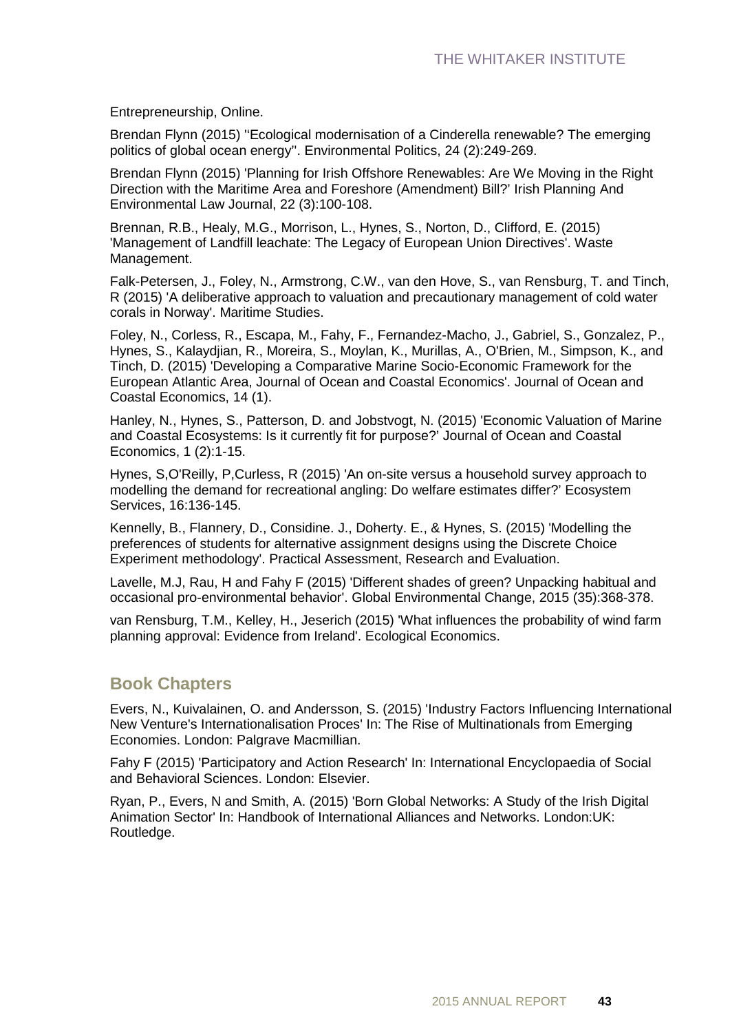Entrepreneurship, Online.

Brendan Flynn (2015) ''Ecological modernisation of a Cinderella renewable? The emerging politics of global ocean energy''. Environmental Politics, 24 (2):249-269.

Brendan Flynn (2015) 'Planning for Irish Offshore Renewables: Are We Moving in the Right Direction with the Maritime Area and Foreshore (Amendment) Bill?' Irish Planning And Environmental Law Journal, 22 (3):100-108.

Brennan, R.B., Healy, M.G., Morrison, L., Hynes, S., Norton, D., Clifford, E. (2015) 'Management of Landfill leachate: The Legacy of European Union Directives'. Waste Management.

Falk-Petersen, J., Foley, N., Armstrong, C.W., van den Hove, S., van Rensburg, T. and Tinch, R (2015) 'A deliberative approach to valuation and precautionary management of cold water corals in Norway'. Maritime Studies.

Foley, N., Corless, R., Escapa, M., Fahy, F., Fernandez-Macho, J., Gabriel, S., Gonzalez, P., Hynes, S., Kalaydjian, R., Moreira, S., Moylan, K., Murillas, A., O'Brien, M., Simpson, K., and Tinch, D. (2015) 'Developing a Comparative Marine Socio-Economic Framework for the European Atlantic Area, Journal of Ocean and Coastal Economics'. Journal of Ocean and Coastal Economics, 14 (1).

Hanley, N., Hynes, S., Patterson, D. and Jobstvogt, N. (2015) 'Economic Valuation of Marine and Coastal Ecosystems: Is it currently fit for purpose?' Journal of Ocean and Coastal Economics, 1 (2):1-15.

Hynes, S,O'Reilly, P,Curless, R (2015) 'An on-site versus a household survey approach to modelling the demand for recreational angling: Do welfare estimates differ?' Ecosystem Services, 16:136-145.

Kennelly, B., Flannery, D., Considine. J., Doherty. E., & Hynes, S. (2015) 'Modelling the preferences of students for alternative assignment designs using the Discrete Choice Experiment methodology'. Practical Assessment, Research and Evaluation.

Lavelle, M.J, Rau, H and Fahy F (2015) 'Different shades of green? Unpacking habitual and occasional pro-environmental behavior'. Global Environmental Change, 2015 (35):368-378.

van Rensburg, T.M., Kelley, H., Jeserich (2015) 'What influences the probability of wind farm planning approval: Evidence from Ireland'. Ecological Economics.

## Book Chapters

Evers, N., Kuivalainen, O. and Andersson, S. (2015) 'Industry Factors Influencing International New Venture's Internationalisation Proces' In: The Rise of Multinationals from Emerging Economies. London: Palgrave Macmillian.

Fahy F (2015) 'Participatory and Action Research' In: International Encyclopaedia of Social and Behavioral Sciences. London: Elsevier.

Ryan, P., Evers, N and Smith, A. (2015) 'Born Global Networks: A Study of the Irish Digital Animation Sector' In: Handbook of International Alliances and Networks. London:UK: Routledge.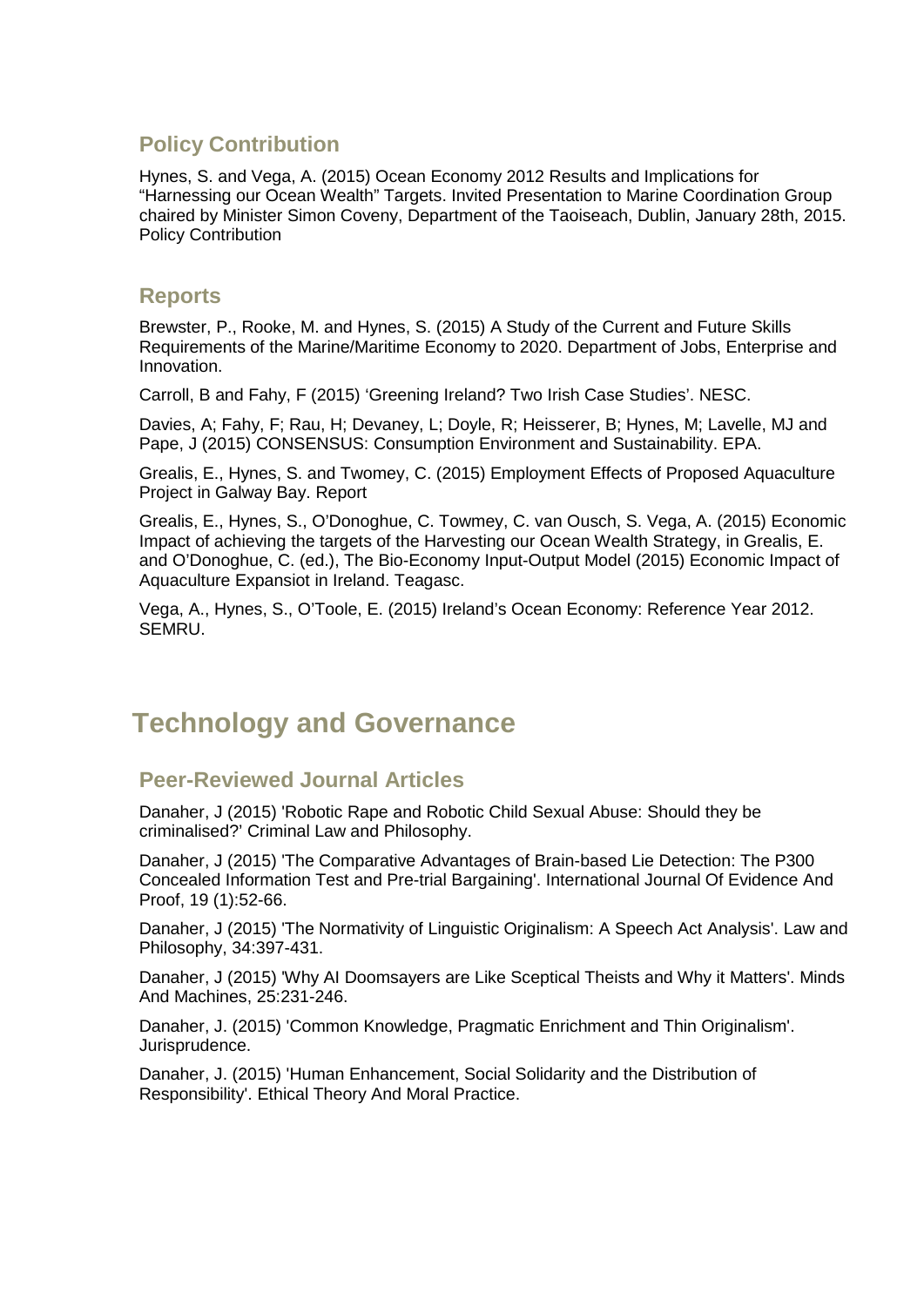### Policy Contribution

Hynes, S. and Vega, A. (2015) Ocean Economy 2012 Results and Implications for "Harnessing our Ocean Wealth" Targets. Invited Presentation to Marine Coordination Group chaired by Minister Simon Coveny, Department of the Taoiseach, Dublin, January 28th, 2015. Policy Contribution

### Reports

Brewster, P., Rooke, M. and Hynes, S. (2015) A Study of the Current and Future Skills Requirements of the Marine/Maritime Economy to 2020. Department of Jobs, Enterprise and Innovation.

Carroll, B and Fahy, F (2015) 'Greening Ireland? Two Irish Case Studies'. NESC.

Davies, A; Fahy, F; Rau, H; Devaney, L; Doyle, R; Heisserer, B; Hynes, M; Lavelle, MJ and Pape, J (2015) CONSENSUS: Consumption Environment and Sustainability. EPA.

Grealis, E., Hynes, S. and Twomey, C. (2015) Employment Effects of Proposed Aquaculture Project in Galway Bay. Report

Grealis, E., Hynes, S., O'Donoghue, C. Towmey, C. van Ousch, S. Vega, A. (2015) Economic Impact of achieving the targets of the Harvesting our Ocean Wealth Strategy, in Grealis, E. and O'Donoghue, C. (ed.), The Bio-Economy Input-Output Model (2015) Economic Impact of Aquaculture Expansiot in Ireland. Teagasc.

Vega, A., Hynes, S., O'Toole, E. (2015) Ireland's Ocean Economy: Reference Year 2012. SEMRU.

## Technology and Governance

### Peer-Reviewed Journal Articles

Danaher, J (2015) 'Robotic Rape and Robotic Child Sexual Abuse: Should they be criminalised?' Criminal Law and Philosophy.

Danaher, J (2015) 'The Comparative Advantages of Brain-based Lie Detection: The P300 Concealed Information Test and Pre-trial Bargaining'. International Journal Of Evidence And Proof, 19 (1):52-66.

Danaher, J (2015) 'The Normativity of Linguistic Originalism: A Speech Act Analysis'. Law and Philosophy, 34:397-431.

Danaher, J (2015) 'Why AI Doomsayers are Like Sceptical Theists and Why it Matters'. Minds And Machines, 25:231-246.

Danaher, J. (2015) 'Common Knowledge, Pragmatic Enrichment and Thin Originalism'. Jurisprudence.

Danaher, J. (2015) 'Human Enhancement, Social Solidarity and the Distribution of Responsibility'. Ethical Theory And Moral Practice.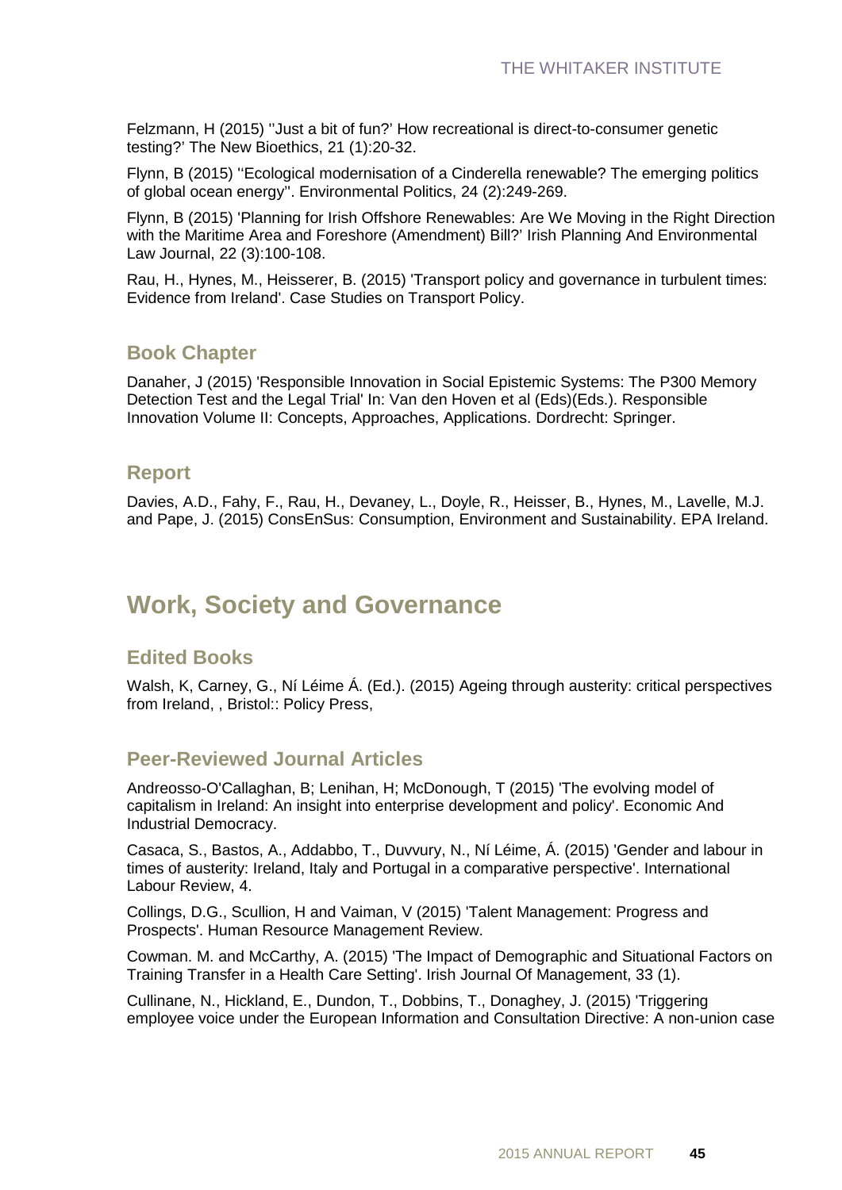Felzmann, H (2015) ''Just a bit of fun?' How recreational is direct-to-consumer genetic testing?' The New Bioethics, 21 (1):20-32.

Flynn, B (2015) ''Ecological modernisation of a Cinderella renewable? The emerging politics of global ocean energy''. Environmental Politics, 24 (2):249-269.

Flynn, B (2015) 'Planning for Irish Offshore Renewables: Are We Moving in the Right Direction with the Maritime Area and Foreshore (Amendment) Bill?' Irish Planning And Environmental Law Journal, 22 (3):100-108.

Rau, H., Hynes, M., Heisserer, B. (2015) 'Transport policy and governance in turbulent times: Evidence from Ireland'. Case Studies on Transport Policy.

### Book Chapter

Danaher, J (2015) 'Responsible Innovation in Social Epistemic Systems: The P300 Memory Detection Test and the Legal Trial' In: Van den Hoven et al (Eds)(Eds.). Responsible Innovation Volume II: Concepts, Approaches, Applications. Dordrecht: Springer.

### Report

Davies, A.D., Fahy, F., Rau, H., Devaney, L., Doyle, R., Heisser, B., Hynes, M., Lavelle, M.J. and Pape, J. (2015) ConsEnSus: Consumption, Environment and Sustainability. EPA Ireland.

## Work, Society and Governance

### Edited Books

Walsh, K, Carney, G., Ní Léime Á. (Ed.). (2015) Ageing through austerity: critical perspectives from Ireland, , Bristol:: Policy Press,

### Peer-Reviewed Journal Articles

Andreosso-O'Callaghan, B; Lenihan, H; McDonough, T (2015) 'The evolving model of capitalism in Ireland: An insight into enterprise development and policy'. Economic And Industrial Democracy.

Casaca, S., Bastos, A., Addabbo, T., Duvvury, N., Ní Léime, Á. (2015) 'Gender and labour in times of austerity: Ireland, Italy and Portugal in a comparative perspective'. International Labour Review, 4.

Collings, D.G., Scullion, H and Vaiman, V (2015) 'Talent Management: Progress and Prospects'. Human Resource Management Review.

Cowman. M. and McCarthy, A. (2015) 'The Impact of Demographic and Situational Factors on Training Transfer in a Health Care Setting'. Irish Journal Of Management, 33 (1).

Cullinane, N., Hickland, E., Dundon, T., Dobbins, T., Donaghey, J. (2015) 'Triggering employee voice under the European Information and Consultation Directive: A non-union case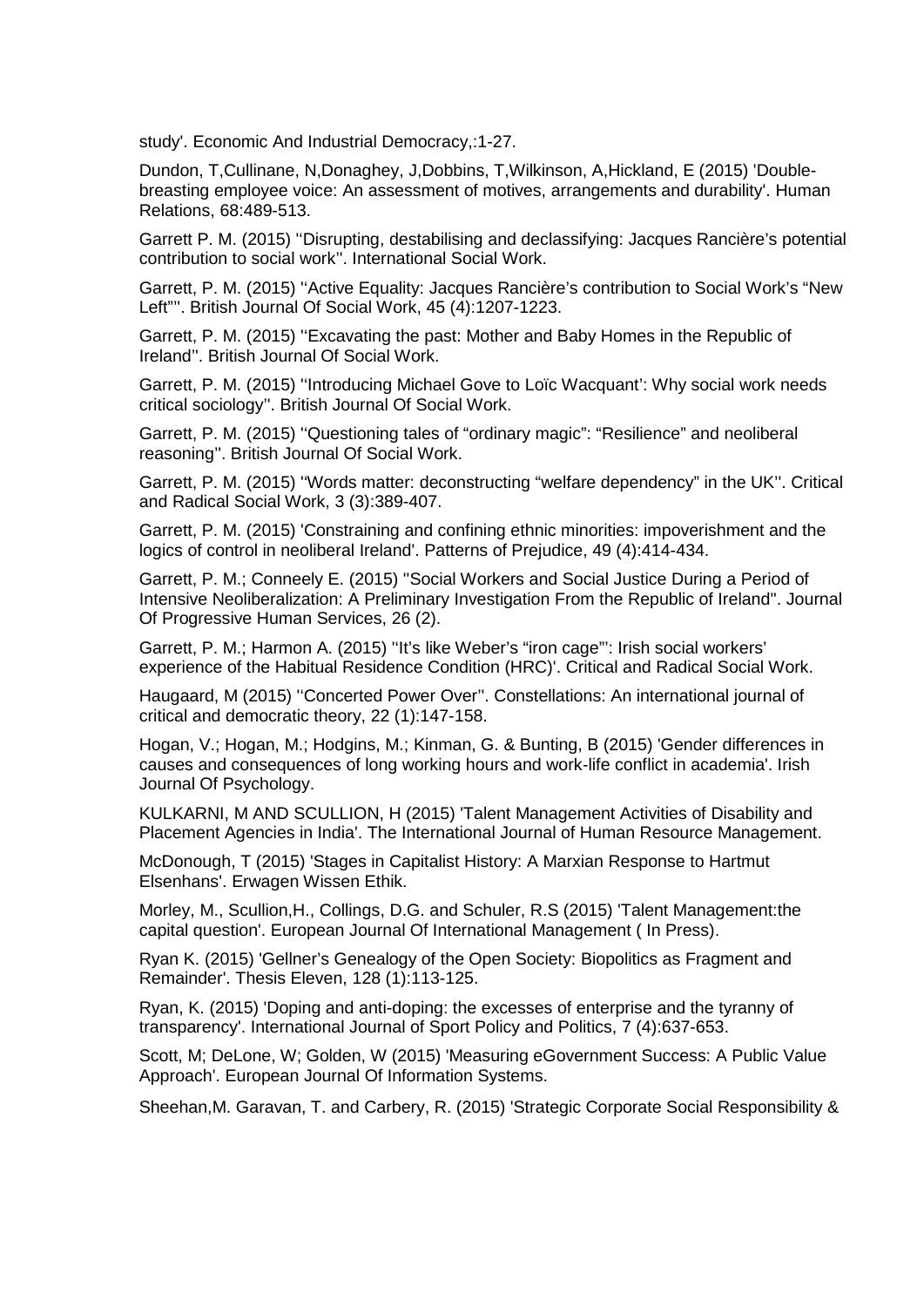study'. Economic And Industrial Democracy,:1-27.

Dundon, T,Cullinane, N,Donaghey, J,Dobbins, T,Wilkinson, A,Hickland, E (2015) 'Double-breasting employee voice: An assessment of motives, arrangements and durability'. Human Relations, 68:489-513.

Garrett P. M. (2015) ''Disrupting, destabilising and declassifying: Jacques Rancière's potential contribution to social work''. International Social Work.

Garrett, P. M. (2015) ''Active Equality: Jacques Rancière's contribution to Social Work's "New Left"''. British Journal Of Social Work, 45 (4):1207-1223.

Garrett, P. M. (2015) ''Excavating the past: Mother and Baby Homes in the Republic of Ireland''. British Journal Of Social Work.

Garrett, P. M. (2015) ''Introducing Michael Gove to Loïc Wacquant': Why social work needs critical sociology''. British Journal Of Social Work.

Garrett, P. M. (2015) ''Questioning tales of "ordinary magic": "Resilience" and neoliberal reasoning''. British Journal Of Social Work.

Garrett, P. M. (2015) ''Words matter: deconstructing "welfare dependency" in the UK''. Critical and Radical Social Work, 3 (3):389-407.

Garrett, P. M. (2015) 'Constraining and confining ethnic minorities: impoverishment and the logics of control in neoliberal Ireland'. Patterns of Prejudice, 49 (4):414-434.

Garrett, P. M.; Conneely E. (2015) ''Social Workers and Social Justice During a Period of Intensive Neoliberalization: A Preliminary Investigation From the Republic of Ireland''. Journal Of Progressive Human Services, 26 (2).

Garrett, P. M.; Harmon A. (2015) ''It's like Weber's "iron cage"': Irish social workers' experience of the Habitual Residence Condition (HRC)'. Critical and Radical Social Work.

Haugaard, M (2015) ''Concerted Power Over''. Constellations: An international journal of critical and democratic theory, 22 (1):147-158.

Hogan, V.; Hogan, M.; Hodgins, M.; Kinman, G. & Bunting, B (2015) 'Gender differences in causes and consequences of long working hours and work-life conflict in academia'. Irish Journal Of Psychology.

KULKARNI, M AND SCULLION, H (2015) 'Talent Management Activities of Disability and Placement Agencies in India'. The International Journal of Human Resource Management.

McDonough, T (2015) 'Stages in Capitalist History: A Marxian Response to Hartmut Elsenhans'. Erwagen Wissen Ethik.

Morley, M., Scullion,H., Collings, D.G. and Schuler, R.S (2015) 'Talent Management:the capital question'. European Journal Of International Management ( In Press).

Ryan K. (2015) 'Gellner's Genealogy of the Open Society: Biopolitics as Fragment and Remainder'. Thesis Eleven, 128 (1):113-125.

Ryan, K. (2015) 'Doping and anti-doping: the excesses of enterprise and the tyranny of transparency'. International Journal of Sport Policy and Politics, 7 (4):637-653.

Scott, M; DeLone, W; Golden, W (2015) 'Measuring eGovernment Success: A Public Value Approach'. European Journal Of Information Systems.

Sheehan,M. Garavan, T. and Carbery, R. (2015) 'Strategic Corporate Social Responsibility &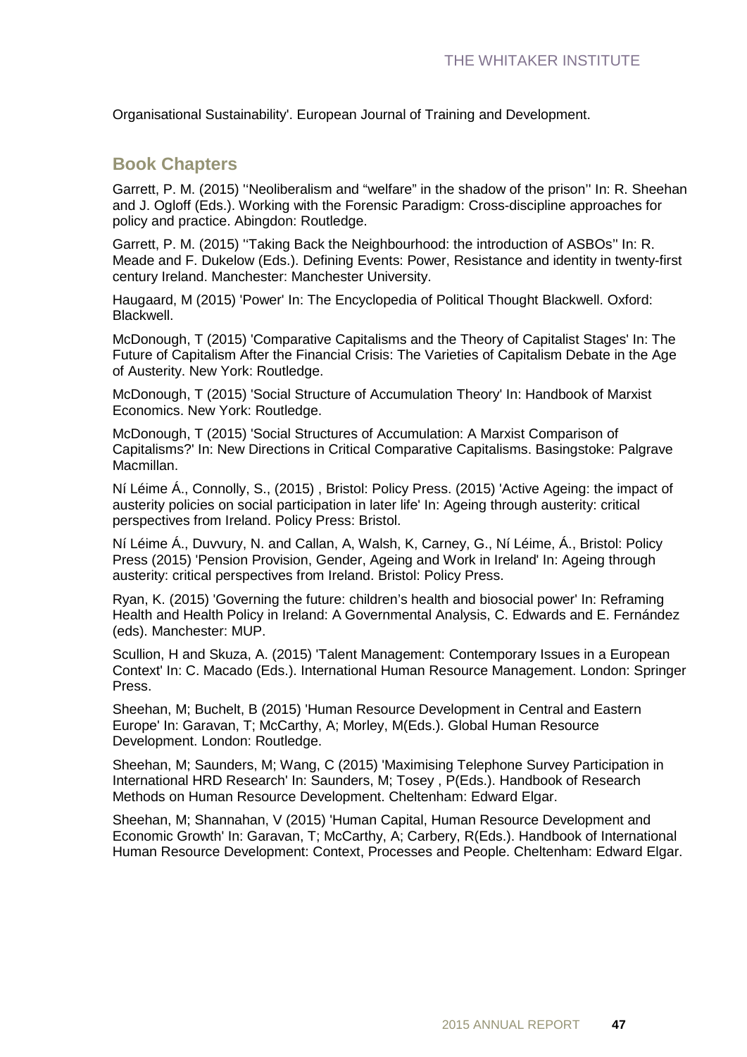Organisational Sustainability'. European Journal of Training and Development.

## Book Chapters

Garrett, P. M. (2015) ''Neoliberalism and "welfare" in the shadow of the prison'' In: R. Sheehan and J. Ogloff (Eds.). Working with the Forensic Paradigm: Cross-discipline approaches for policy and practice. Abingdon: Routledge.

Garrett, P. M. (2015) ''Taking Back the Neighbourhood: the introduction of ASBOs'' In: R. Meade and F. Dukelow (Eds.). Defining Events: Power, Resistance and identity in twenty-first century Ireland. Manchester: Manchester University.

Haugaard, M (2015) 'Power' In: The Encyclopedia of Political Thought Blackwell. Oxford: Blackwell.

McDonough, T (2015) 'Comparative Capitalisms and the Theory of Capitalist Stages' In: The Future of Capitalism After the Financial Crisis: The Varieties of Capitalism Debate in the Age of Austerity. New York: Routledge.

McDonough, T (2015) 'Social Structure of Accumulation Theory' In: Handbook of Marxist Economics. New York: Routledge.

McDonough, T (2015) 'Social Structures of Accumulation: A Marxist Comparison of Capitalisms?' In: New Directions in Critical Comparative Capitalisms. Basingstoke: Palgrave Macmillan.

Ní Léime Á., Connolly, S., (2015) , Bristol: Policy Press. (2015) 'Active Ageing: the impact of austerity policies on social participation in later life' In: Ageing through austerity: critical perspectives from Ireland. Policy Press: Bristol.

Ní Léime Á., Duvvury, N. and Callan, A, Walsh, K, Carney, G., Ní Léime, Á., Bristol: Policy Press (2015) 'Pension Provision, Gender, Ageing and Work in Ireland' In: Ageing through austerity: critical perspectives from Ireland. Bristol: Policy Press.

Ryan, K. (2015) 'Governing the future: children's health and biosocial power' In: Reframing Health and Health Policy in Ireland: A Governmental Analysis, C. Edwards and E. Fernández (eds). Manchester: MUP.

Scullion, H and Skuza, A. (2015) 'Talent Management: Contemporary Issues in a European Context' In: C. Macado (Eds.). International Human Resource Management. London: Springer Press.

Sheehan, M; Buchelt, B (2015) 'Human Resource Development in Central and Eastern Europe' In: Garavan, T; McCarthy, A; Morley, M(Eds.). Global Human Resource Development. London: Routledge.

Sheehan, M; Saunders, M; Wang, C (2015) 'Maximising Telephone Survey Participation in International HRD Research' In: Saunders, M; Tosey , P(Eds.). Handbook of Research Methods on Human Resource Development. Cheltenham: Edward Elgar.

Sheehan, M; Shannahan, V (2015) 'Human Capital, Human Resource Development and Economic Growth' In: Garavan, T; McCarthy, A; Carbery, R(Eds.). Handbook of International Human Resource Development: Context, Processes and People. Cheltenham: Edward Elgar.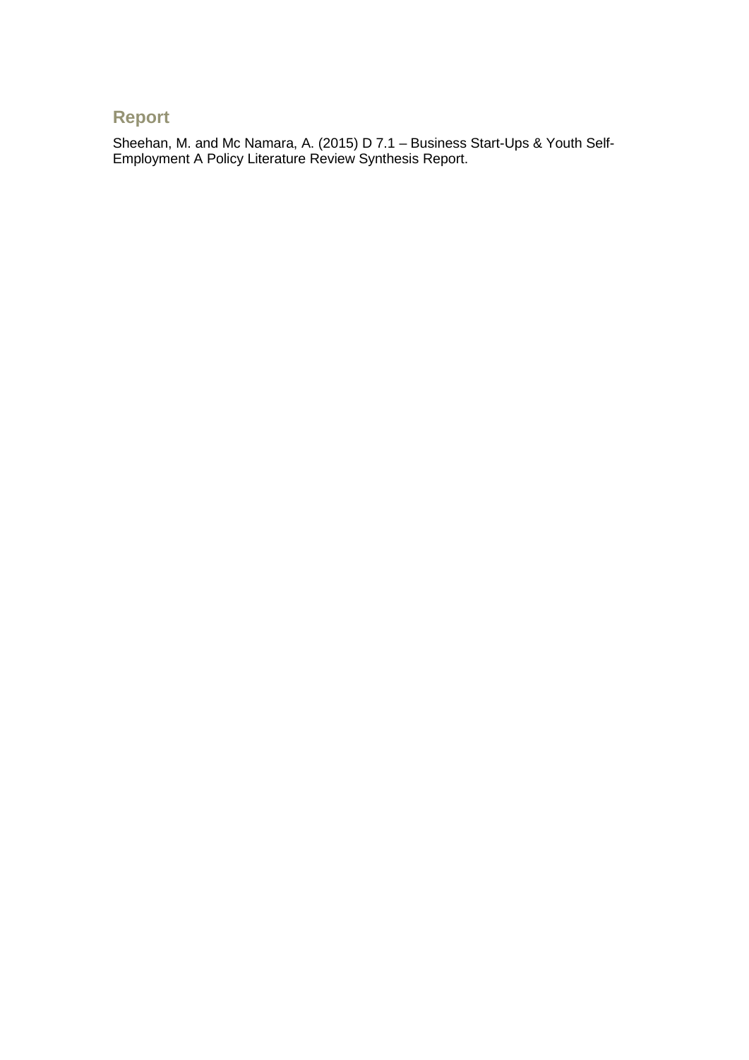## Report

Sheehan, M. and Mc Namara, A. (2015) D 7.1 – Business Start-Ups & Youth Self-Employment A Policy Literature Review Synthesis Report.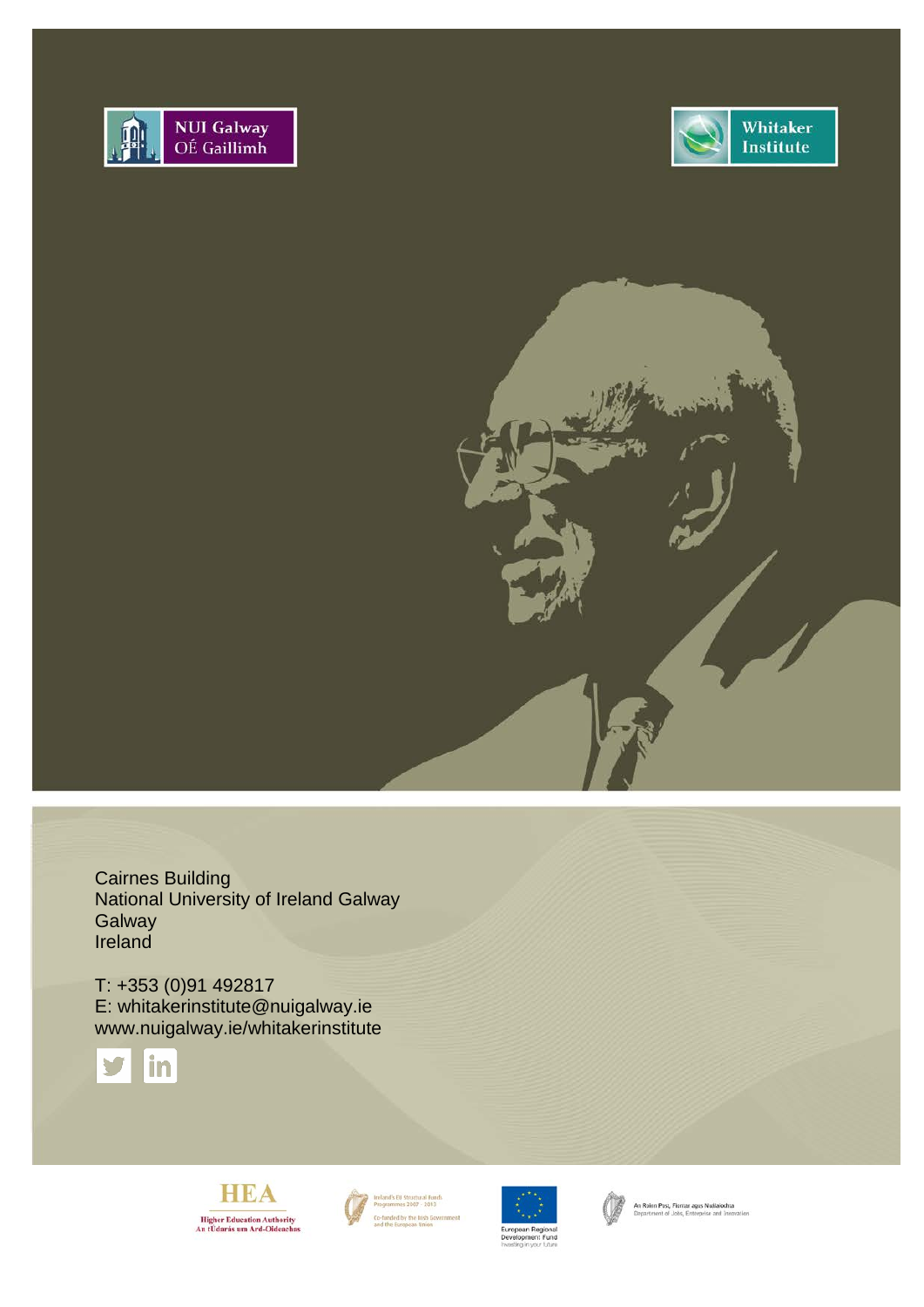NUI Galway
OÉ Gaillimh

Whitaker
Institute

Cairnes Building
National University of Ireland Galway
Galway
Ireland

T: +353 (0)91 492817
E: whitakerinstitute@nuigalway.ie
www.nuigalway.ie/whitakerinstitute

HEA
Higher Education Authority
An tÚdarás um Ard-Oideachas

Ireland's EU Structural Funds
Programmes 2007 - 2013
Co-funded by the Irish Government
and the European Union

European Regional
Development Fund
Investing in your future

An Roinn Post, Fiontar agus Nuálaíochta
Department of Jobs, Enterprise and Innovation